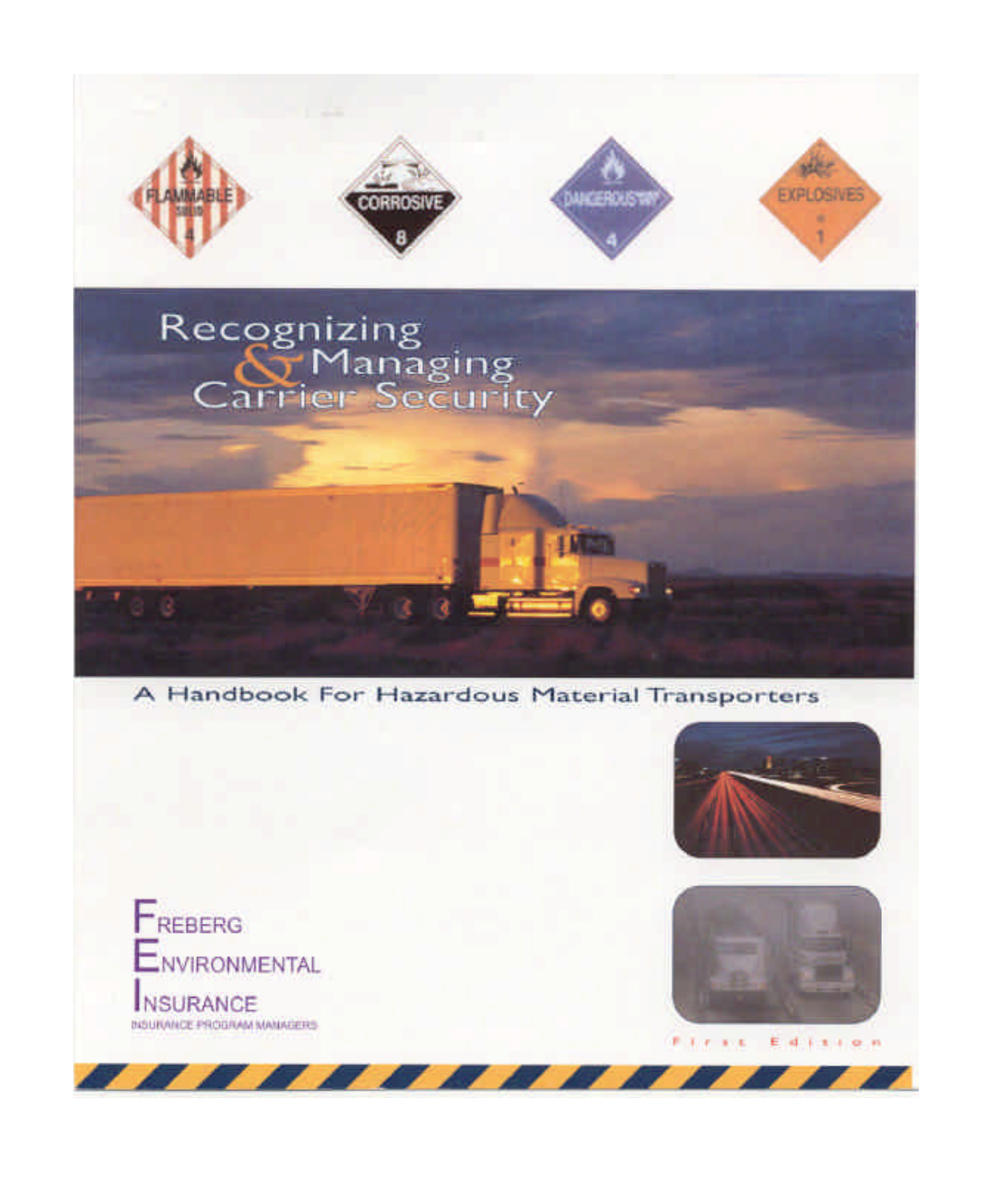# Recognizing & Managing Carrier Security

## A Handbook For Hazardous Material Transporters

FREBERG ENVIRONMENTAL INSURANCE

INSURANCE PROGRAM MANAGERS

First Edition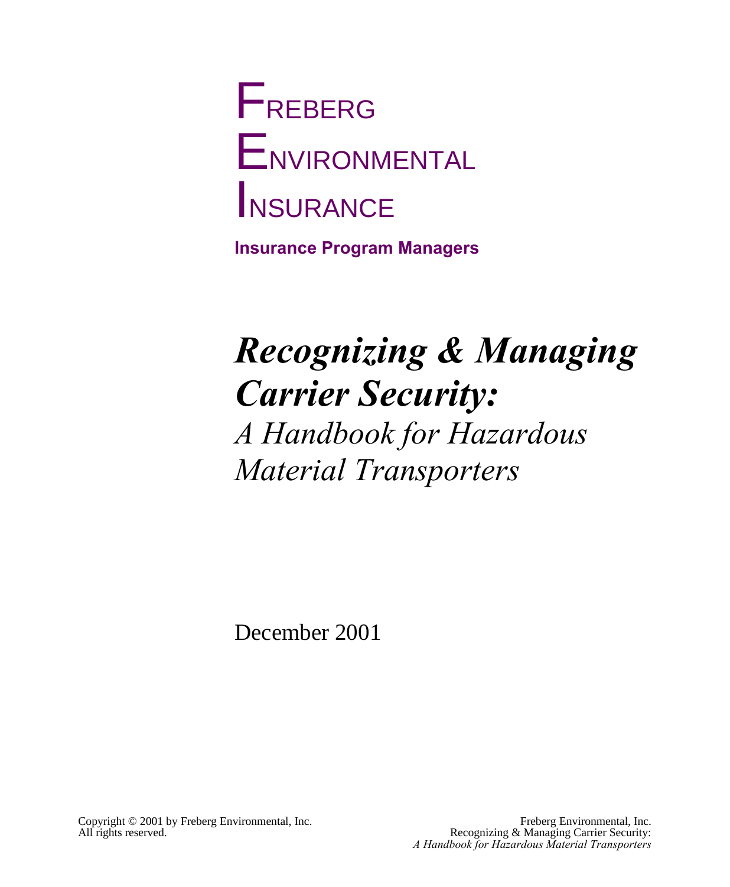FREBERG
ENVIRONMENTAL
INSURANCE

**Insurance Program Managers**

# *Recognizing & Managing Carrier Security:*

*A Handbook for Hazardous Material Transporters*

December 2001

Copyright © 2001 by Freberg Environmental, Inc.
All rights reserved.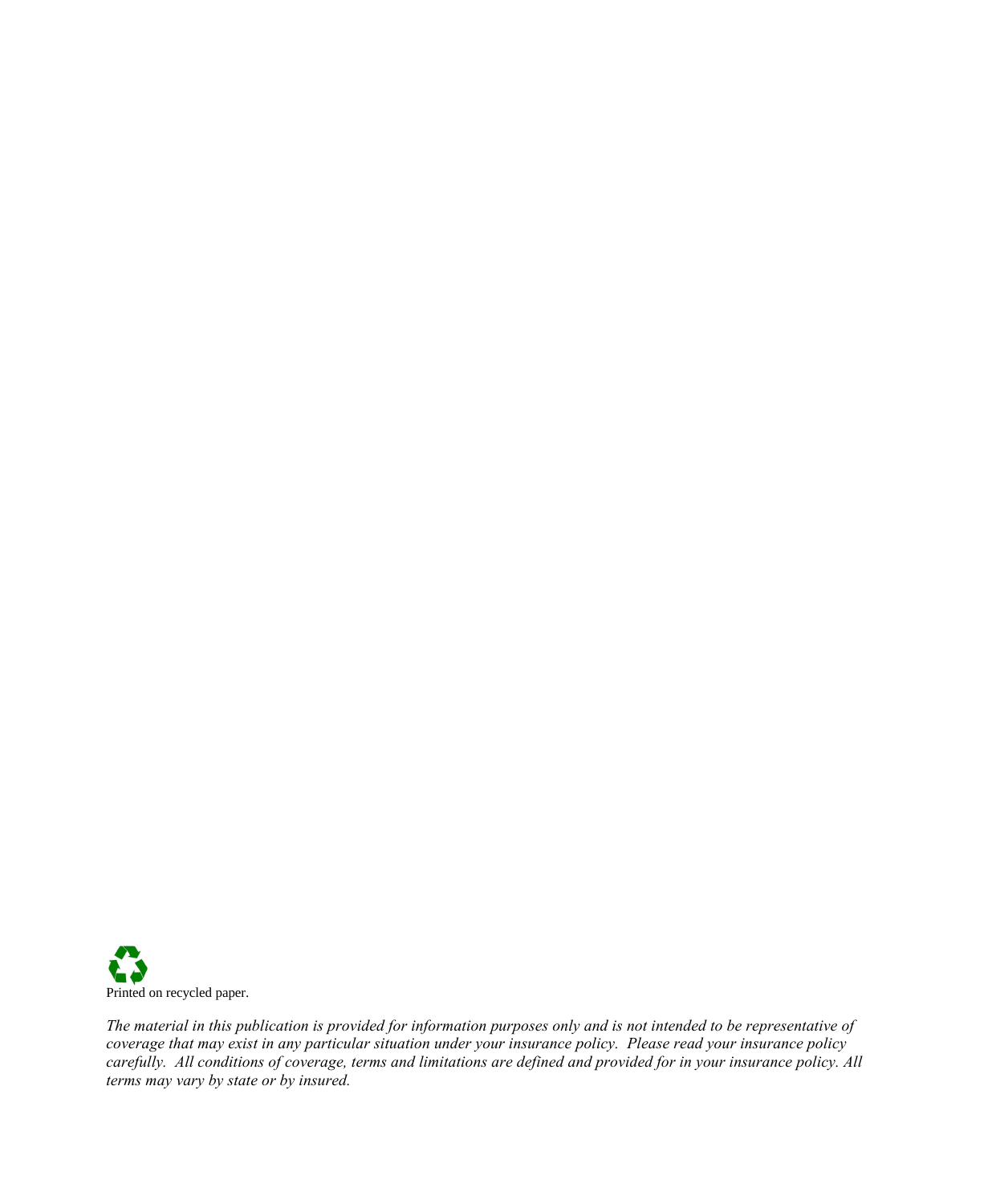Printed on recycled paper.

*The material in this publication is provided for information purposes only and is not intended to be representative of coverage that may exist in any particular situation under your insurance policy. Please read your insurance policy carefully. All conditions of coverage, terms and limitations are defined and provided for in your insurance policy. All terms may vary by state or by insured.*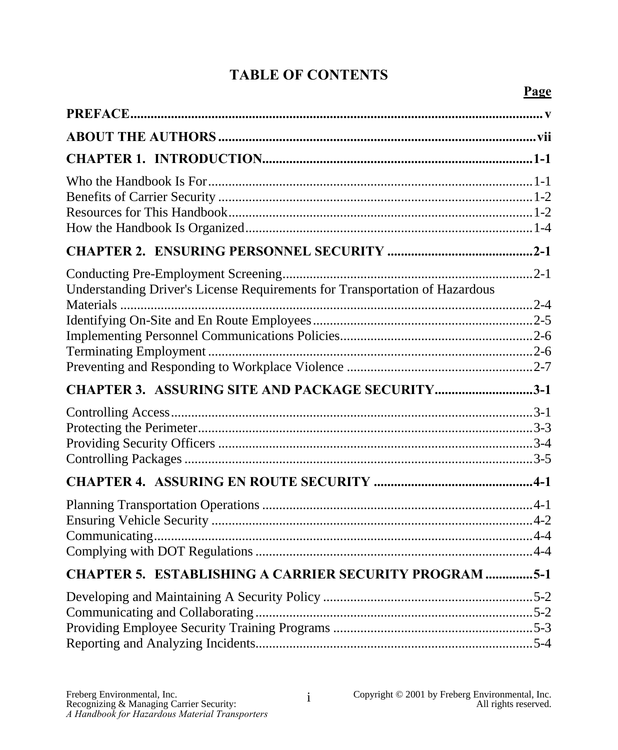# TABLE OF CONTENTS

| | Page |
|---|---|
| **PREFACE** | **v** |
| **ABOUT THE AUTHORS** | **vii** |
| **CHAPTER 1. INTRODUCTION** | **1-1** |
| Who the Handbook Is For | 1-1 |
| Benefits of Carrier Security | 1-2 |
| Resources for This Handbook | 1-2 |
| How the Handbook Is Organized | 1-4 |
| **CHAPTER 2. ENSURING PERSONNEL SECURITY** | **2-1** |
| Conducting Pre-Employment Screening | 2-1 |
| Understanding Driver's License Requirements for Transportation of Hazardous Materials | 2-4 |
| Identifying On-Site and En Route Employees | 2-5 |
| Implementing Personnel Communications Policies | 2-6 |
| Terminating Employment | 2-6 |
| Preventing and Responding to Workplace Violence | 2-7 |
| **CHAPTER 3. ASSURING SITE AND PACKAGE SECURITY** | **3-1** |
| Controlling Access | 3-1 |
| Protecting the Perimeter | 3-3 |
| Providing Security Officers | 3-4 |
| Controlling Packages | 3-5 |
| **CHAPTER 4. ASSURING EN ROUTE SECURITY** | **4-1** |
| Planning Transportation Operations | 4-1 |
| Ensuring Vehicle Security | 4-2 |
| Communicating | 4-4 |
| Complying with DOT Regulations | 4-4 |
| **CHAPTER 5. ESTABLISHING A CARRIER SECURITY PROGRAM** | **5-1** |
| Developing and Maintaining A Security Policy | 5-2 |
| Communicating and Collaborating | 5-2 |
| Providing Employee Security Training Programs | 5-3 |
| Reporting and Analyzing Incidents | 5-4 |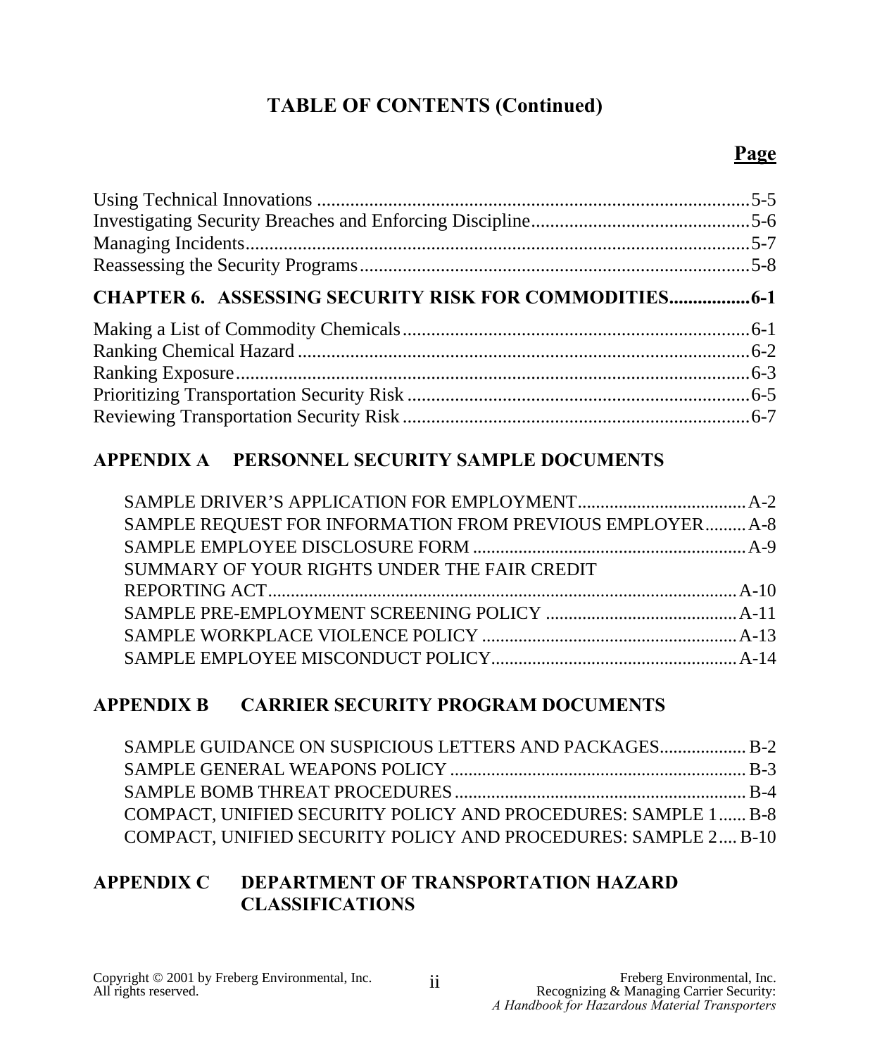## TABLE OF CONTENTS (Continued)

| | Page |
|---|---|
| Using Technical Innovations | 5-5 |
| Investigating Security Breaches and Enforcing Discipline | 5-6 |
| Managing Incidents | 5-7 |
| Reassessing the Security Programs | 5-8 |
| **CHAPTER 6. ASSESSING SECURITY RISK FOR COMMODITIES** | **6-1** |
| Making a List of Commodity Chemicals | 6-1 |
| Ranking Chemical Hazard | 6-2 |
| Ranking Exposure | 6-3 |
| Prioritizing Transportation Security Risk | 6-5 |
| Reviewing Transportation Security Risk | 6-7 |

**APPENDIX A PERSONNEL SECURITY SAMPLE DOCUMENTS**

| | |
|---|---|
| SAMPLE DRIVER'S APPLICATION FOR EMPLOYMENT | A-2 |
| SAMPLE REQUEST FOR INFORMATION FROM PREVIOUS EMPLOYER | A-8 |
| SAMPLE EMPLOYEE DISCLOSURE FORM | A-9 |
| SUMMARY OF YOUR RIGHTS UNDER THE FAIR CREDIT REPORTING ACT | A-10 |
| SAMPLE PRE-EMPLOYMENT SCREENING POLICY | A-11 |
| SAMPLE WORKPLACE VIOLENCE POLICY | A-13 |
| SAMPLE EMPLOYEE MISCONDUCT POLICY | A-14 |

**APPENDIX B CARRIER SECURITY PROGRAM DOCUMENTS**

| | |
|---|---|
| SAMPLE GUIDANCE ON SUSPICIOUS LETTERS AND PACKAGES | B-2 |
| SAMPLE GENERAL WEAPONS POLICY | B-3 |
| SAMPLE BOMB THREAT PROCEDURES | B-4 |
| COMPACT, UNIFIED SECURITY POLICY AND PROCEDURES: SAMPLE 1 | B-8 |
| COMPACT, UNIFIED SECURITY POLICY AND PROCEDURES: SAMPLE 2 | B-10 |

**APPENDIX C DEPARTMENT OF TRANSPORTATION HAZARD CLASSIFICATIONS**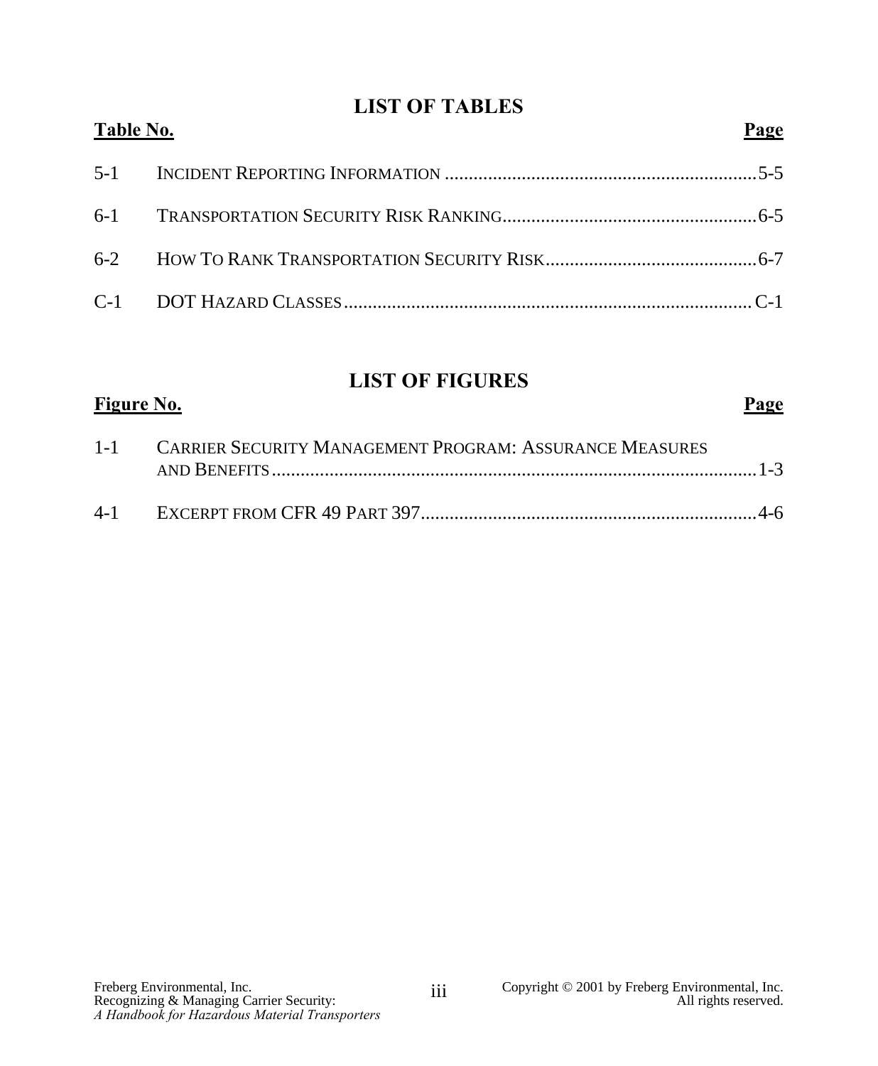## LIST OF TABLES

| Table No. | | Page |
|---|---|---|
| 5-1 | INCIDENT REPORTING INFORMATION | 5-5 |
| 6-1 | TRANSPORTATION SECURITY RISK RANKING | 6-5 |
| 6-2 | HOW TO RANK TRANSPORTATION SECURITY RISK | 6-7 |
| C-1 | DOT HAZARD CLASSES | C-1 |

## LIST OF FIGURES

| Figure No. | | Page |
|---|---|---|
| 1-1 | CARRIER SECURITY MANAGEMENT PROGRAM: ASSURANCE MEASURES AND BENEFITS | 1-3 |
| 4-1 | EXCERPT FROM CFR 49 PART 397 | 4-6 |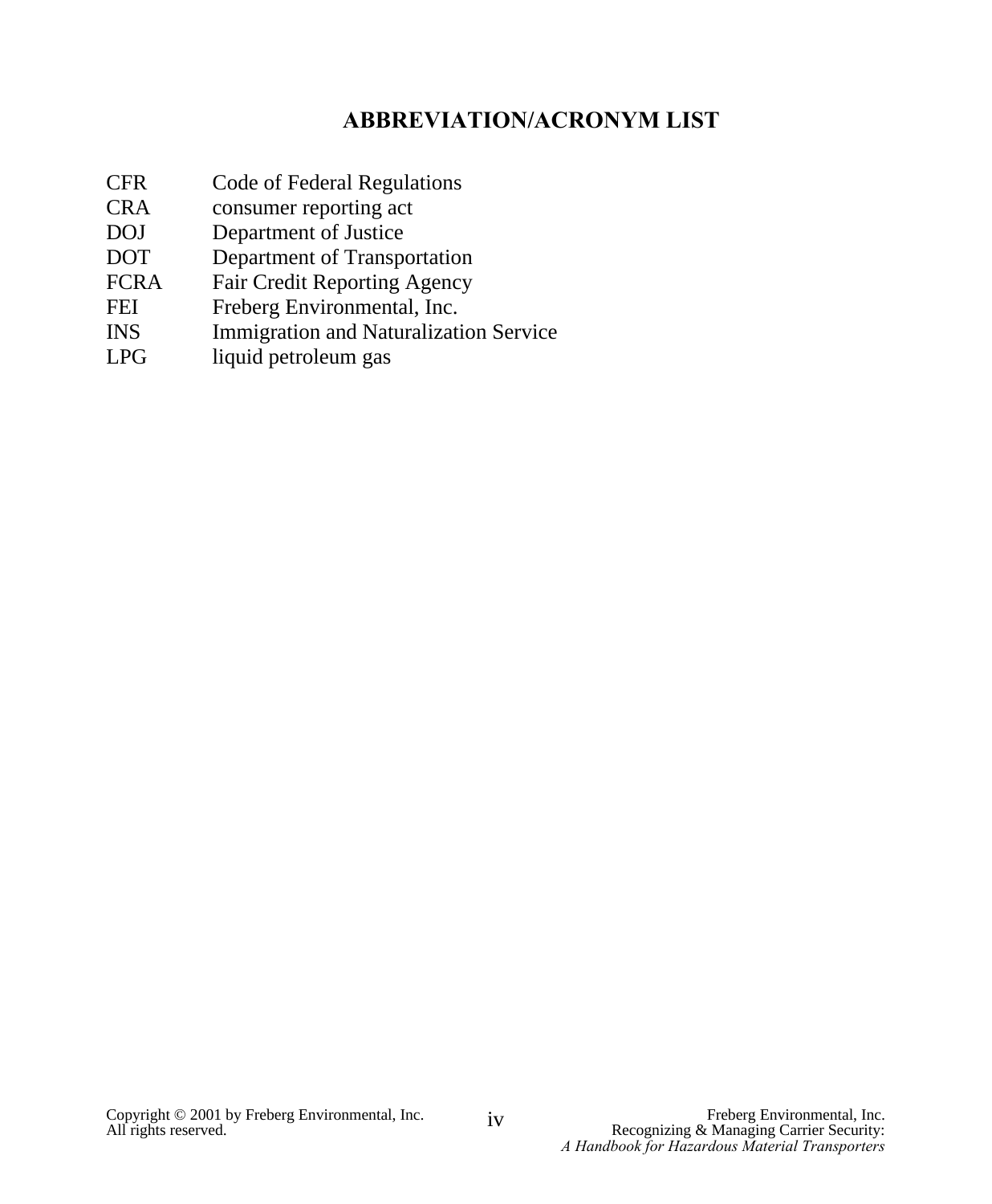# ABBREVIATION/ACRONYM LIST

| | |
|---|---|
| CFR | Code of Federal Regulations |
| CRA | consumer reporting act |
| DOJ | Department of Justice |
| DOT | Department of Transportation |
| FCRA | Fair Credit Reporting Agency |
| FEI | Freberg Environmental, Inc. |
| INS | Immigration and Naturalization Service |
| LPG | liquid petroleum gas |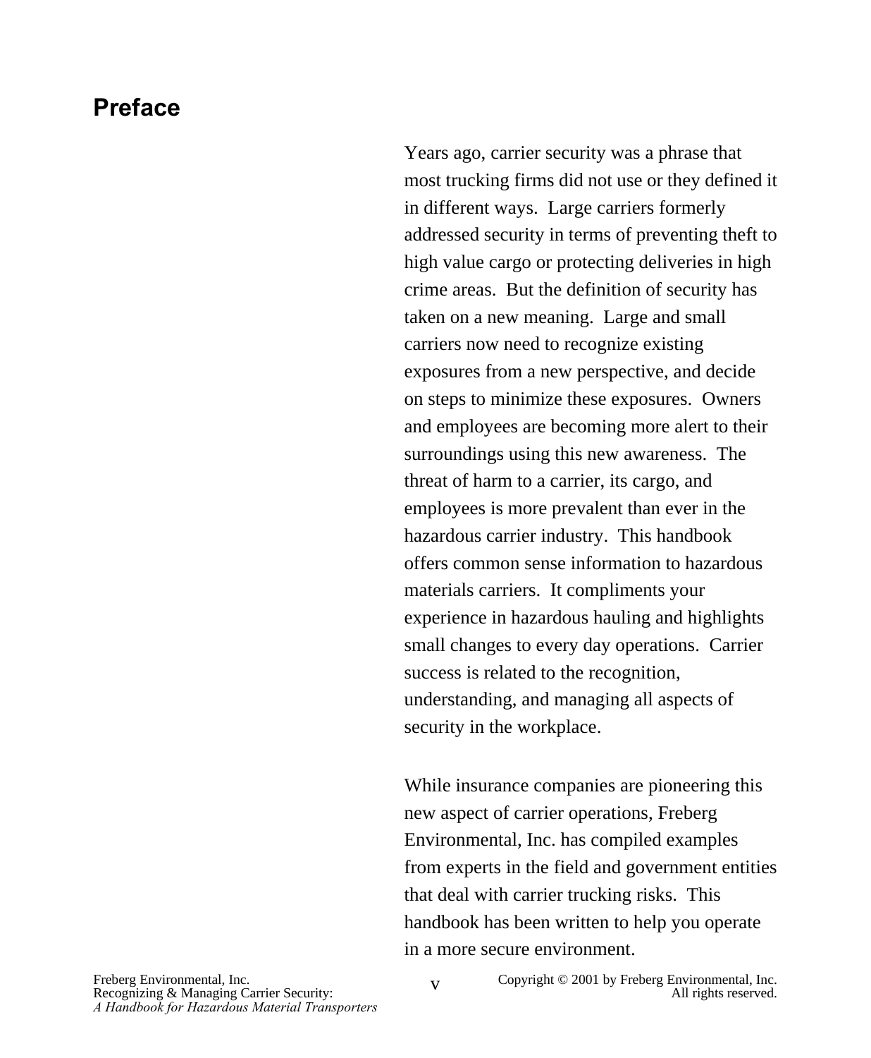# Preface

Years ago, carrier security was a phrase that most trucking firms did not use or they defined it in different ways. Large carriers formerly addressed security in terms of preventing theft to high value cargo or protecting deliveries in high crime areas. But the definition of security has taken on a new meaning. Large and small carriers now need to recognize existing exposures from a new perspective, and decide on steps to minimize these exposures. Owners and employees are becoming more alert to their surroundings using this new awareness. The threat of harm to a carrier, its cargo, and employees is more prevalent than ever in the hazardous carrier industry. This handbook offers common sense information to hazardous materials carriers. It compliments your experience in hazardous hauling and highlights small changes to every day operations. Carrier success is related to the recognition, understanding, and managing all aspects of security in the workplace.

While insurance companies are pioneering this new aspect of carrier operations, Freberg Environmental, Inc. has compiled examples from experts in the field and government entities that deal with carrier trucking risks. This handbook has been written to help you operate in a more secure environment.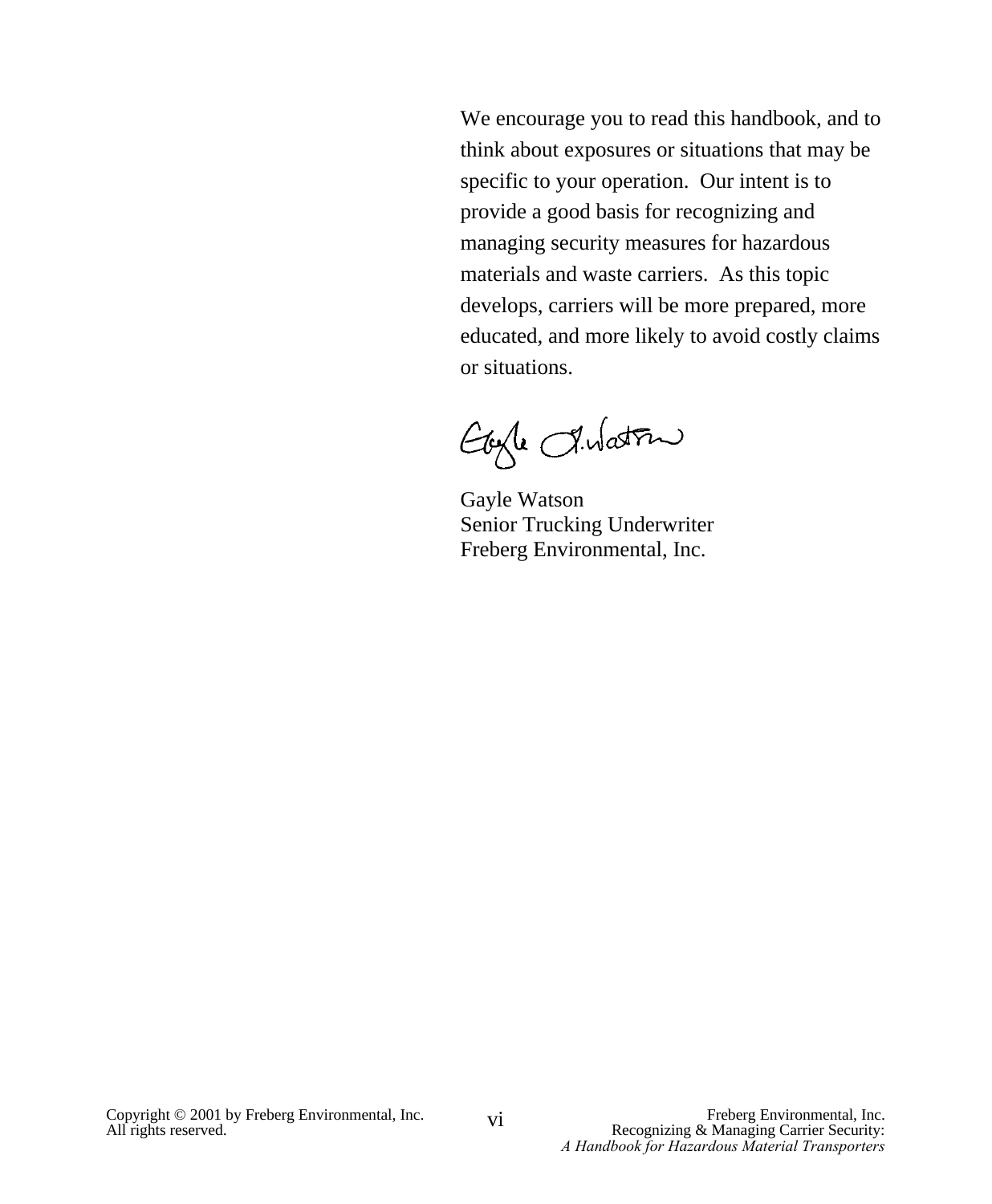We encourage you to read this handbook, and to think about exposures or situations that may be specific to your operation. Our intent is to provide a good basis for recognizing and managing security measures for hazardous materials and waste carriers. As this topic develops, carriers will be more prepared, more educated, and more likely to avoid costly claims or situations.

Gayle Watson
Senior Trucking Underwriter
Freberg Environmental, Inc.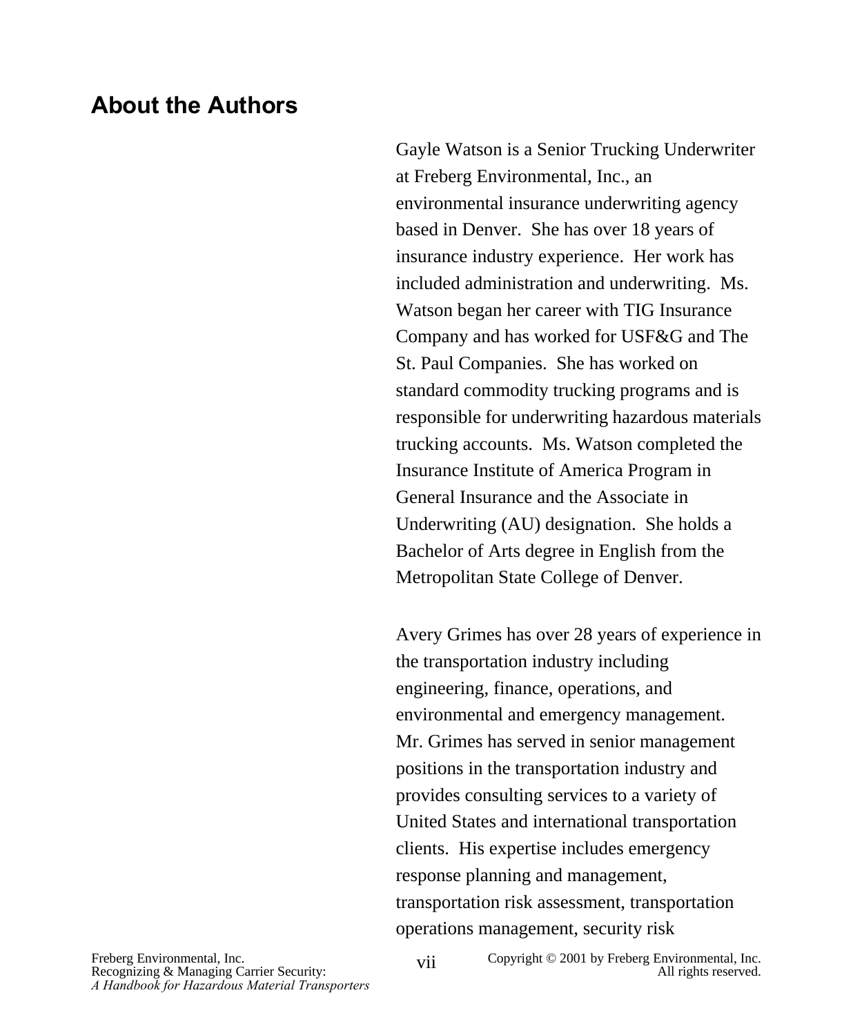## About the Authors

Gayle Watson is a Senior Trucking Underwriter at Freberg Environmental, Inc., an environmental insurance underwriting agency based in Denver. She has over 18 years of insurance industry experience. Her work has included administration and underwriting. Ms. Watson began her career with TIG Insurance Company and has worked for USF&G and The St. Paul Companies. She has worked on standard commodity trucking programs and is responsible for underwriting hazardous materials trucking accounts. Ms. Watson completed the Insurance Institute of America Program in General Insurance and the Associate in Underwriting (AU) designation. She holds a Bachelor of Arts degree in English from the Metropolitan State College of Denver.

Avery Grimes has over 28 years of experience in the transportation industry including engineering, finance, operations, and environmental and emergency management. Mr. Grimes has served in senior management positions in the transportation industry and provides consulting services to a variety of United States and international transportation clients. His expertise includes emergency response planning and management, transportation risk assessment, transportation operations management, security risk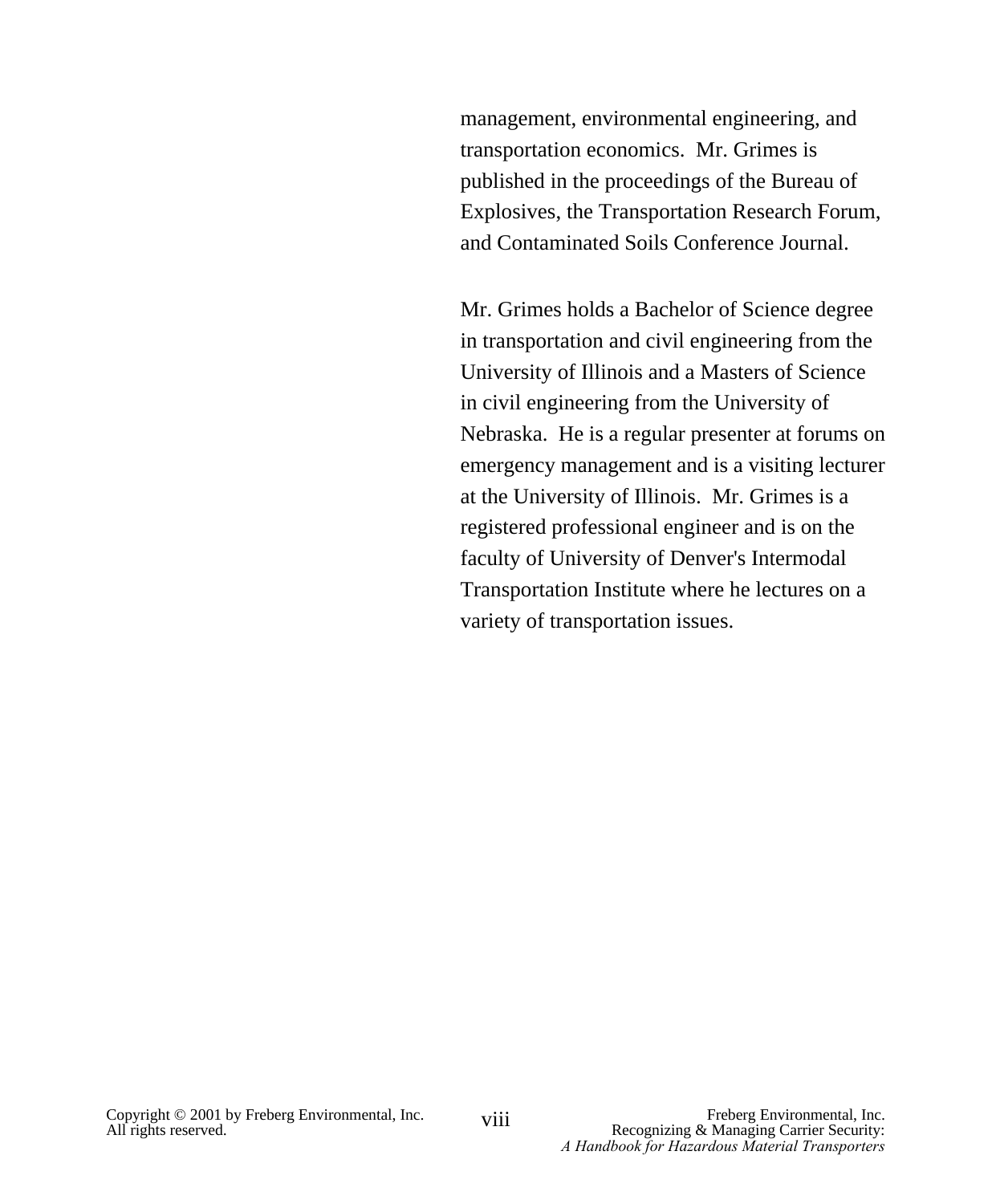management, environmental engineering, and transportation economics. Mr. Grimes is published in the proceedings of the Bureau of Explosives, the Transportation Research Forum, and Contaminated Soils Conference Journal.

Mr. Grimes holds a Bachelor of Science degree in transportation and civil engineering from the University of Illinois and a Masters of Science in civil engineering from the University of Nebraska. He is a regular presenter at forums on emergency management and is a visiting lecturer at the University of Illinois. Mr. Grimes is a registered professional engineer and is on the faculty of University of Denver's Intermodal Transportation Institute where he lectures on a variety of transportation issues.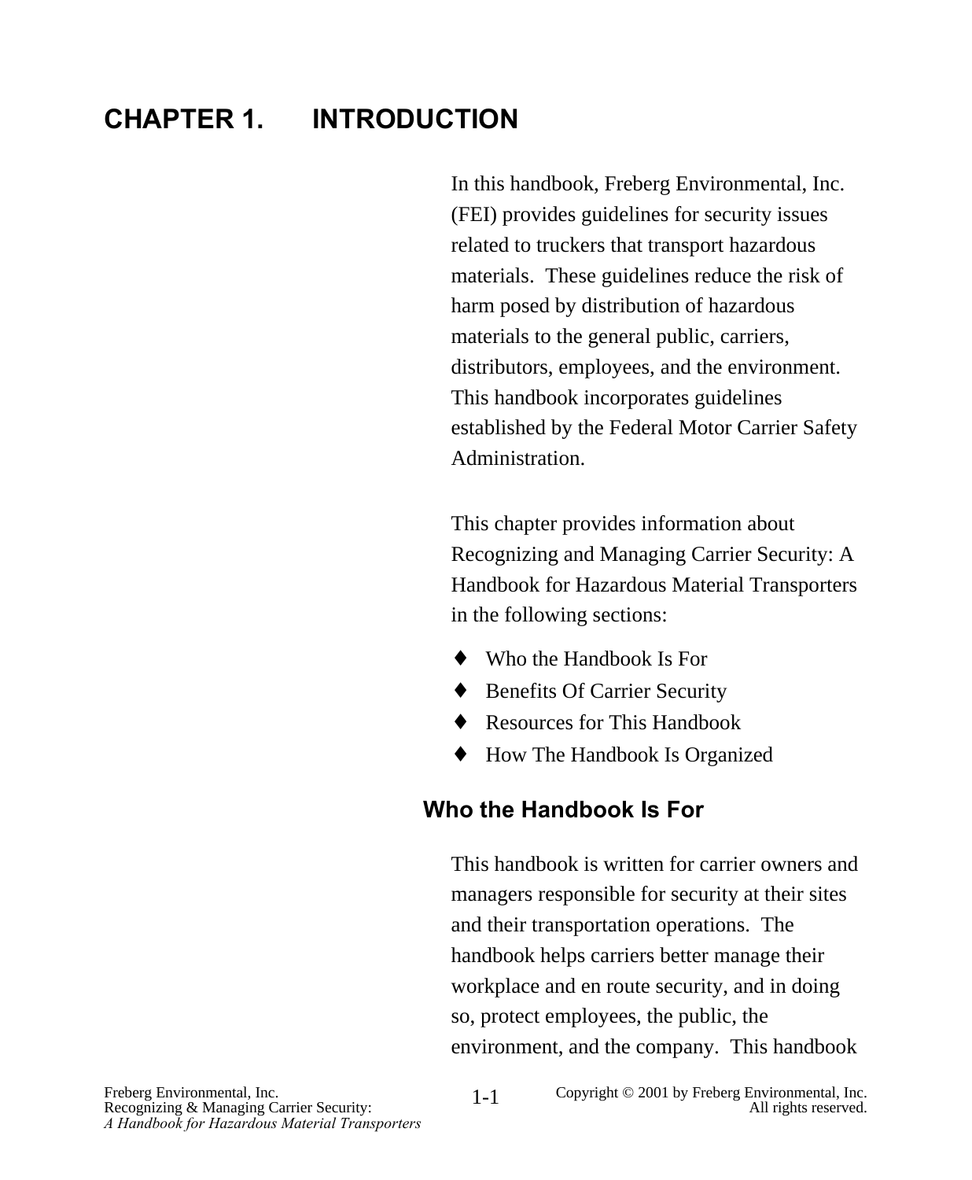# CHAPTER 1. INTRODUCTION

In this handbook, Freberg Environmental, Inc. (FEI) provides guidelines for security issues related to truckers that transport hazardous materials. These guidelines reduce the risk of harm posed by distribution of hazardous materials to the general public, carriers, distributors, employees, and the environment. This handbook incorporates guidelines established by the Federal Motor Carrier Safety Administration.

This chapter provides information about Recognizing and Managing Carrier Security: A Handbook for Hazardous Material Transporters in the following sections:

- Who the Handbook Is For
- Benefits Of Carrier Security
- Resources for This Handbook
- How The Handbook Is Organized

## Who the Handbook Is For

This handbook is written for carrier owners and managers responsible for security at their sites and their transportation operations. The handbook helps carriers better manage their workplace and en route security, and in doing so, protect employees, the public, the environment, and the company. This handbook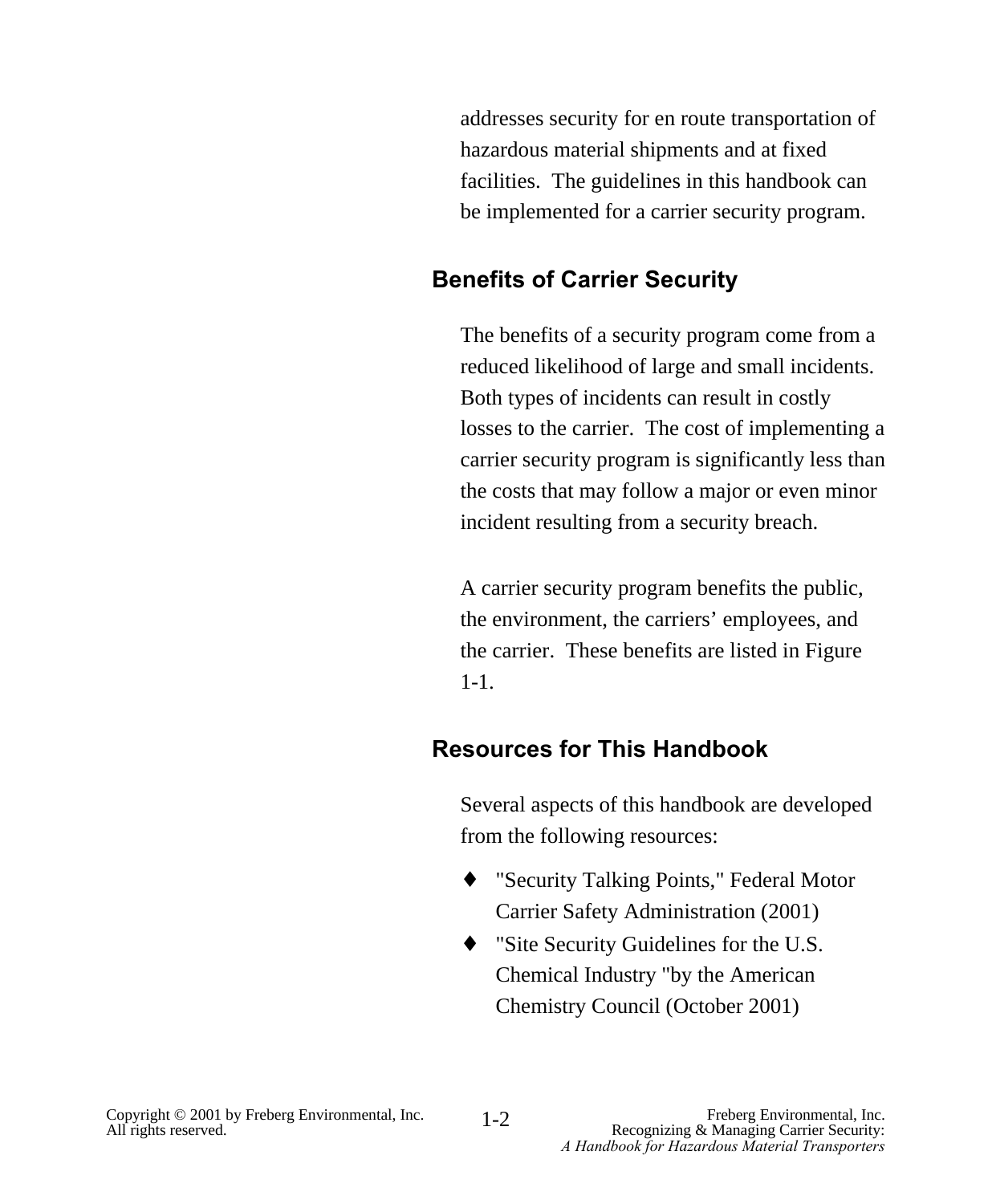addresses security for en route transportation of hazardous material shipments and at fixed facilities.  The guidelines in this handbook can be implemented for a carrier security program.

## Benefits of Carrier Security

The benefits of a security program come from a reduced likelihood of large and small incidents. Both types of incidents can result in costly losses to the carrier.  The cost of implementing a carrier security program is significantly less than the costs that may follow a major or even minor incident resulting from a security breach.

A carrier security program benefits the public, the environment, the carriers' employees, and the carrier.  These benefits are listed in Figure 1-1.

## Resources for This Handbook

Several aspects of this handbook are developed from the following resources:

- "Security Talking Points," Federal Motor Carrier Safety Administration (2001)
- "Site Security Guidelines for the U.S. Chemical Industry "by the American Chemistry Council (October 2001)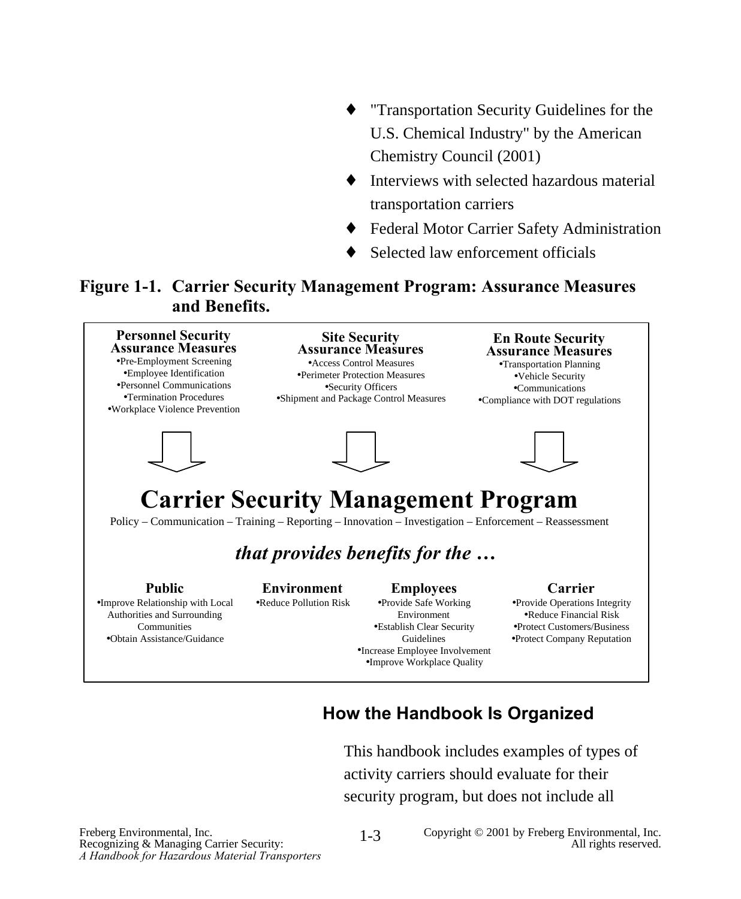- "Transportation Security Guidelines for the U.S. Chemical Industry" by the American Chemistry Council (2001)
- Interviews with selected hazardous material transportation carriers
- Federal Motor Carrier Safety Administration
- Selected law enforcement officials

**Figure 1-1. Carrier Security Management Program: Assurance Measures and Benefits.**

**Personnel Security Assurance Measures**
- Pre-Employment Screening
- Employee Identification
- Personnel Communications
- Termination Procedures
- Workplace Violence Prevention

**Site Security Assurance Measures**
- Access Control Measures
- Perimeter Protection Measures
- Security Officers
- Shipment and Package Control Measures

**En Route Security Assurance Measures**
- Transportation Planning
- Vehicle Security
- Communications
- Compliance with DOT regulations

**Carrier Security Management Program**

Policy – Communication – Training – Reporting – Innovation – Investigation – Enforcement – Reassessment

***that provides benefits for the …***

**Public**
- Improve Relationship with Local Authorities and Surrounding Communities
- Obtain Assistance/Guidance

**Environment**
- Reduce Pollution Risk

**Employees**
- Provide Safe Working Environment
- Establish Clear Security Guidelines
- Increase Employee Involvement
- Improve Workplace Quality

**Carrier**
- Provide Operations Integrity
- Reduce Financial Risk
- Protect Customers/Business
- Protect Company Reputation

## How the Handbook Is Organized

This handbook includes examples of types of activity carriers should evaluate for their security program, but does not include all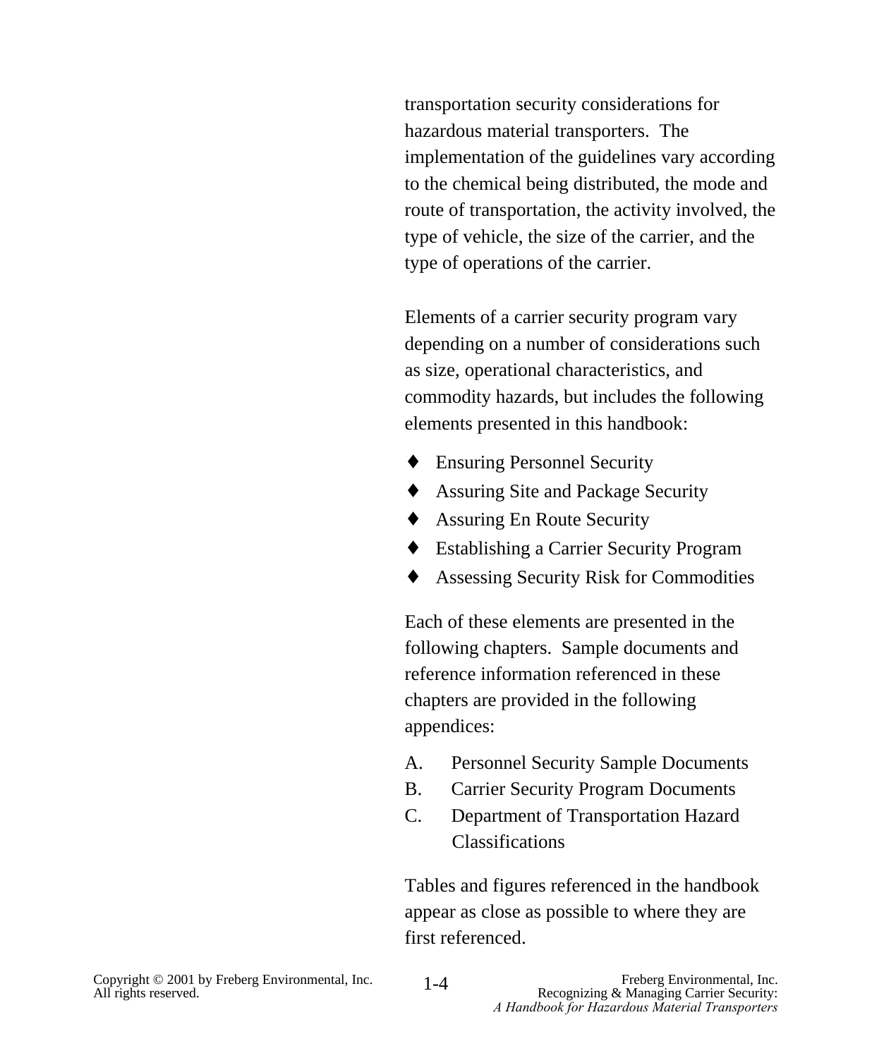transportation security considerations for hazardous material transporters. The implementation of the guidelines vary according to the chemical being distributed, the mode and route of transportation, the activity involved, the type of vehicle, the size of the carrier, and the type of operations of the carrier.

Elements of a carrier security program vary depending on a number of considerations such as size, operational characteristics, and commodity hazards, but includes the following elements presented in this handbook:

- Ensuring Personnel Security
- Assuring Site and Package Security
- Assuring En Route Security
- Establishing a Carrier Security Program
- Assessing Security Risk for Commodities

Each of these elements are presented in the following chapters. Sample documents and reference information referenced in these chapters are provided in the following appendices:

A. Personnel Security Sample Documents
B. Carrier Security Program Documents
C. Department of Transportation Hazard Classifications

Tables and figures referenced in the handbook appear as close as possible to where they are first referenced.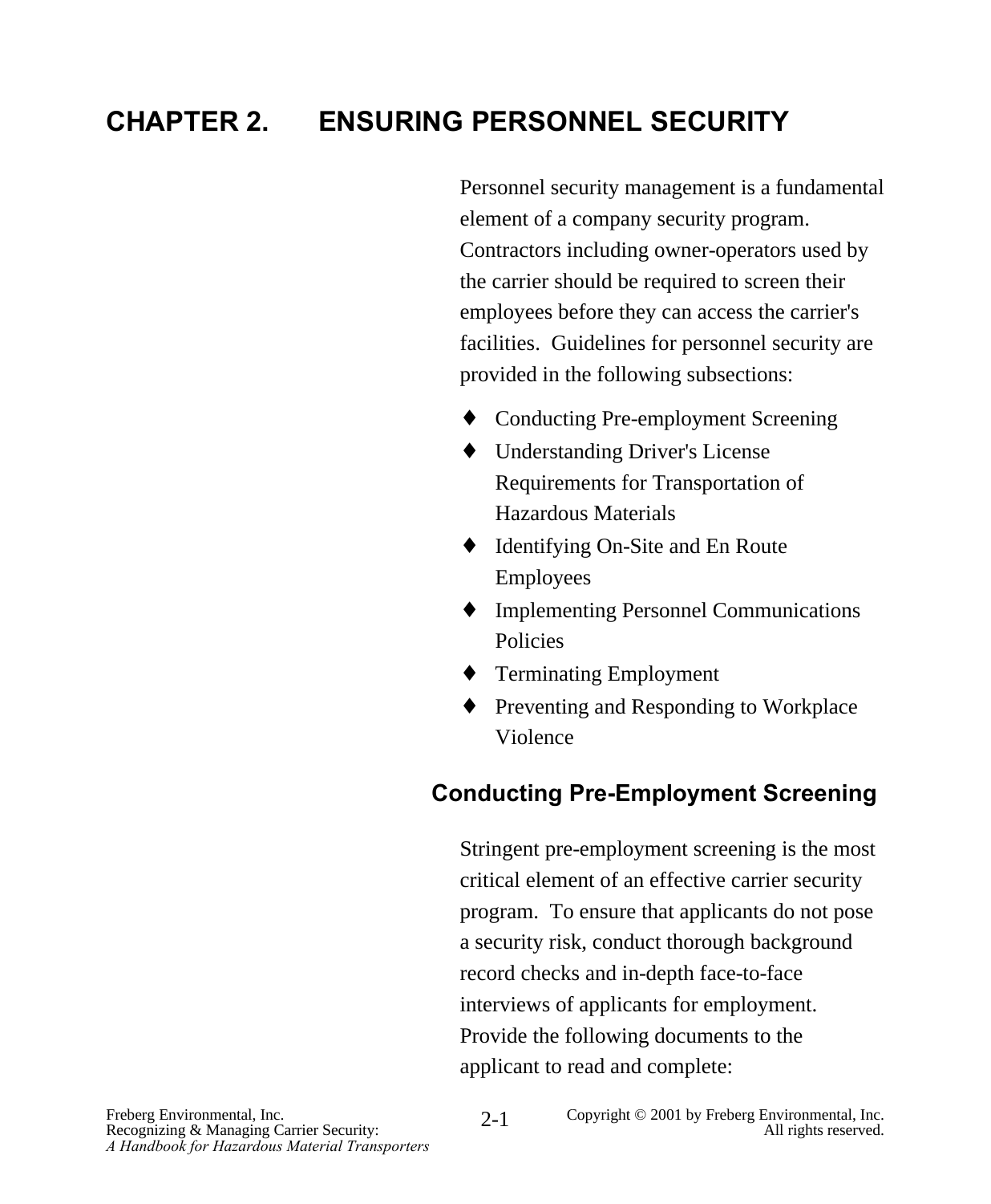# CHAPTER 2. ENSURING PERSONNEL SECURITY

Personnel security management is a fundamental element of a company security program. Contractors including owner-operators used by the carrier should be required to screen their employees before they can access the carrier's facilities. Guidelines for personnel security are provided in the following subsections:

- Conducting Pre-employment Screening
- Understanding Driver's License Requirements for Transportation of Hazardous Materials
- Identifying On-Site and En Route Employees
- Implementing Personnel Communications Policies
- Terminating Employment
- Preventing and Responding to Workplace Violence

## Conducting Pre-Employment Screening

Stringent pre-employment screening is the most critical element of an effective carrier security program. To ensure that applicants do not pose a security risk, conduct thorough background record checks and in-depth face-to-face interviews of applicants for employment. Provide the following documents to the applicant to read and complete: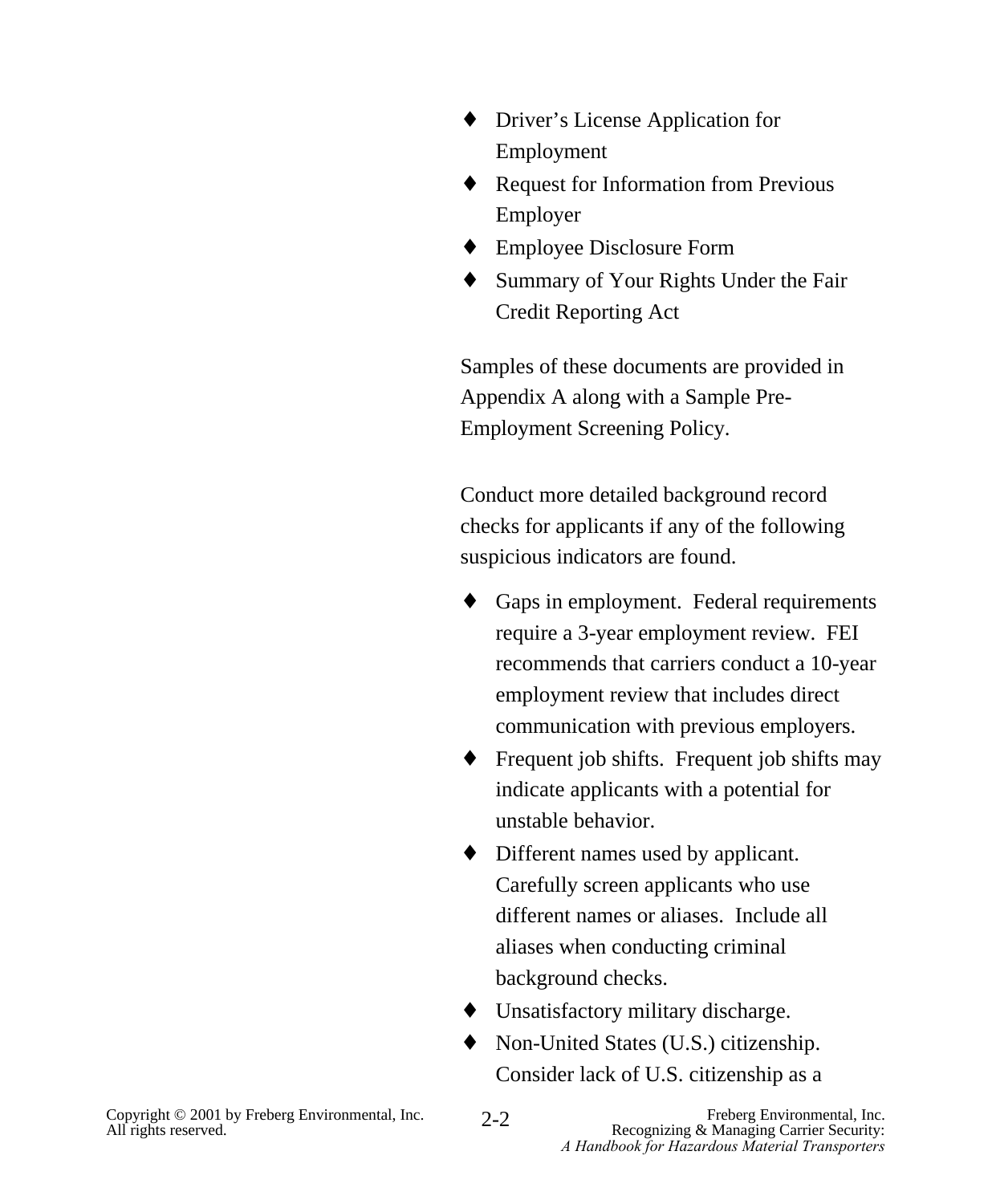- Driver's License Application for Employment
- Request for Information from Previous Employer
- Employee Disclosure Form
- Summary of Your Rights Under the Fair Credit Reporting Act

Samples of these documents are provided in Appendix A along with a Sample Pre-Employment Screening Policy.

Conduct more detailed background record checks for applicants if any of the following suspicious indicators are found.

- Gaps in employment. Federal requirements require a 3-year employment review. FEI recommends that carriers conduct a 10-year employment review that includes direct communication with previous employers.
- Frequent job shifts. Frequent job shifts may indicate applicants with a potential for unstable behavior.
- Different names used by applicant. Carefully screen applicants who use different names or aliases. Include all aliases when conducting criminal background checks.
- Unsatisfactory military discharge.
- Non-United States (U.S.) citizenship. Consider lack of U.S. citizenship as a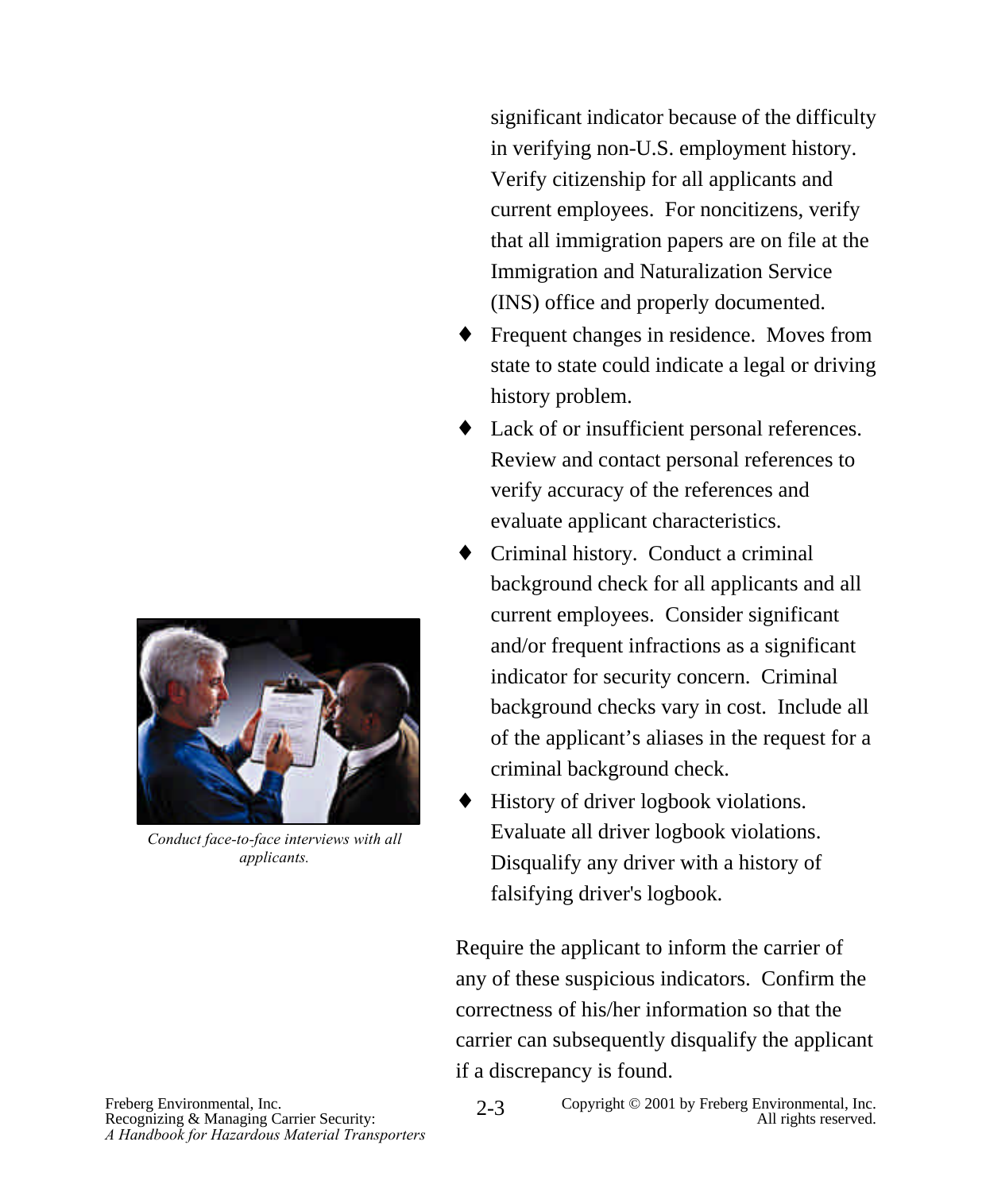significant indicator because of the difficulty in verifying non-U.S. employment history. Verify citizenship for all applicants and current employees. For noncitizens, verify that all immigration papers are on file at the Immigration and Naturalization Service (INS) office and properly documented.

- Frequent changes in residence. Moves from state to state could indicate a legal or driving history problem.
- Lack of or insufficient personal references. Review and contact personal references to verify accuracy of the references and evaluate applicant characteristics.
- Criminal history. Conduct a criminal background check for all applicants and all current employees. Consider significant and/or frequent infractions as a significant indicator for security concern. Criminal background checks vary in cost. Include all of the applicant's aliases in the request for a criminal background check.
- History of driver logbook violations. Evaluate all driver logbook violations. Disqualify any driver with a history of falsifying driver's logbook.

*Conduct face-to-face interviews with all applicants.*

Require the applicant to inform the carrier of any of these suspicious indicators. Confirm the correctness of his/her information so that the carrier can subsequently disqualify the applicant if a discrepancy is found.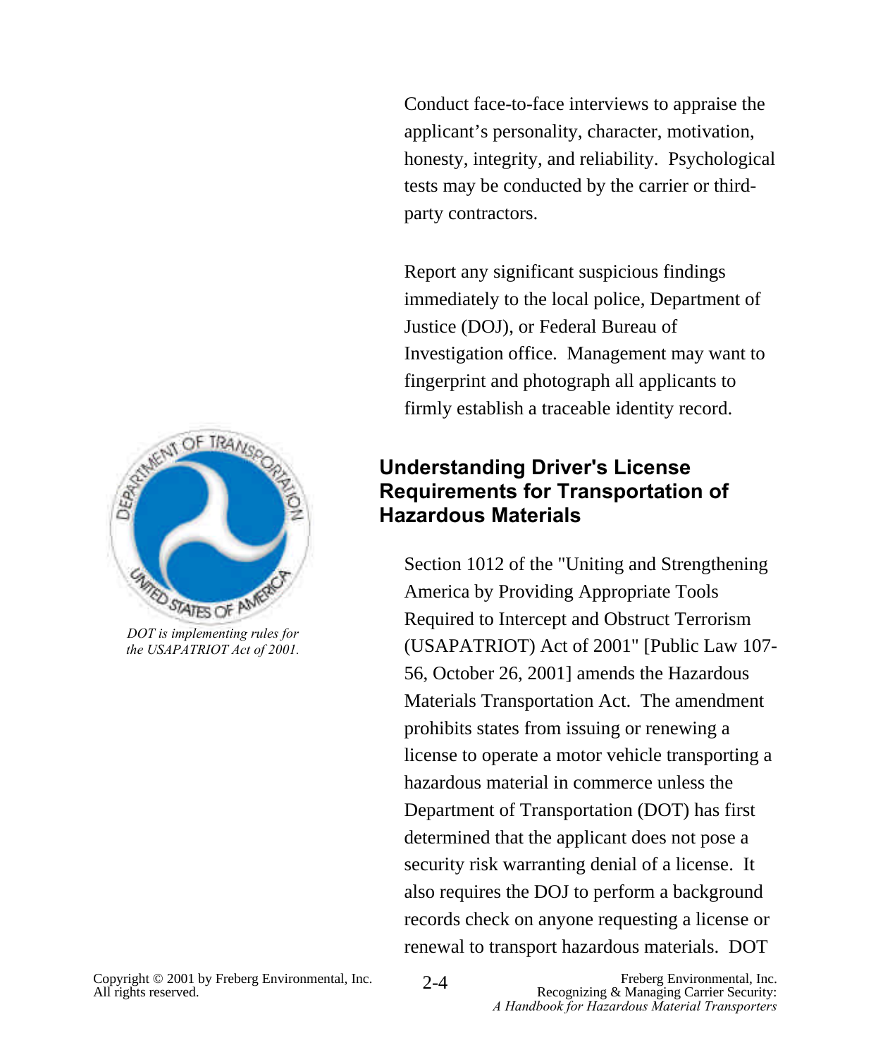Conduct face-to-face interviews to appraise the applicant's personality, character, motivation, honesty, integrity, and reliability. Psychological tests may be conducted by the carrier or third-party contractors.

Report any significant suspicious findings immediately to the local police, Department of Justice (DOJ), or Federal Bureau of Investigation office. Management may want to fingerprint and photograph all applicants to firmly establish a traceable identity record.

*DOT is implementing rules for the USAPATRIOT Act of 2001.*

## Understanding Driver's License Requirements for Transportation of Hazardous Materials

Section 1012 of the "Uniting and Strengthening America by Providing Appropriate Tools Required to Intercept and Obstruct Terrorism (USAPATRIOT) Act of 2001" [Public Law 107-56, October 26, 2001] amends the Hazardous Materials Transportation Act. The amendment prohibits states from issuing or renewing a license to operate a motor vehicle transporting a hazardous material in commerce unless the Department of Transportation (DOT) has first determined that the applicant does not pose a security risk warranting denial of a license. It also requires the DOJ to perform a background records check on anyone requesting a license or renewal to transport hazardous materials. DOT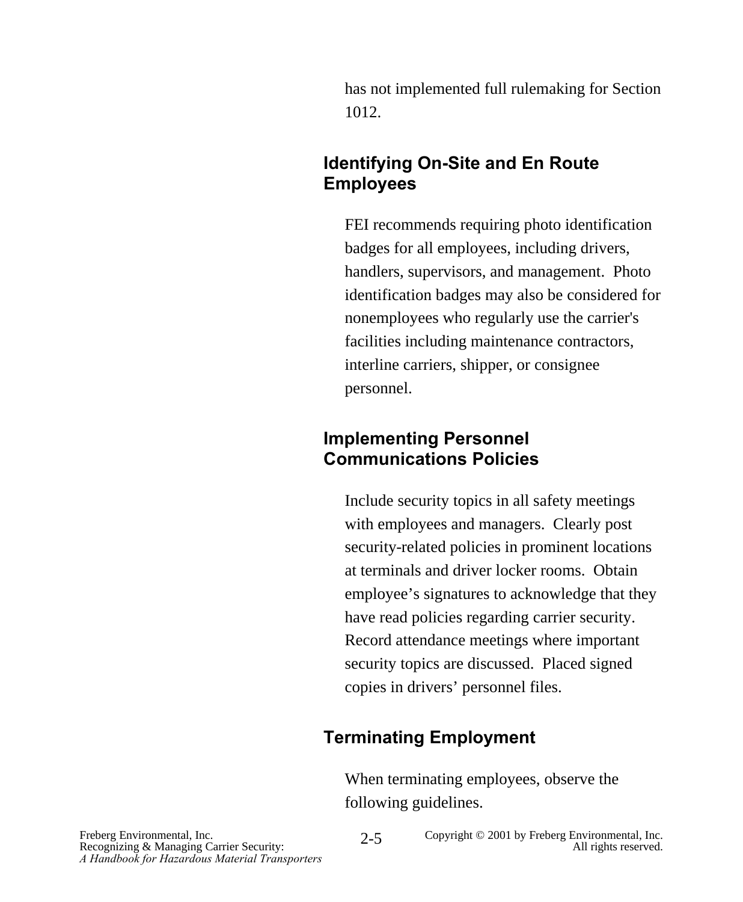has not implemented full rulemaking for Section 1012.

### Identifying On-Site and En Route Employees

FEI recommends requiring photo identification badges for all employees, including drivers, handlers, supervisors, and management. Photo identification badges may also be considered for nonemployees who regularly use the carrier's facilities including maintenance contractors, interline carriers, shipper, or consignee personnel.

### Implementing Personnel Communications Policies

Include security topics in all safety meetings with employees and managers. Clearly post security-related policies in prominent locations at terminals and driver locker rooms. Obtain employee’s signatures to acknowledge that they have read policies regarding carrier security. Record attendance meetings where important security topics are discussed. Placed signed copies in drivers’ personnel files.

### Terminating Employment

When terminating employees, observe the following guidelines.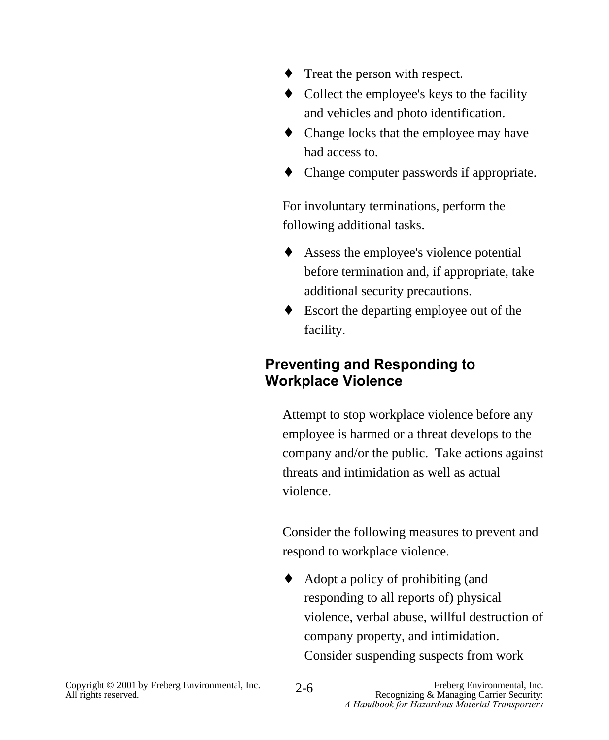- Treat the person with respect.
- Collect the employee's keys to the facility and vehicles and photo identification.
- Change locks that the employee may have had access to.
- Change computer passwords if appropriate.

For involuntary terminations, perform the following additional tasks.

- Assess the employee's violence potential before termination and, if appropriate, take additional security precautions.
- Escort the departing employee out of the facility.

## Preventing and Responding to Workplace Violence

Attempt to stop workplace violence before any employee is harmed or a threat develops to the company and/or the public. Take actions against threats and intimidation as well as actual violence.

Consider the following measures to prevent and respond to workplace violence.

- Adopt a policy of prohibiting (and responding to all reports of) physical violence, verbal abuse, willful destruction of company property, and intimidation. Consider suspending suspects from work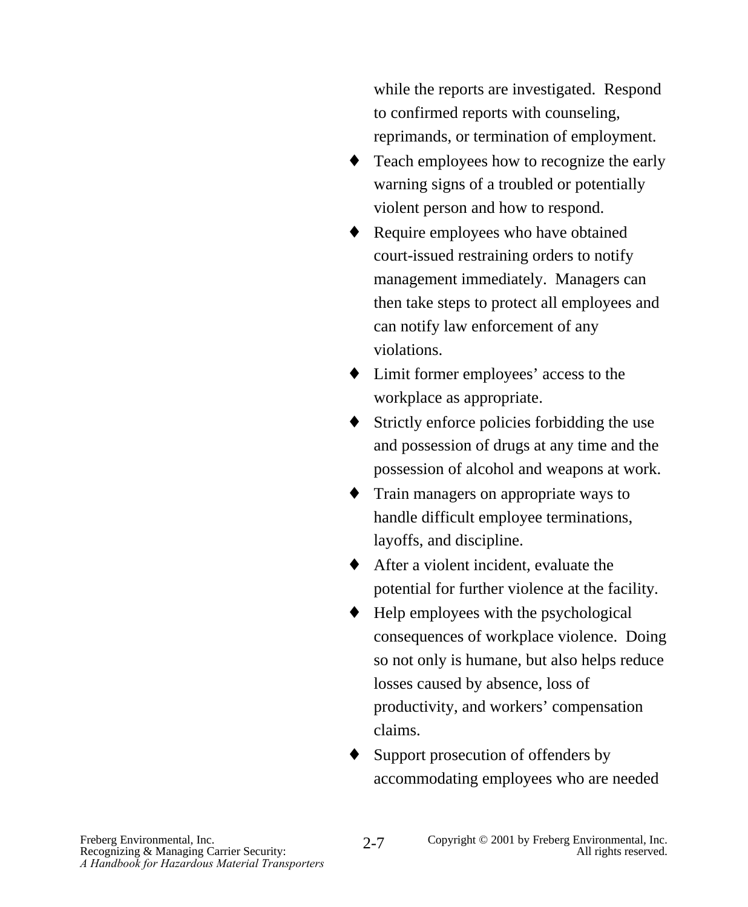while the reports are investigated. Respond to confirmed reports with counseling, reprimands, or termination of employment.

- Teach employees how to recognize the early warning signs of a troubled or potentially violent person and how to respond.
- Require employees who have obtained court-issued restraining orders to notify management immediately. Managers can then take steps to protect all employees and can notify law enforcement of any violations.
- Limit former employees' access to the workplace as appropriate.
- Strictly enforce policies forbidding the use and possession of drugs at any time and the possession of alcohol and weapons at work.
- Train managers on appropriate ways to handle difficult employee terminations, layoffs, and discipline.
- After a violent incident, evaluate the potential for further violence at the facility.
- Help employees with the psychological consequences of workplace violence. Doing so not only is humane, but also helps reduce losses caused by absence, loss of productivity, and workers' compensation claims.
- Support prosecution of offenders by accommodating employees who are needed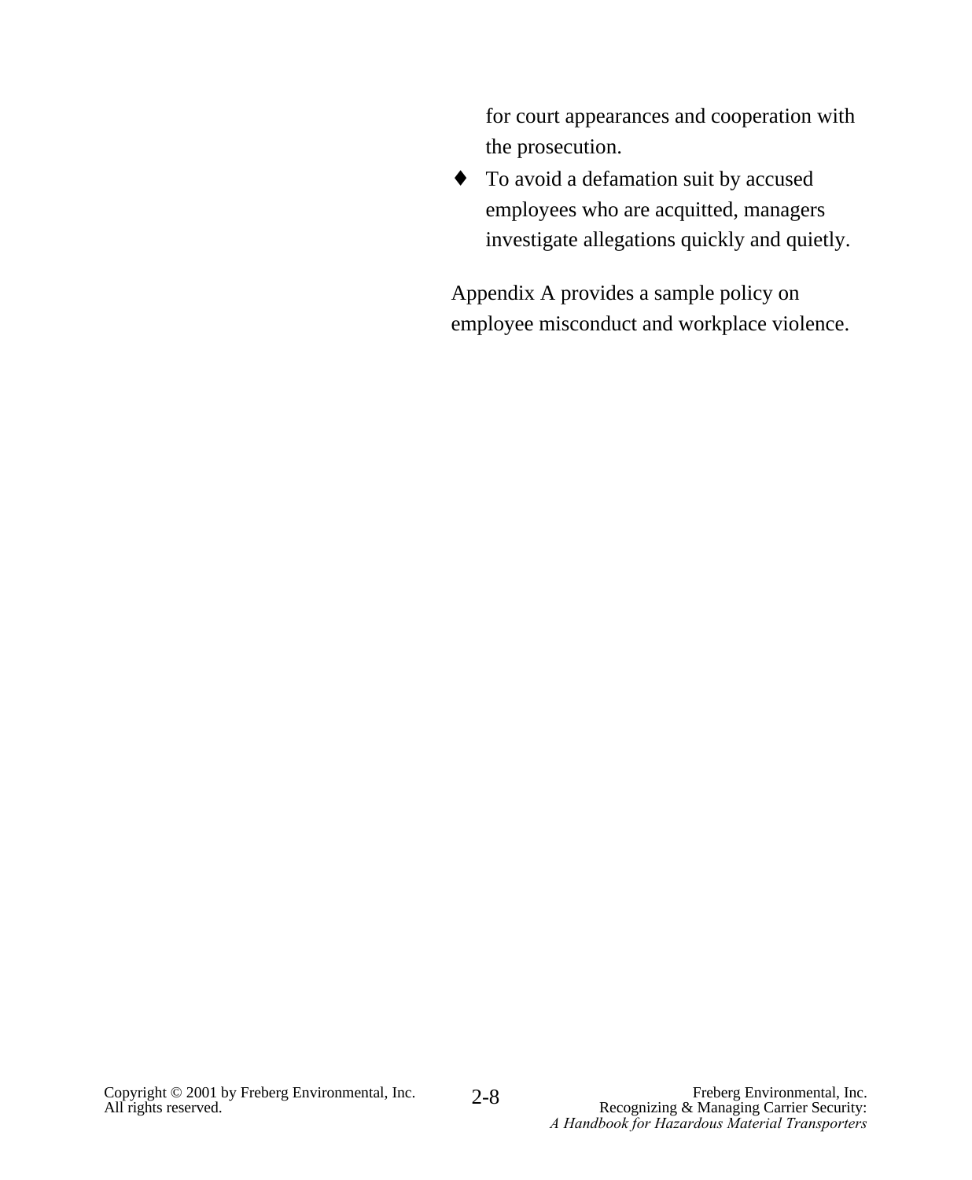for court appearances and cooperation with the prosecution.

- To avoid a defamation suit by accused employees who are acquitted, managers investigate allegations quickly and quietly.

Appendix A provides a sample policy on employee misconduct and workplace violence.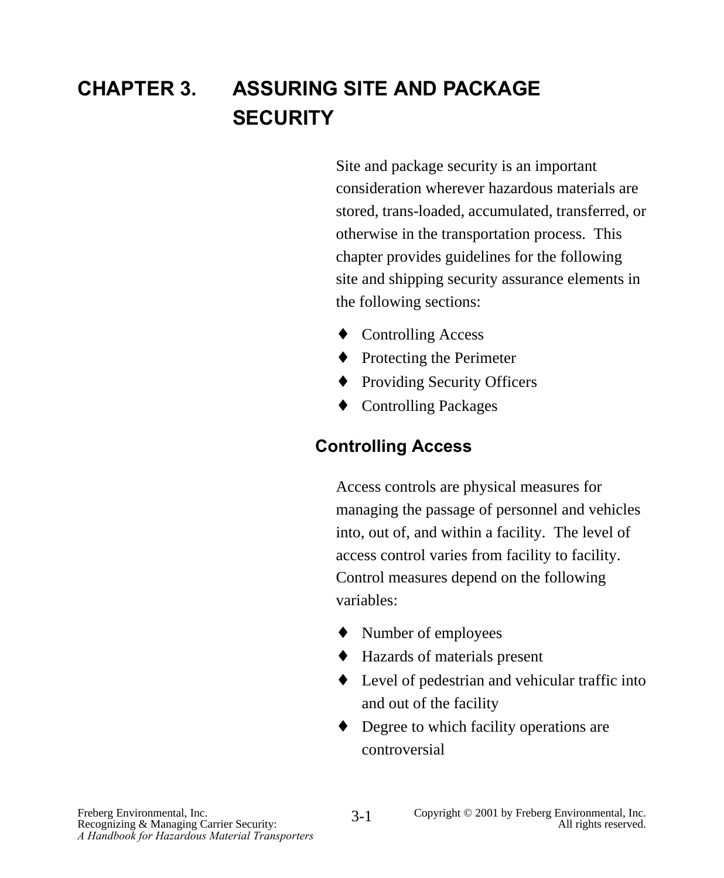# CHAPTER 3. ASSURING SITE AND PACKAGE SECURITY

Site and package security is an important consideration wherever hazardous materials are stored, trans-loaded, accumulated, transferred, or otherwise in the transportation process. This chapter provides guidelines for the following site and shipping security assurance elements in the following sections:

- Controlling Access
- Protecting the Perimeter
- Providing Security Officers
- Controlling Packages

## Controlling Access

Access controls are physical measures for managing the passage of personnel and vehicles into, out of, and within a facility. The level of access control varies from facility to facility. Control measures depend on the following variables:

- Number of employees
- Hazards of materials present
- Level of pedestrian and vehicular traffic into and out of the facility
- Degree to which facility operations are controversial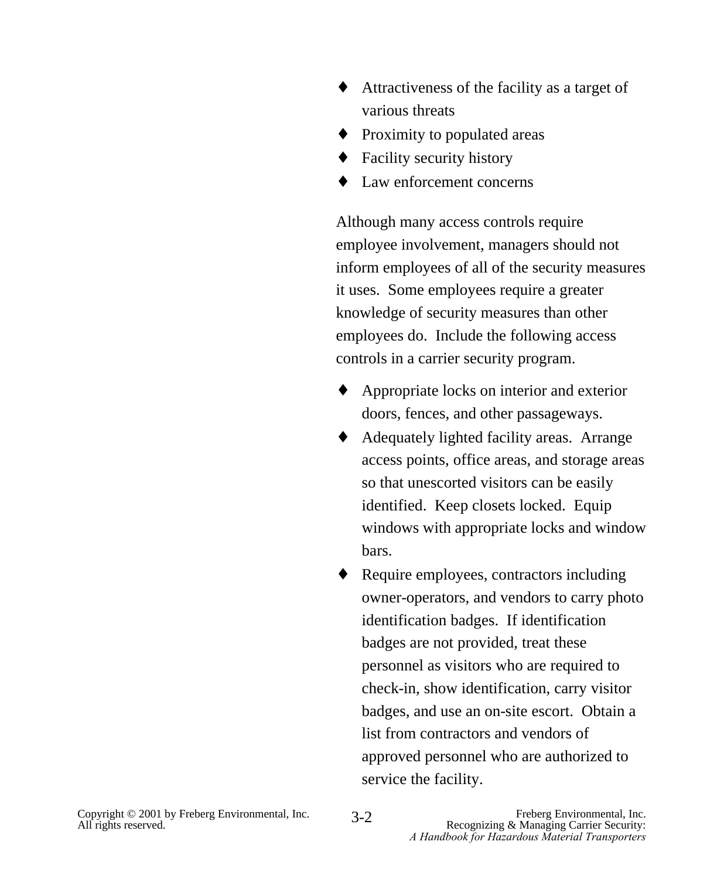- Attractiveness of the facility as a target of various threats
- Proximity to populated areas
- Facility security history
- Law enforcement concerns

Although many access controls require employee involvement, managers should not inform employees of all of the security measures it uses. Some employees require a greater knowledge of security measures than other employees do. Include the following access controls in a carrier security program.

- Appropriate locks on interior and exterior doors, fences, and other passageways.
- Adequately lighted facility areas. Arrange access points, office areas, and storage areas so that unescorted visitors can be easily identified. Keep closets locked. Equip windows with appropriate locks and window bars.
- Require employees, contractors including owner-operators, and vendors to carry photo identification badges. If identification badges are not provided, treat these personnel as visitors who are required to check-in, show identification, carry visitor badges, and use an on-site escort. Obtain a list from contractors and vendors of approved personnel who are authorized to service the facility.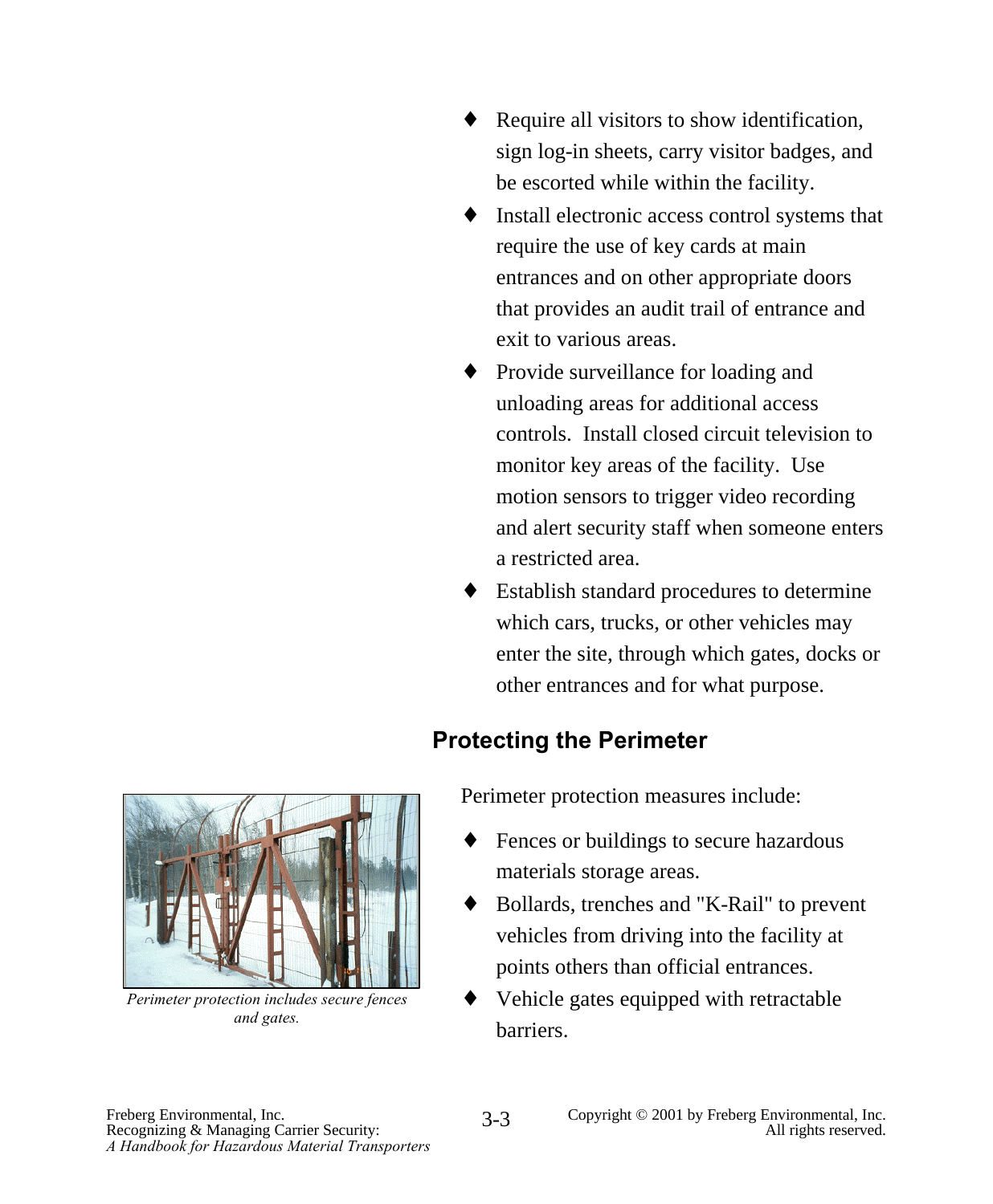- Require all visitors to show identification, sign log-in sheets, carry visitor badges, and be escorted while within the facility.
- Install electronic access control systems that require the use of key cards at main entrances and on other appropriate doors that provides an audit trail of entrance and exit to various areas.
- Provide surveillance for loading and unloading areas for additional access controls. Install closed circuit television to monitor key areas of the facility. Use motion sensors to trigger video recording and alert security staff when someone enters a restricted area.
- Establish standard procedures to determine which cars, trucks, or other vehicles may enter the site, through which gates, docks or other entrances and for what purpose.

## Protecting the Perimeter

Perimeter protection measures include:

- Fences or buildings to secure hazardous materials storage areas.
- Bollards, trenches and "K-Rail" to prevent vehicles from driving into the facility at points others than official entrances.
- Vehicle gates equipped with retractable barriers.

*Perimeter protection includes secure fences and gates.*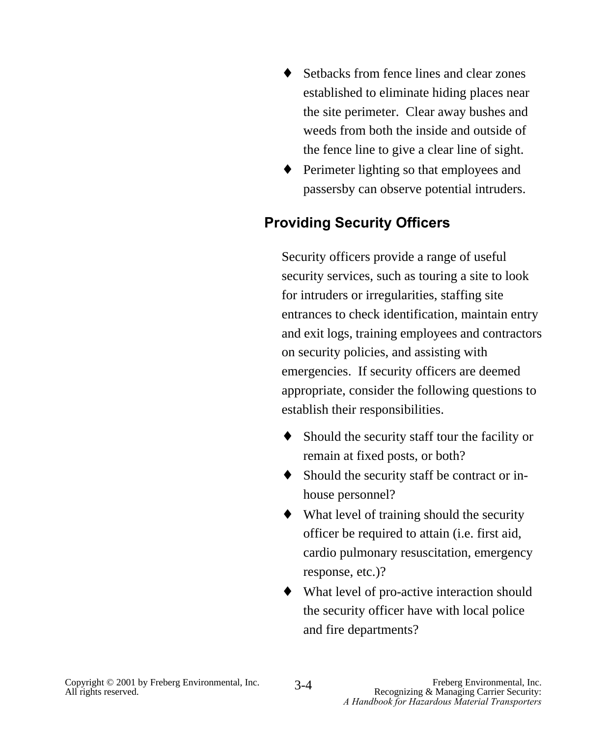- Setbacks from fence lines and clear zones established to eliminate hiding places near the site perimeter. Clear away bushes and weeds from both the inside and outside of the fence line to give a clear line of sight.
- Perimeter lighting so that employees and passersby can observe potential intruders.

## Providing Security Officers

Security officers provide a range of useful security services, such as touring a site to look for intruders or irregularities, staffing site entrances to check identification, maintain entry and exit logs, training employees and contractors on security policies, and assisting with emergencies. If security officers are deemed appropriate, consider the following questions to establish their responsibilities.

- Should the security staff tour the facility or remain at fixed posts, or both?
- Should the security staff be contract or in-house personnel?
- What level of training should the security officer be required to attain (i.e. first aid, cardio pulmonary resuscitation, emergency response, etc.)?
- What level of pro-active interaction should the security officer have with local police and fire departments?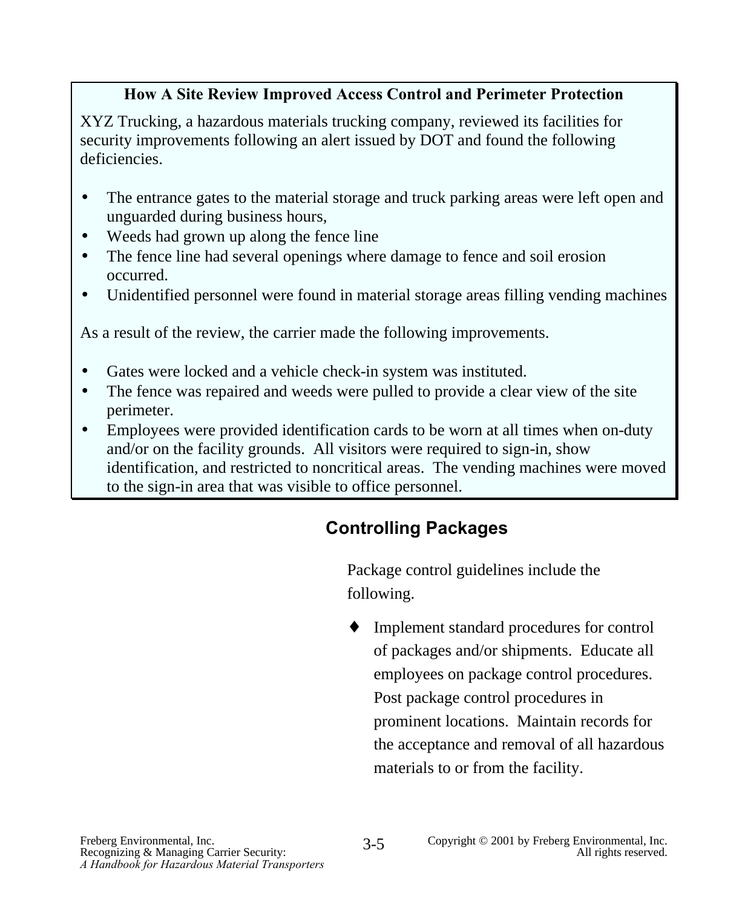**How A Site Review Improved Access Control and Perimeter Protection**

XYZ Trucking, a hazardous materials trucking company, reviewed its facilities for security improvements following an alert issued by DOT and found the following deficiencies.

- The entrance gates to the material storage and truck parking areas were left open and unguarded during business hours,
- Weeds had grown up along the fence line
- The fence line had several openings where damage to fence and soil erosion occurred.
- Unidentified personnel were found in material storage areas filling vending machines

As a result of the review, the carrier made the following improvements.

- Gates were locked and a vehicle check-in system was instituted.
- The fence was repaired and weeds were pulled to provide a clear view of the site perimeter.
- Employees were provided identification cards to be worn at all times when on-duty and/or on the facility grounds. All visitors were required to sign-in, show identification, and restricted to noncritical areas. The vending machines were moved to the sign-in area that was visible to office personnel.

## Controlling Packages

Package control guidelines include the following.

- Implement standard procedures for control of packages and/or shipments. Educate all employees on package control procedures. Post package control procedures in prominent locations. Maintain records for the acceptance and removal of all hazardous materials to or from the facility.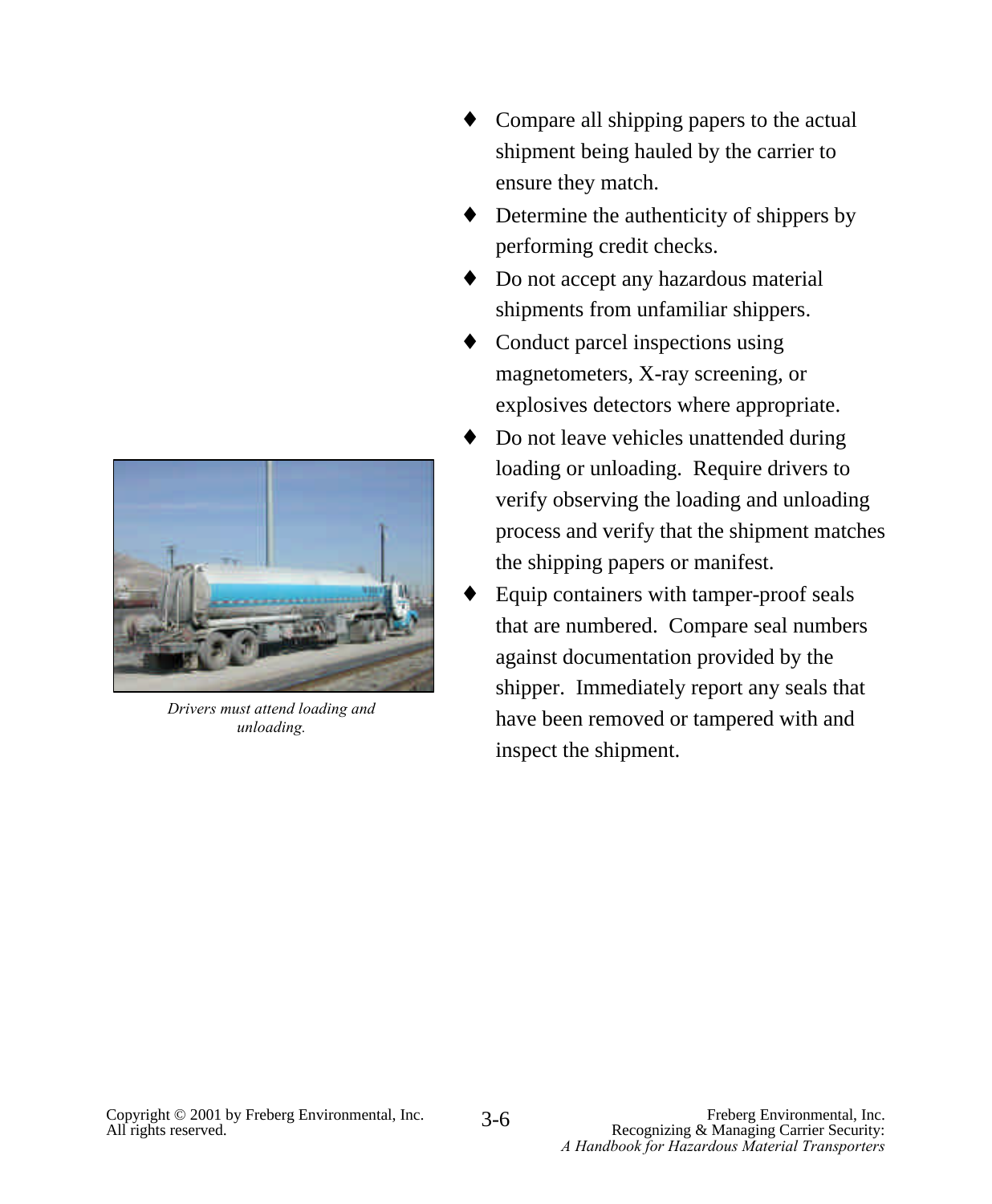- Compare all shipping papers to the actual shipment being hauled by the carrier to ensure they match.
- Determine the authenticity of shippers by performing credit checks.
- Do not accept any hazardous material shipments from unfamiliar shippers.
- Conduct parcel inspections using magnetometers, X-ray screening, or explosives detectors where appropriate.
- Do not leave vehicles unattended during loading or unloading. Require drivers to verify observing the loading and unloading process and verify that the shipment matches the shipping papers or manifest.
- Equip containers with tamper-proof seals that are numbered. Compare seal numbers against documentation provided by the shipper. Immediately report any seals that have been removed or tampered with and inspect the shipment.

*Drivers must attend loading and unloading.*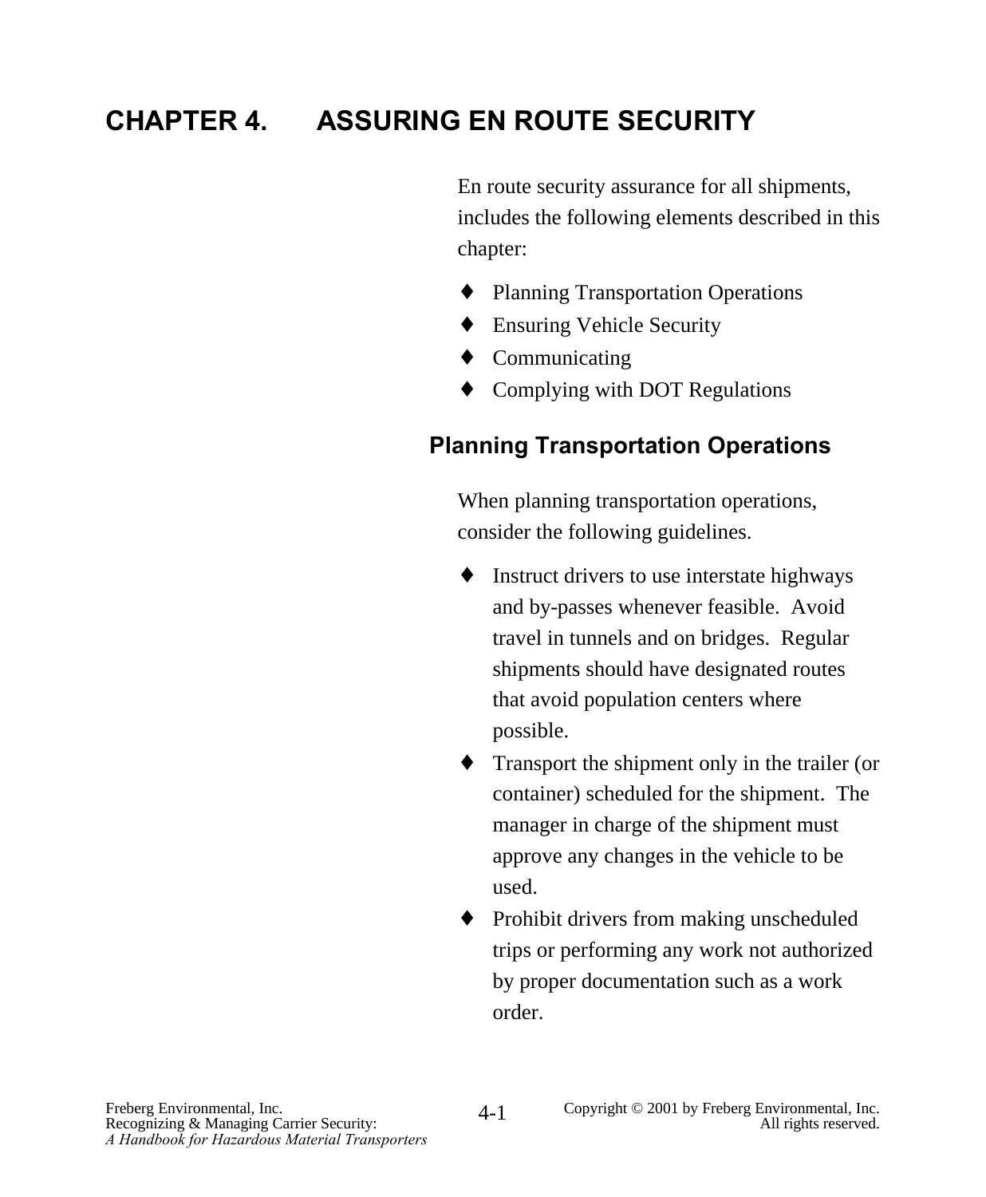# CHAPTER 4. ASSURING EN ROUTE SECURITY

En route security assurance for all shipments, includes the following elements described in this chapter:

- Planning Transportation Operations
- Ensuring Vehicle Security
- Communicating
- Complying with DOT Regulations

## Planning Transportation Operations

When planning transportation operations, consider the following guidelines.

- Instruct drivers to use interstate highways and by-passes whenever feasible. Avoid travel in tunnels and on bridges. Regular shipments should have designated routes that avoid population centers where possible.
- Transport the shipment only in the trailer (or container) scheduled for the shipment. The manager in charge of the shipment must approve any changes in the vehicle to be used.
- Prohibit drivers from making unscheduled trips or performing any work not authorized by proper documentation such as a work order.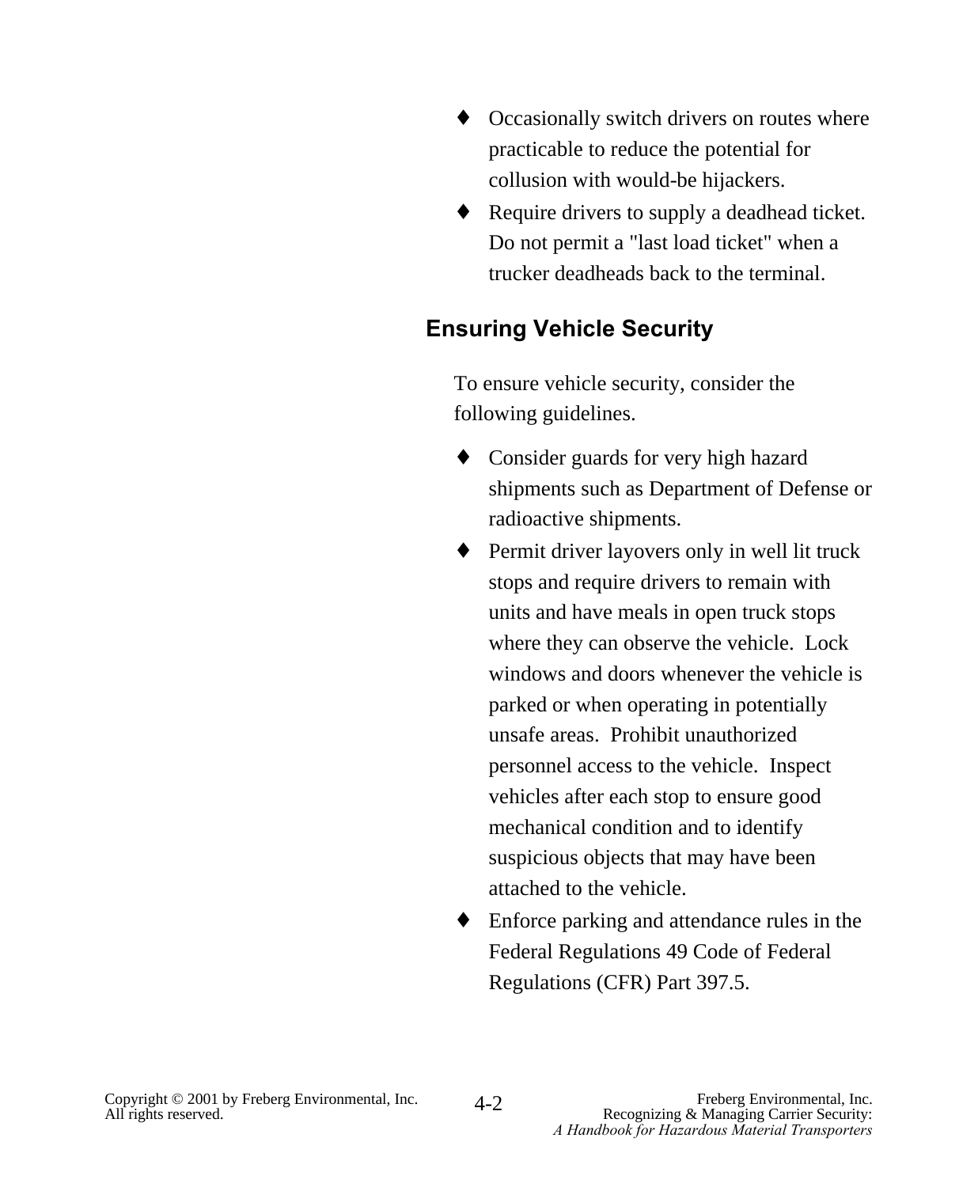- Occasionally switch drivers on routes where practicable to reduce the potential for collusion with would-be hijackers.
- Require drivers to supply a deadhead ticket. Do not permit a "last load ticket" when a trucker deadheads back to the terminal.

## Ensuring Vehicle Security

To ensure vehicle security, consider the following guidelines.

- Consider guards for very high hazard shipments such as Department of Defense or radioactive shipments.
- Permit driver layovers only in well lit truck stops and require drivers to remain with units and have meals in open truck stops where they can observe the vehicle. Lock windows and doors whenever the vehicle is parked or when operating in potentially unsafe areas. Prohibit unauthorized personnel access to the vehicle. Inspect vehicles after each stop to ensure good mechanical condition and to identify suspicious objects that may have been attached to the vehicle.
- Enforce parking and attendance rules in the Federal Regulations 49 Code of Federal Regulations (CFR) Part 397.5.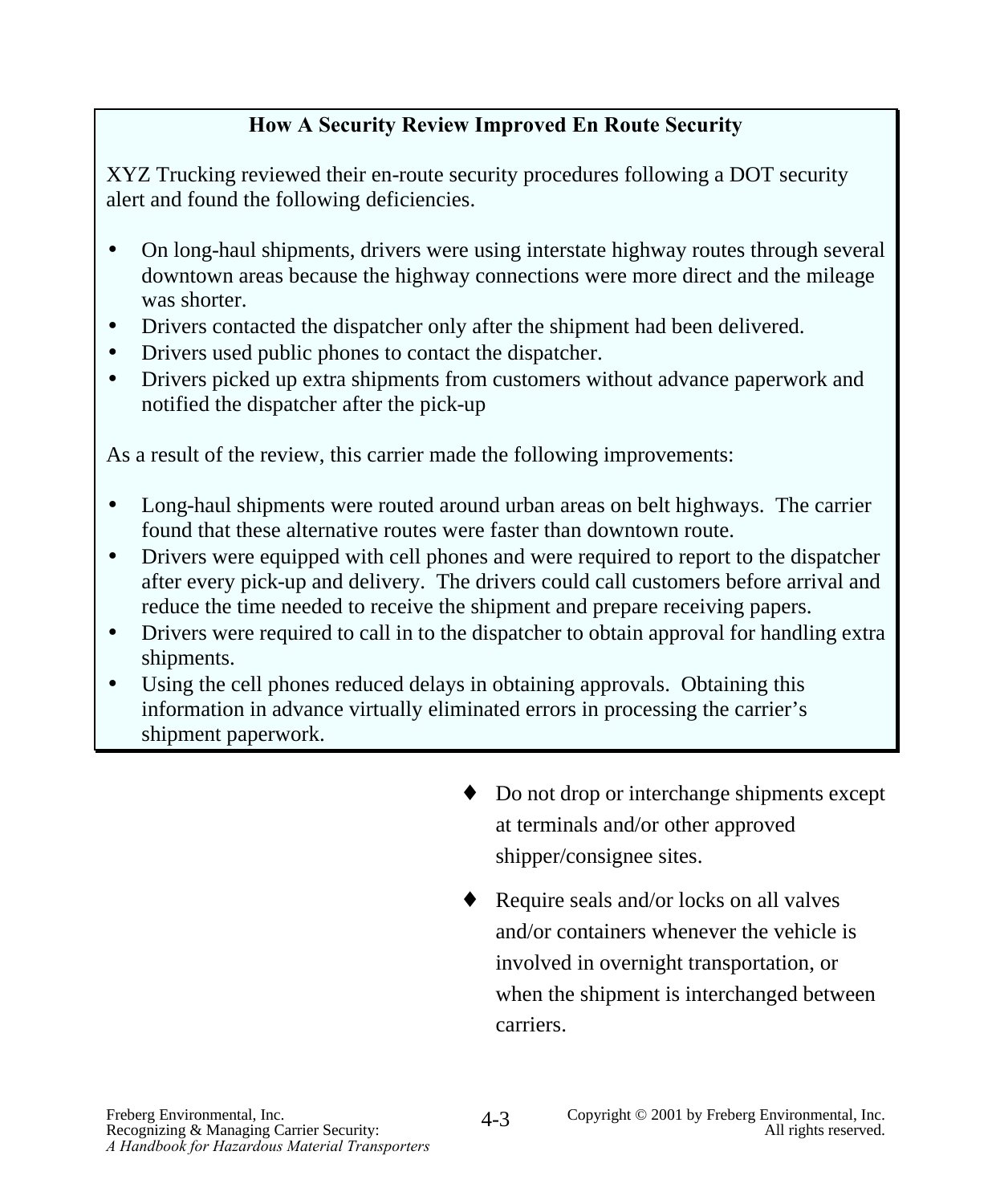**How A Security Review Improved En Route Security**

XYZ Trucking reviewed their en-route security procedures following a DOT security alert and found the following deficiencies.

- On long-haul shipments, drivers were using interstate highway routes through several downtown areas because the highway connections were more direct and the mileage was shorter.
- Drivers contacted the dispatcher only after the shipment had been delivered.
- Drivers used public phones to contact the dispatcher.
- Drivers picked up extra shipments from customers without advance paperwork and notified the dispatcher after the pick-up

As a result of the review, this carrier made the following improvements:

- Long-haul shipments were routed around urban areas on belt highways. The carrier found that these alternative routes were faster than downtown route.
- Drivers were equipped with cell phones and were required to report to the dispatcher after every pick-up and delivery. The drivers could call customers before arrival and reduce the time needed to receive the shipment and prepare receiving papers.
- Drivers were required to call in to the dispatcher to obtain approval for handling extra shipments.
- Using the cell phones reduced delays in obtaining approvals. Obtaining this information in advance virtually eliminated errors in processing the carrier's shipment paperwork.

- Do not drop or interchange shipments except at terminals and/or other approved shipper/consignee sites.
- Require seals and/or locks on all valves and/or containers whenever the vehicle is involved in overnight transportation, or when the shipment is interchanged between carriers.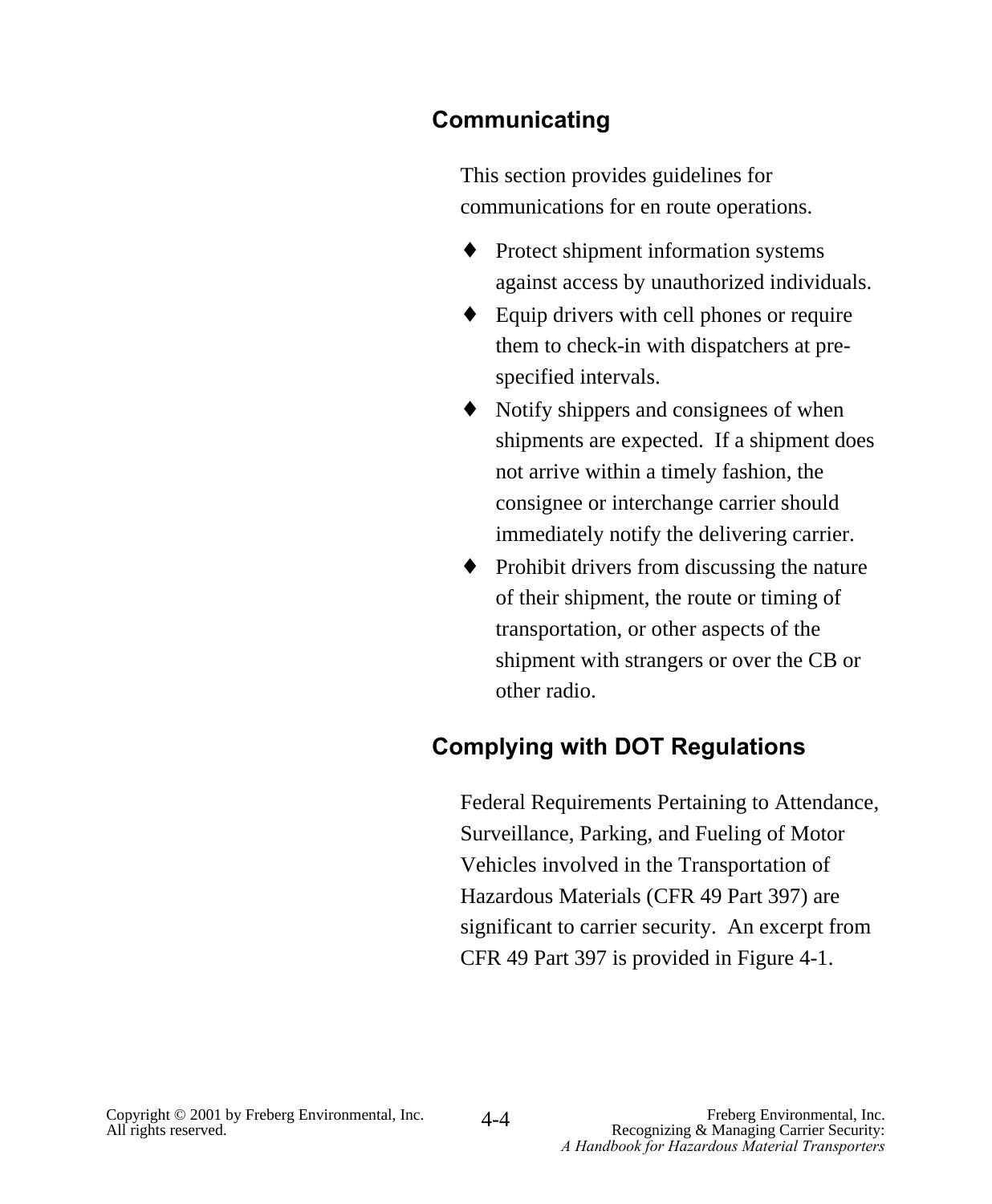## Communicating

This section provides guidelines for communications for en route operations.

- Protect shipment information systems against access by unauthorized individuals.
- Equip drivers with cell phones or require them to check-in with dispatchers at pre-specified intervals.
- Notify shippers and consignees of when shipments are expected. If a shipment does not arrive within a timely fashion, the consignee or interchange carrier should immediately notify the delivering carrier.
- Prohibit drivers from discussing the nature of their shipment, the route or timing of transportation, or other aspects of the shipment with strangers or over the CB or other radio.

## Complying with DOT Regulations

Federal Requirements Pertaining to Attendance, Surveillance, Parking, and Fueling of Motor Vehicles involved in the Transportation of Hazardous Materials (CFR 49 Part 397) are significant to carrier security. An excerpt from CFR 49 Part 397 is provided in Figure 4-1.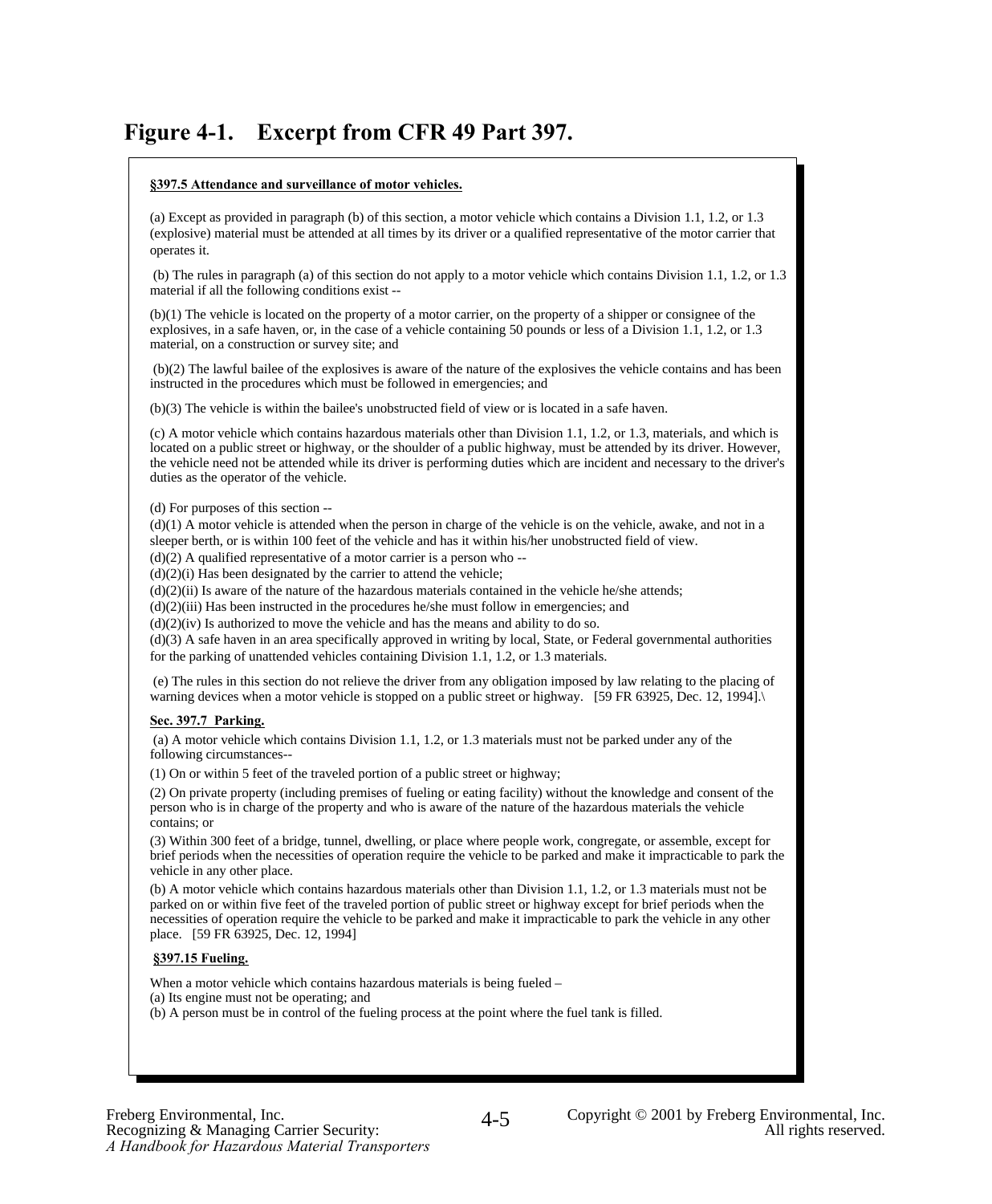# Figure 4-1. Excerpt from CFR 49 Part 397.

**§397.5 Attendance and surveillance of motor vehicles.**

(a) Except as provided in paragraph (b) of this section, a motor vehicle which contains a Division 1.1, 1.2, or 1.3 (explosive) material must be attended at all times by its driver or a qualified representative of the motor carrier that operates it.

(b) The rules in paragraph (a) of this section do not apply to a motor vehicle which contains Division 1.1, 1.2, or 1.3 material if all the following conditions exist --

(b)(1) The vehicle is located on the property of a motor carrier, on the property of a shipper or consignee of the explosives, in a safe haven, or, in the case of a vehicle containing 50 pounds or less of a Division 1.1, 1.2, or 1.3 material, on a construction or survey site; and

(b)(2) The lawful bailee of the explosives is aware of the nature of the explosives the vehicle contains and has been instructed in the procedures which must be followed in emergencies; and

(b)(3) The vehicle is within the bailee's unobstructed field of view or is located in a safe haven.

(c) A motor vehicle which contains hazardous materials other than Division 1.1, 1.2, or 1.3, materials, and which is located on a public street or highway, or the shoulder of a public highway, must be attended by its driver. However, the vehicle need not be attended while its driver is performing duties which are incident and necessary to the driver's duties as the operator of the vehicle.

(d) For purposes of this section --
(d)(1) A motor vehicle is attended when the person in charge of the vehicle is on the vehicle, awake, and not in a sleeper berth, or is within 100 feet of the vehicle and has it within his/her unobstructed field of view.
(d)(2) A qualified representative of a motor carrier is a person who --
(d)(2)(i) Has been designated by the carrier to attend the vehicle;
(d)(2)(ii) Is aware of the nature of the hazardous materials contained in the vehicle he/she attends;
(d)(2)(iii) Has been instructed in the procedures he/she must follow in emergencies; and
(d)(2)(iv) Is authorized to move the vehicle and has the means and ability to do so.
(d)(3) A safe haven in an area specifically approved in writing by local, State, or Federal governmental authorities for the parking of unattended vehicles containing Division 1.1, 1.2, or 1.3 materials.

(e) The rules in this section do not relieve the driver from any obligation imposed by law relating to the placing of warning devices when a motor vehicle is stopped on a public street or highway. [59 FR 63925, Dec. 12, 1994].\

**Sec. 397.7 Parking.**

(a) A motor vehicle which contains Division 1.1, 1.2, or 1.3 materials must not be parked under any of the following circumstances--

(1) On or within 5 feet of the traveled portion of a public street or highway;

(2) On private property (including premises of fueling or eating facility) without the knowledge and consent of the person who is in charge of the property and who is aware of the nature of the hazardous materials the vehicle contains; or

(3) Within 300 feet of a bridge, tunnel, dwelling, or place where people work, congregate, or assemble, except for brief periods when the necessities of operation require the vehicle to be parked and make it impracticable to park the vehicle in any other place.

(b) A motor vehicle which contains hazardous materials other than Division 1.1, 1.2, or 1.3 materials must not be parked on or within five feet of the traveled portion of public street or highway except for brief periods when the necessities of operation require the vehicle to be parked and make it impracticable to park the vehicle in any other place. [59 FR 63925, Dec. 12, 1994]

**§397.15 Fueling.**

When a motor vehicle which contains hazardous materials is being fueled –
(a) Its engine must not be operating; and
(b) A person must be in control of the fueling process at the point where the fuel tank is filled.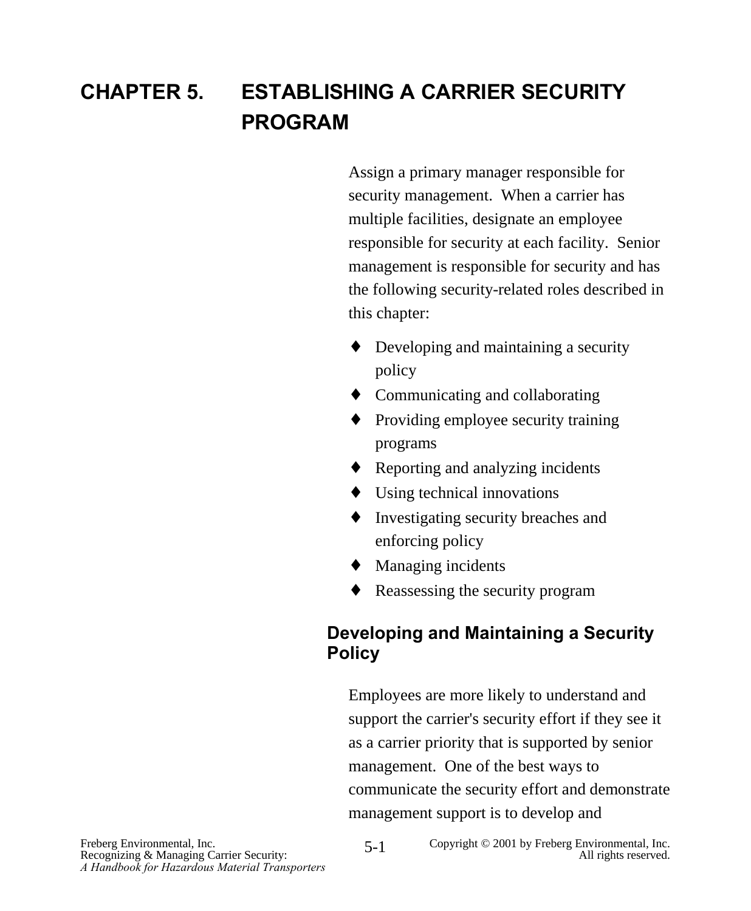# CHAPTER 5. ESTABLISHING A CARRIER SECURITY PROGRAM

Assign a primary manager responsible for security management. When a carrier has multiple facilities, designate an employee responsible for security at each facility. Senior management is responsible for security and has the following security-related roles described in this chapter:

- Developing and maintaining a security policy
- Communicating and collaborating
- Providing employee security training programs
- Reporting and analyzing incidents
- Using technical innovations
- Investigating security breaches and enforcing policy
- Managing incidents
- Reassessing the security program

## Developing and Maintaining a Security Policy

Employees are more likely to understand and support the carrier's security effort if they see it as a carrier priority that is supported by senior management. One of the best ways to communicate the security effort and demonstrate management support is to develop and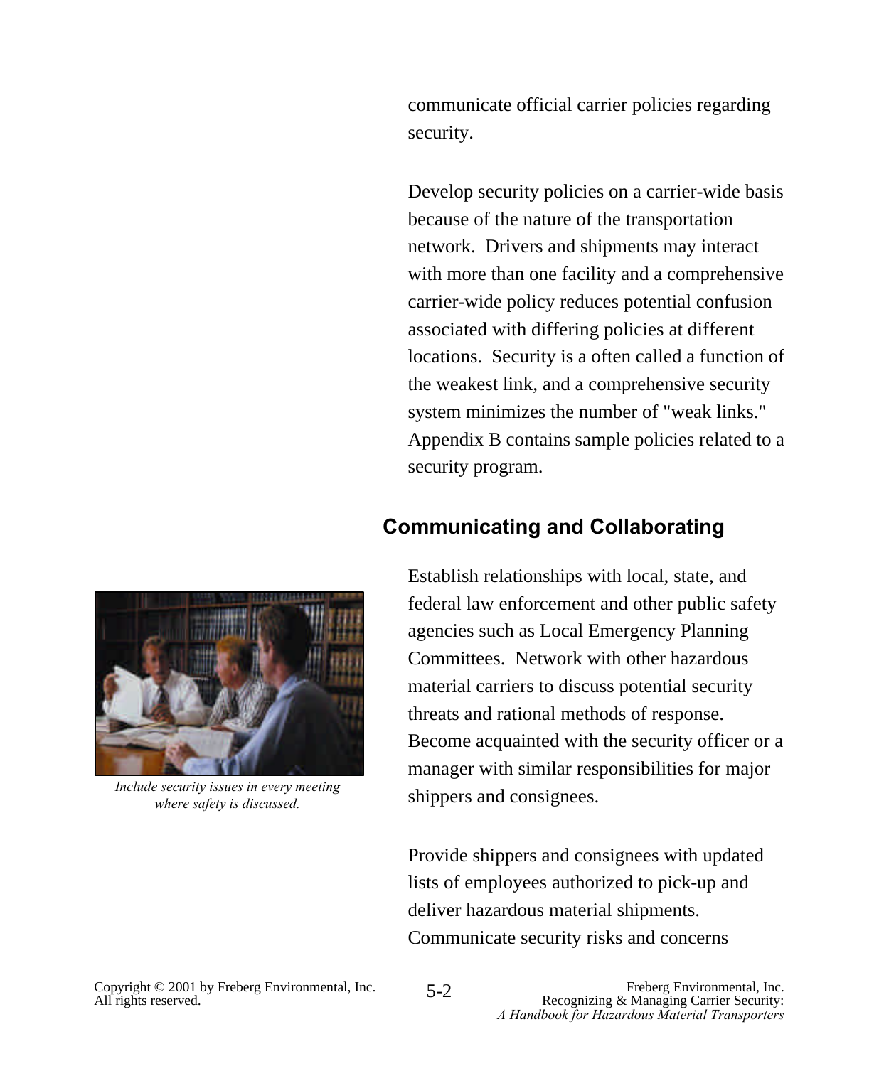communicate official carrier policies regarding security.

Develop security policies on a carrier-wide basis because of the nature of the transportation network. Drivers and shipments may interact with more than one facility and a comprehensive carrier-wide policy reduces potential confusion associated with differing policies at different locations. Security is a often called a function of the weakest link, and a comprehensive security system minimizes the number of "weak links." Appendix B contains sample policies related to a security program.

## Communicating and Collaborating

*Include security issues in every meeting where safety is discussed.*

Establish relationships with local, state, and federal law enforcement and other public safety agencies such as Local Emergency Planning Committees. Network with other hazardous material carriers to discuss potential security threats and rational methods of response. Become acquainted with the security officer or a manager with similar responsibilities for major shippers and consignees.

Provide shippers and consignees with updated lists of employees authorized to pick-up and deliver hazardous material shipments. Communicate security risks and concerns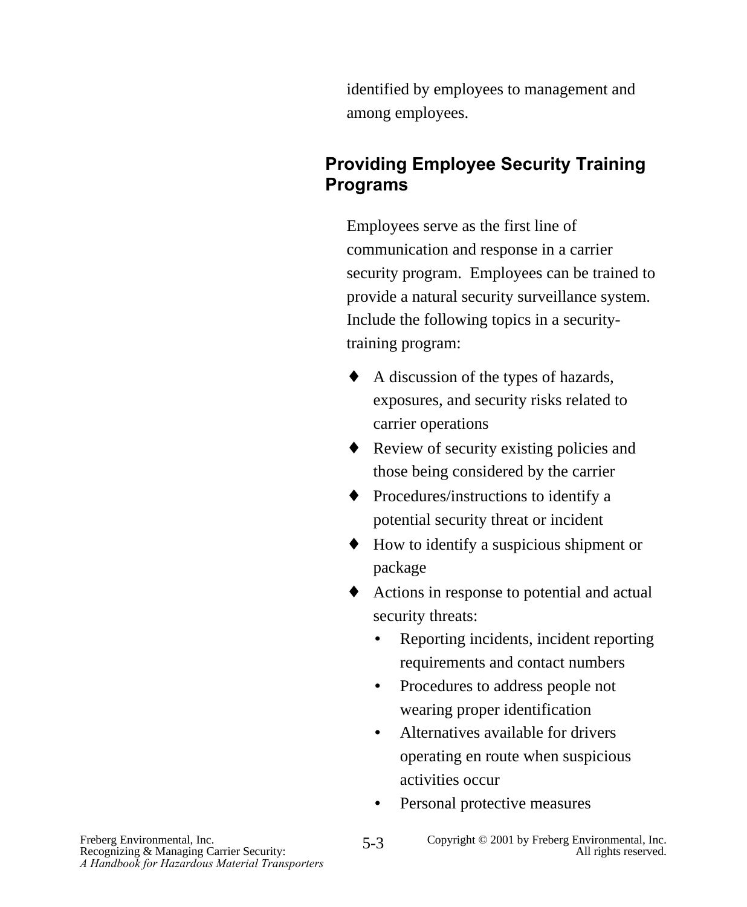identified by employees to management and among employees.

## Providing Employee Security Training Programs

Employees serve as the first line of communication and response in a carrier security program. Employees can be trained to provide a natural security surveillance system. Include the following topics in a security-training program:

- A discussion of the types of hazards, exposures, and security risks related to carrier operations
- Review of security existing policies and those being considered by the carrier
- Procedures/instructions to identify a potential security threat or incident
- How to identify a suspicious shipment or package
- Actions in response to potential and actual security threats:
  - Reporting incidents, incident reporting requirements and contact numbers
  - Procedures to address people not wearing proper identification
  - Alternatives available for drivers operating en route when suspicious activities occur
  - Personal protective measures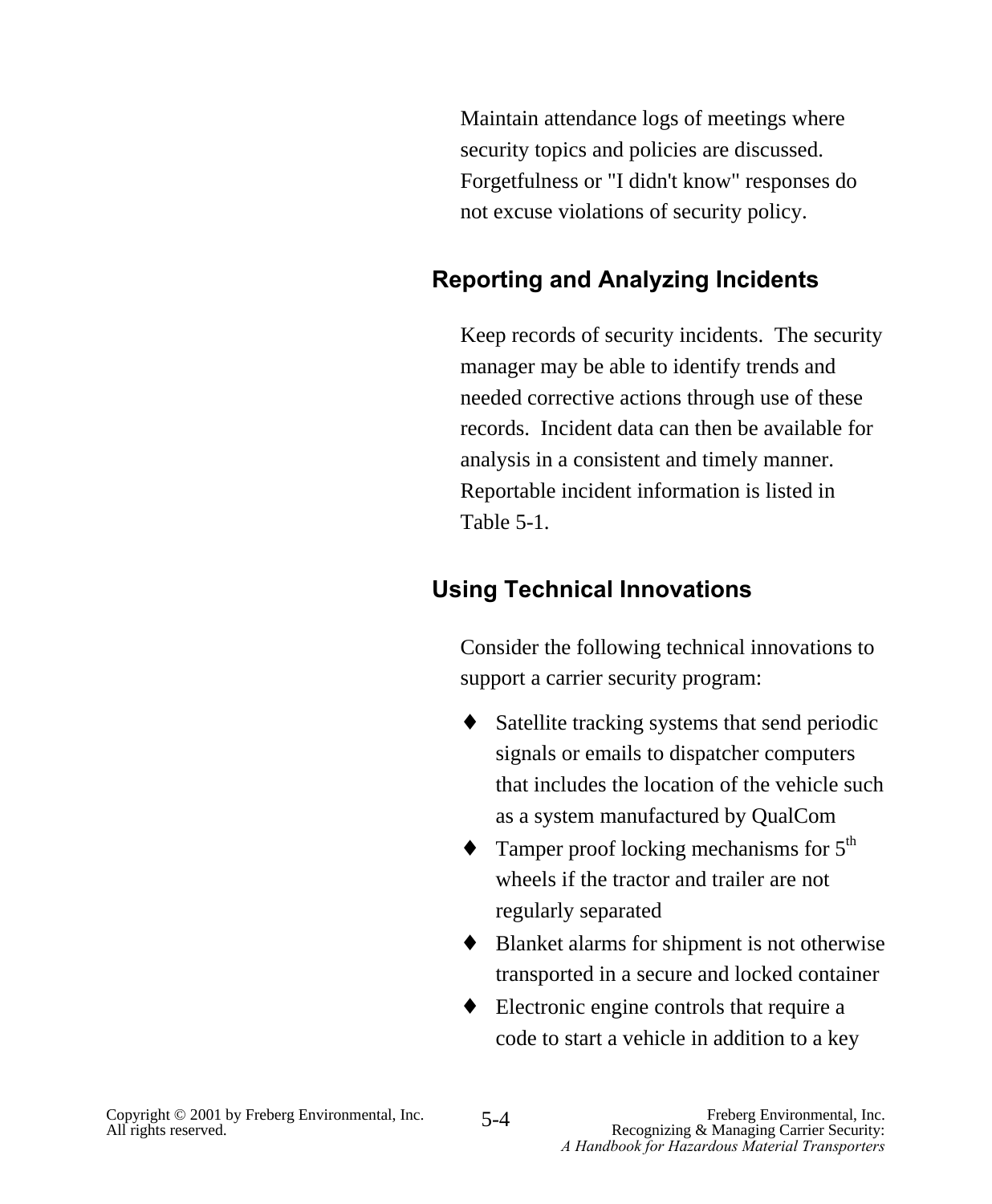Maintain attendance logs of meetings where security topics and policies are discussed. Forgetfulness or "I didn't know" responses do not excuse violations of security policy.

## Reporting and Analyzing Incidents

Keep records of security incidents. The security manager may be able to identify trends and needed corrective actions through use of these records. Incident data can then be available for analysis in a consistent and timely manner. Reportable incident information is listed in Table 5-1.

## Using Technical Innovations

Consider the following technical innovations to support a carrier security program:

- Satellite tracking systems that send periodic signals or emails to dispatcher computers that includes the location of the vehicle such as a system manufactured by QualCom
- Tamper proof locking mechanisms for 5th wheels if the tractor and trailer are not regularly separated
- Blanket alarms for shipment is not otherwise transported in a secure and locked container
- Electronic engine controls that require a code to start a vehicle in addition to a key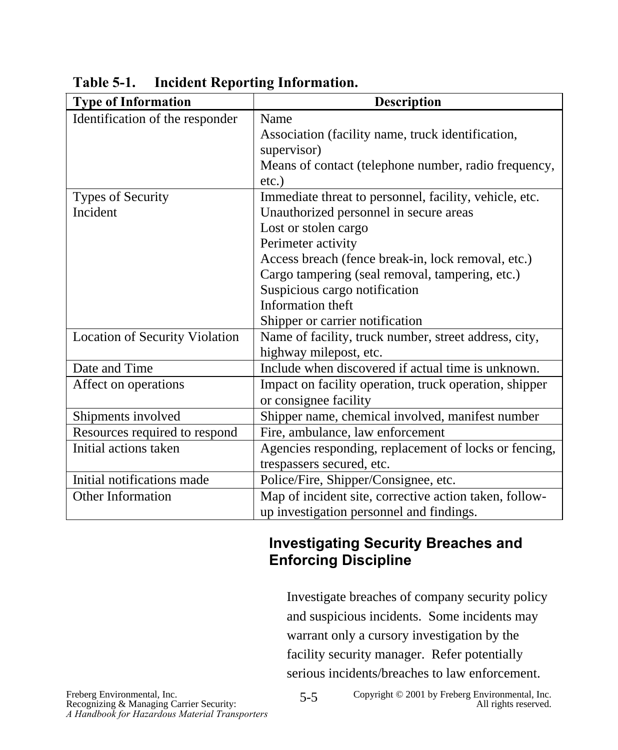**Table 5-1. Incident Reporting Information.**

| Type of Information | Description |
|---|---|
| Identification of the responder | Name<br>Association (facility name, truck identification, supervisor)<br>Means of contact (telephone number, radio frequency, etc.) |
| Types of Security Incident | Immediate threat to personnel, facility, vehicle, etc.<br>Unauthorized personnel in secure areas<br>Lost or stolen cargo<br>Perimeter activity<br>Access breach (fence break-in, lock removal, etc.)<br>Cargo tampering (seal removal, tampering, etc.)<br>Suspicious cargo notification<br>Information theft<br>Shipper or carrier notification |
| Location of Security Violation | Name of facility, truck number, street address, city, highway milepost, etc. |
| Date and Time | Include when discovered if actual time is unknown. |
| Affect on operations | Impact on facility operation, truck operation, shipper or consignee facility |
| Shipments involved | Shipper name, chemical involved, manifest number |
| Resources required to respond | Fire, ambulance, law enforcement |
| Initial actions taken | Agencies responding, replacement of locks or fencing, trespassers secured, etc. |
| Initial notifications made | Police/Fire, Shipper/Consignee, etc. |
| Other Information | Map of incident site, corrective action taken, follow-up investigation personnel and findings. |

## Investigating Security Breaches and Enforcing Discipline

Investigate breaches of company security policy and suspicious incidents. Some incidents may warrant only a cursory investigation by the facility security manager. Refer potentially serious incidents/breaches to law enforcement.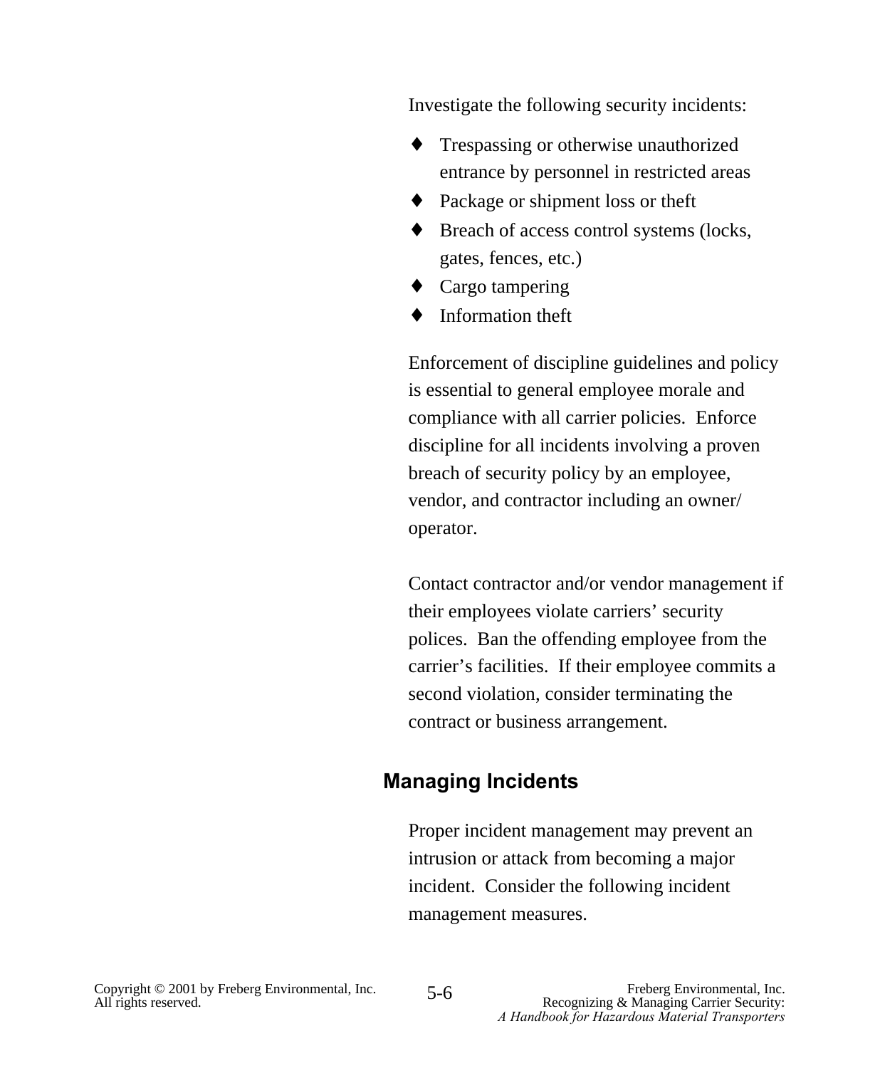Investigate the following security incidents:

- Trespassing or otherwise unauthorized entrance by personnel in restricted areas
- Package or shipment loss or theft
- Breach of access control systems (locks, gates, fences, etc.)
- Cargo tampering
- Information theft

Enforcement of discipline guidelines and policy is essential to general employee morale and compliance with all carrier policies. Enforce discipline for all incidents involving a proven breach of security policy by an employee, vendor, and contractor including an owner/operator.

Contact contractor and/or vendor management if their employees violate carriers' security polices. Ban the offending employee from the carrier's facilities. If their employee commits a second violation, consider terminating the contract or business arrangement.

## Managing Incidents

Proper incident management may prevent an intrusion or attack from becoming a major incident. Consider the following incident management measures.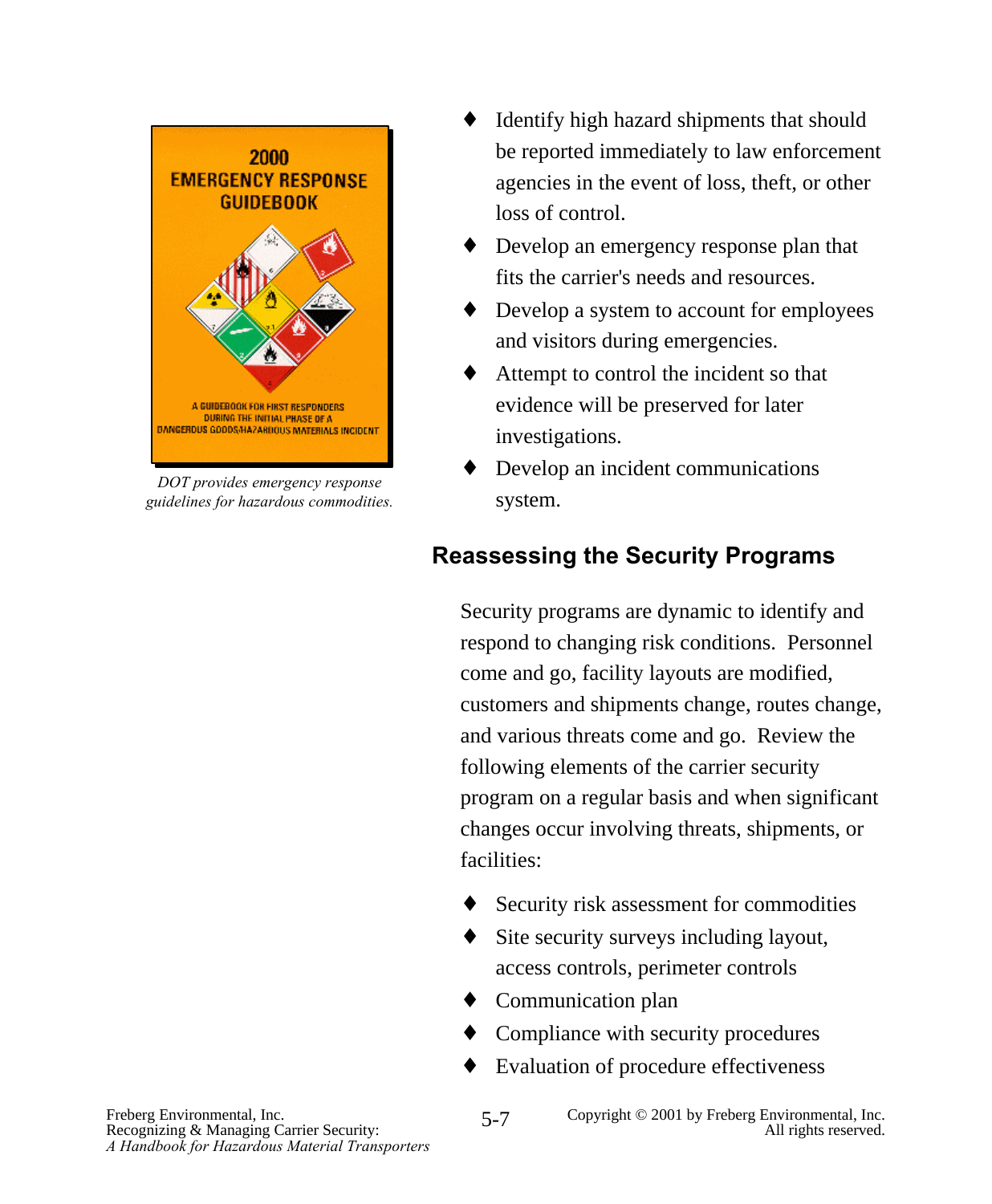*DOT provides emergency response guidelines for hazardous commodities.*

- Identify high hazard shipments that should be reported immediately to law enforcement agencies in the event of loss, theft, or other loss of control.
- Develop an emergency response plan that fits the carrier's needs and resources.
- Develop a system to account for employees and visitors during emergencies.
- Attempt to control the incident so that evidence will be preserved for later investigations.
- Develop an incident communications system.

## Reassessing the Security Programs

Security programs are dynamic to identify and respond to changing risk conditions. Personnel come and go, facility layouts are modified, customers and shipments change, routes change, and various threats come and go. Review the following elements of the carrier security program on a regular basis and when significant changes occur involving threats, shipments, or facilities:

- Security risk assessment for commodities
- Site security surveys including layout, access controls, perimeter controls
- Communication plan
- Compliance with security procedures
- Evaluation of procedure effectiveness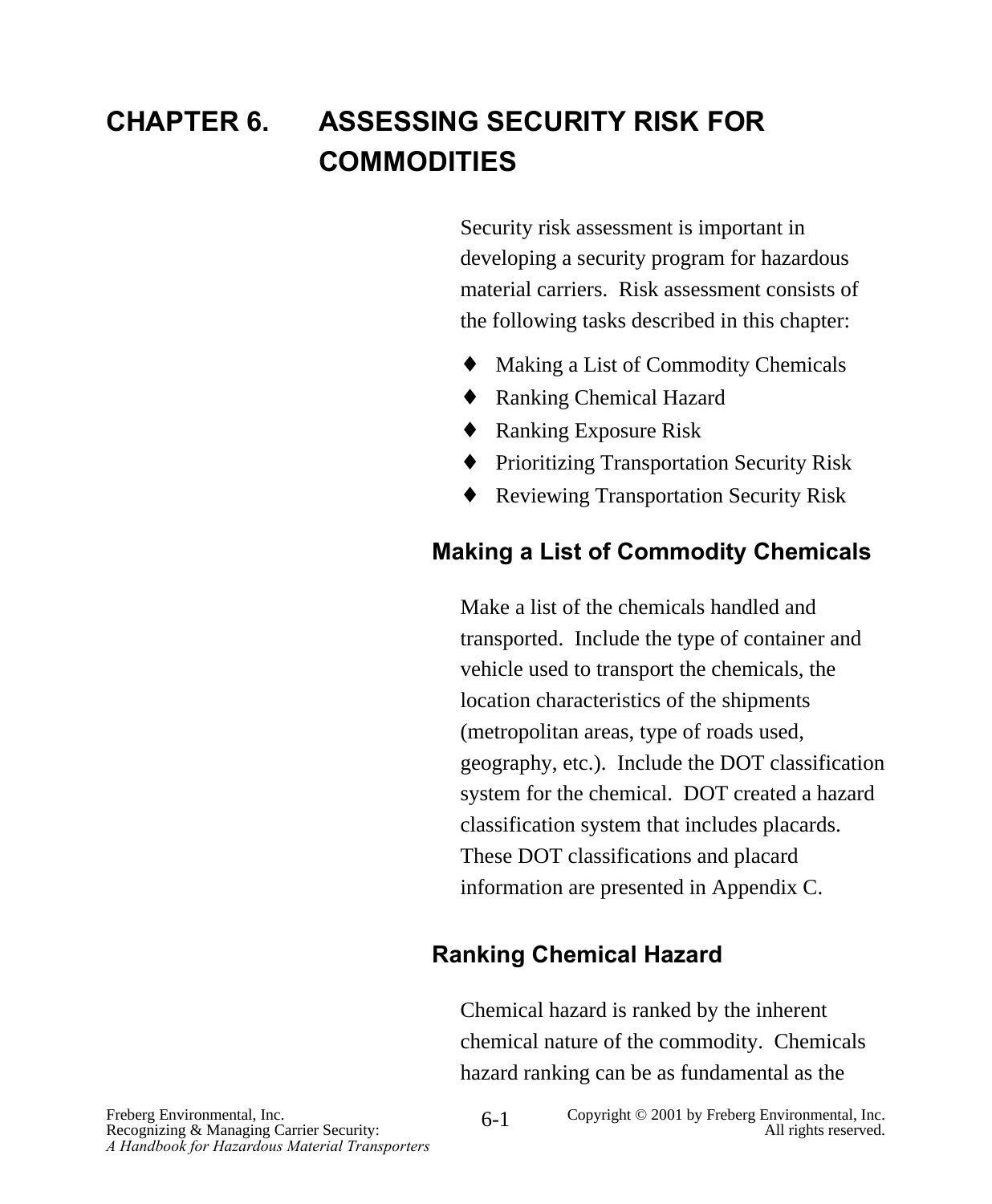# CHAPTER 6. ASSESSING SECURITY RISK FOR COMMODITIES

Security risk assessment is important in developing a security program for hazardous material carriers. Risk assessment consists of the following tasks described in this chapter:

- Making a List of Commodity Chemicals
- Ranking Chemical Hazard
- Ranking Exposure Risk
- Prioritizing Transportation Security Risk
- Reviewing Transportation Security Risk

## Making a List of Commodity Chemicals

Make a list of the chemicals handled and transported. Include the type of container and vehicle used to transport the chemicals, the location characteristics of the shipments (metropolitan areas, type of roads used, geography, etc.). Include the DOT classification system for the chemical. DOT created a hazard classification system that includes placards. These DOT classifications and placard information are presented in Appendix C.

## Ranking Chemical Hazard

Chemical hazard is ranked by the inherent chemical nature of the commodity. Chemicals hazard ranking can be as fundamental as the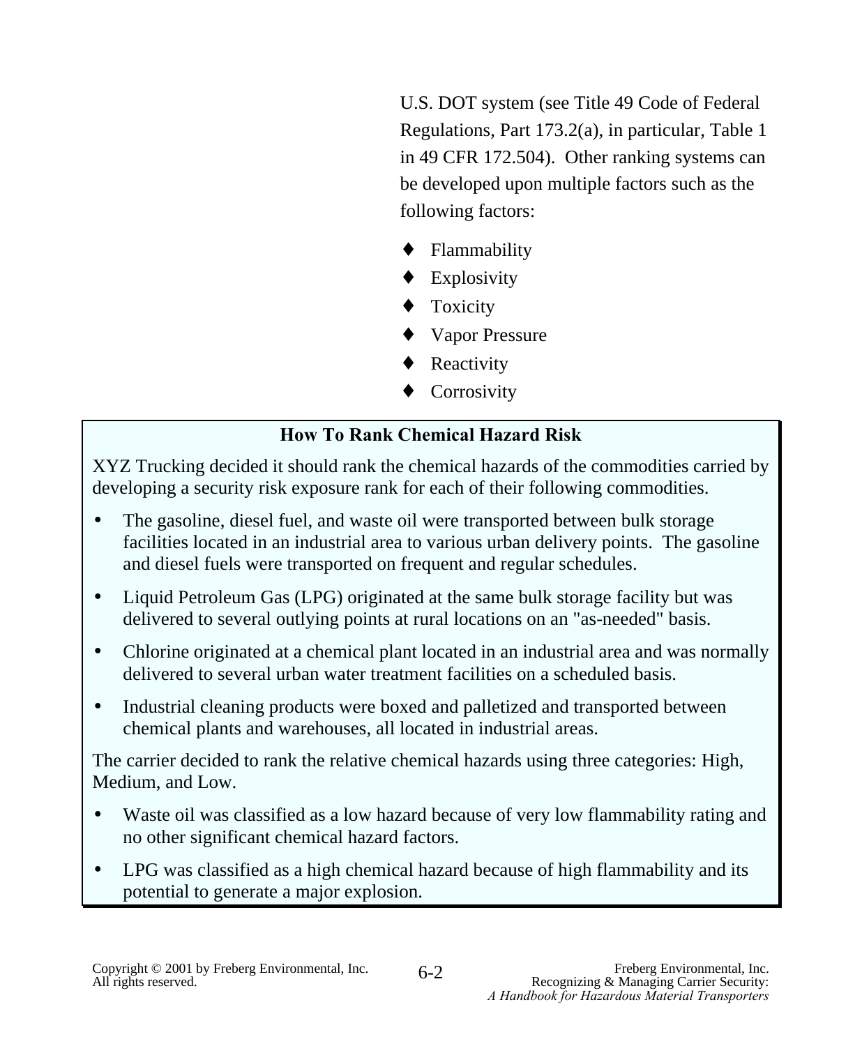U.S. DOT system (see Title 49 Code of Federal Regulations, Part 173.2(a), in particular, Table 1 in 49 CFR 172.504). Other ranking systems can be developed upon multiple factors such as the following factors:

- Flammability
- Explosivity
- Toxicity
- Vapor Pressure
- Reactivity
- Corrosivity

**How To Rank Chemical Hazard Risk**

XYZ Trucking decided it should rank the chemical hazards of the commodities carried by developing a security risk exposure rank for each of their following commodities.

- The gasoline, diesel fuel, and waste oil were transported between bulk storage facilities located in an industrial area to various urban delivery points. The gasoline and diesel fuels were transported on frequent and regular schedules.
- Liquid Petroleum Gas (LPG) originated at the same bulk storage facility but was delivered to several outlying points at rural locations on an "as-needed" basis.
- Chlorine originated at a chemical plant located in an industrial area and was normally delivered to several urban water treatment facilities on a scheduled basis.
- Industrial cleaning products were boxed and palletized and transported between chemical plants and warehouses, all located in industrial areas.

The carrier decided to rank the relative chemical hazards using three categories: High, Medium, and Low.

- Waste oil was classified as a low hazard because of very low flammability rating and no other significant chemical hazard factors.
- LPG was classified as a high chemical hazard because of high flammability and its potential to generate a major explosion.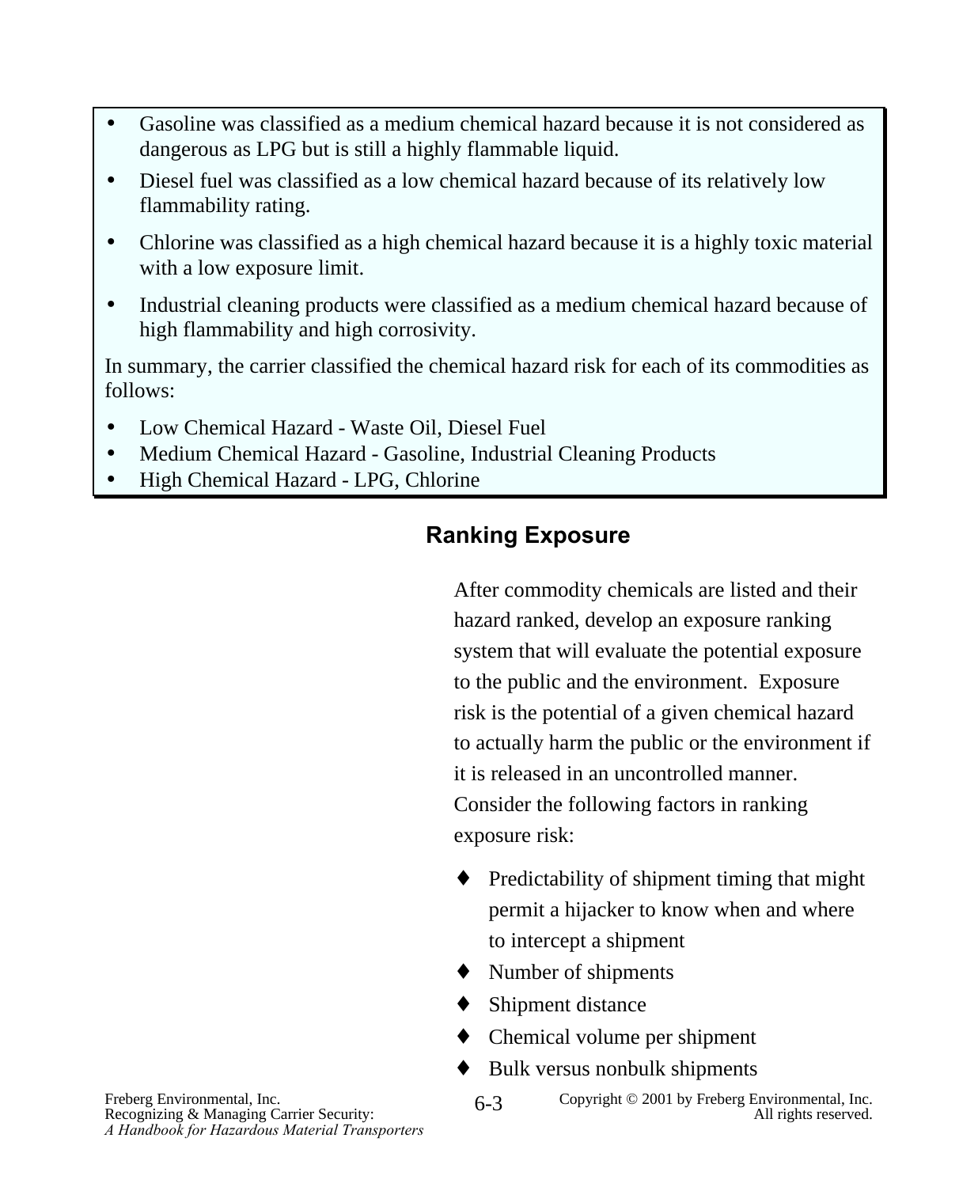- Gasoline was classified as a medium chemical hazard because it is not considered as dangerous as LPG but is still a highly flammable liquid.
- Diesel fuel was classified as a low chemical hazard because of its relatively low flammability rating.
- Chlorine was classified as a high chemical hazard because it is a highly toxic material with a low exposure limit.
- Industrial cleaning products were classified as a medium chemical hazard because of high flammability and high corrosivity.

In summary, the carrier classified the chemical hazard risk for each of its commodities as follows:

- Low Chemical Hazard - Waste Oil, Diesel Fuel
- Medium Chemical Hazard - Gasoline, Industrial Cleaning Products
- High Chemical Hazard - LPG, Chlorine

## Ranking Exposure

After commodity chemicals are listed and their hazard ranked, develop an exposure ranking system that will evaluate the potential exposure to the public and the environment. Exposure risk is the potential of a given chemical hazard to actually harm the public or the environment if it is released in an uncontrolled manner. Consider the following factors in ranking exposure risk:

- Predictability of shipment timing that might permit a hijacker to know when and where to intercept a shipment
- Number of shipments
- Shipment distance
- Chemical volume per shipment
- Bulk versus nonbulk shipments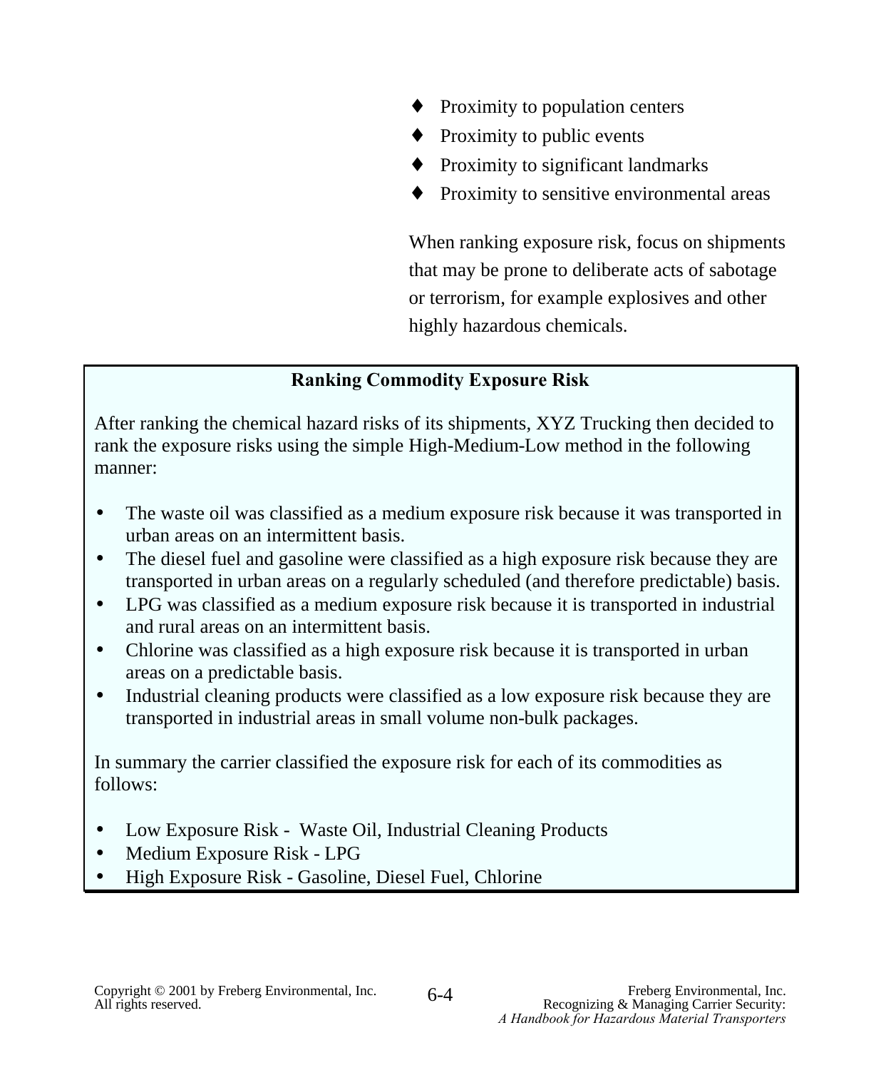- Proximity to population centers
- Proximity to public events
- Proximity to significant landmarks
- Proximity to sensitive environmental areas

When ranking exposure risk, focus on shipments that may be prone to deliberate acts of sabotage or terrorism, for example explosives and other highly hazardous chemicals.

**Ranking Commodity Exposure Risk**

After ranking the chemical hazard risks of its shipments, XYZ Trucking then decided to rank the exposure risks using the simple High-Medium-Low method in the following manner:

- The waste oil was classified as a medium exposure risk because it was transported in urban areas on an intermittent basis.
- The diesel fuel and gasoline were classified as a high exposure risk because they are transported in urban areas on a regularly scheduled (and therefore predictable) basis.
- LPG was classified as a medium exposure risk because it is transported in industrial and rural areas on an intermittent basis.
- Chlorine was classified as a high exposure risk because it is transported in urban areas on a predictable basis.
- Industrial cleaning products were classified as a low exposure risk because they are transported in industrial areas in small volume non-bulk packages.

In summary the carrier classified the exposure risk for each of its commodities as follows:

- Low Exposure Risk - Waste Oil, Industrial Cleaning Products
- Medium Exposure Risk - LPG
- High Exposure Risk - Gasoline, Diesel Fuel, Chlorine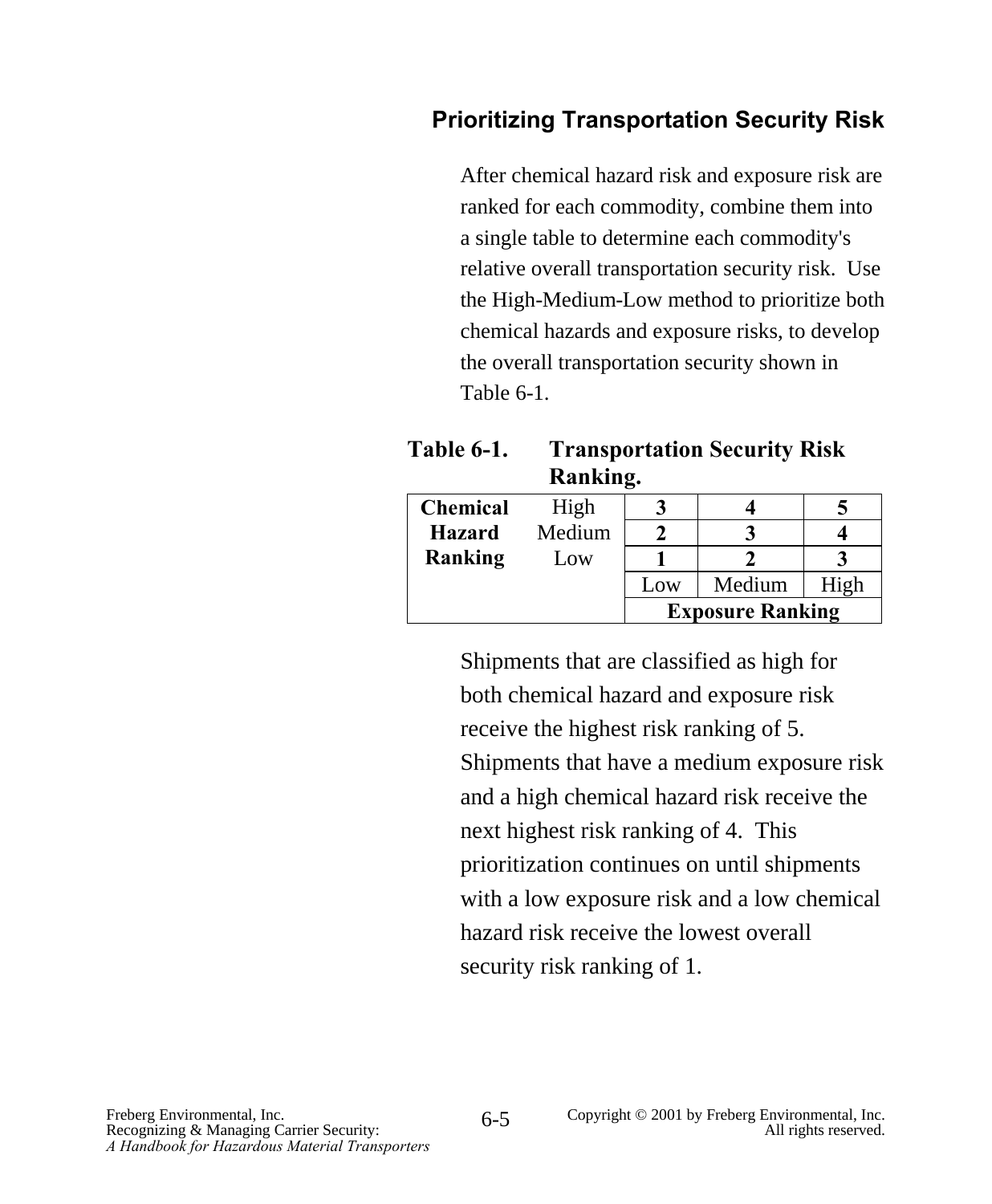## Prioritizing Transportation Security Risk

After chemical hazard risk and exposure risk are ranked for each commodity, combine them into a single table to determine each commodity's relative overall transportation security risk.  Use the High-Medium-Low method to prioritize both chemical hazards and exposure risks, to develop the overall transportation security shown in Table 6-1.

**Table 6-1. Transportation Security Risk Ranking.**

| **Chemical Hazard Ranking** | | | | |
|---|---|---|---|---|
| | High | **3** | **4** | **5** |
| | Medium | **2** | **3** | **4** |
| | Low | **1** | **2** | **3** |
| | | Low | Medium | High |
| | | **Exposure Ranking** | | |

Shipments that are classified as high for both chemical hazard and exposure risk receive the highest risk ranking of 5. Shipments that have a medium exposure risk and a high chemical hazard risk receive the next highest risk ranking of 4.  This prioritization continues on until shipments with a low exposure risk and a low chemical hazard risk receive the lowest overall security risk ranking of 1.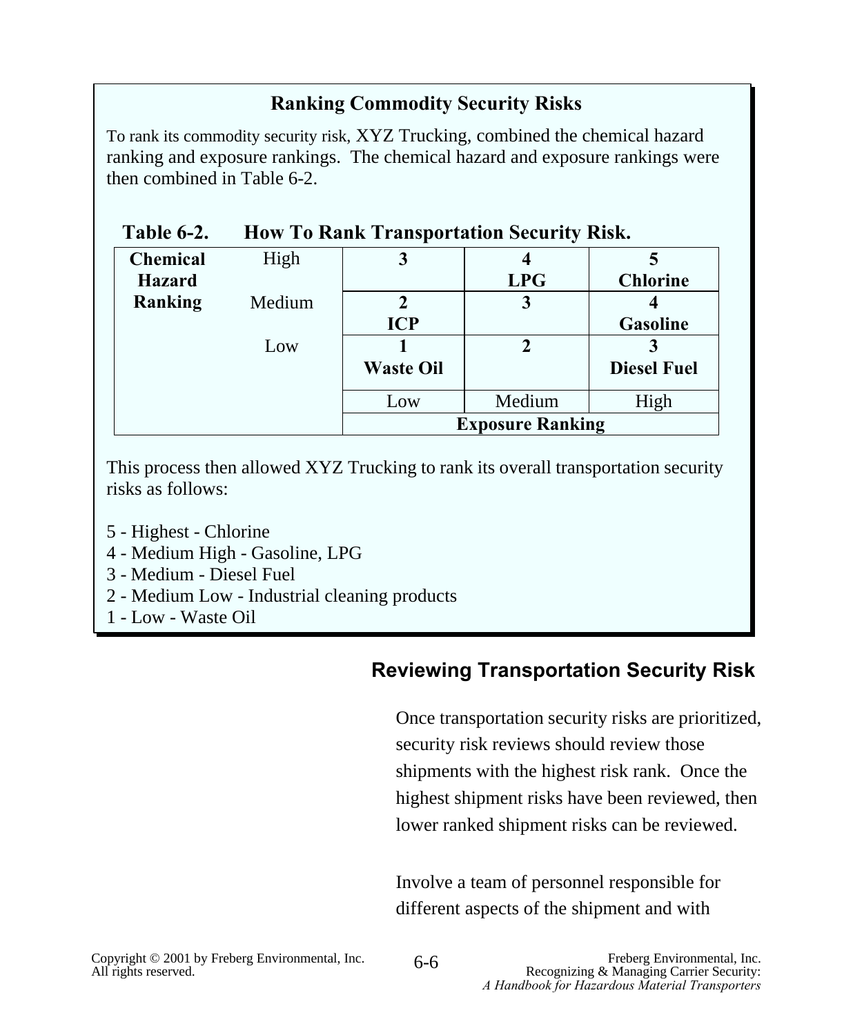### Ranking Commodity Security Risks

To rank its commodity security risk, XYZ Trucking, combined the chemical hazard ranking and exposure rankings. The chemical hazard and exposure rankings were then combined in Table 6-2.

**Table 6-2. How To Rank Transportation Security Risk.**

| Chemical Hazard Ranking | | | | |
|---|---|---|---|---|
| | High | **3** | **4** **LPG** | **5** **Chlorine** |
| | Medium | **2** **ICP** | **3** | **4** **Gasoline** |
| | Low | **1** **Waste Oil** | **2** | **3** **Diesel Fuel** |
| | | Low | Medium | High |
| | | **Exposure Ranking** | | |

This process then allowed XYZ Trucking to rank its overall transportation security risks as follows:

5 - Highest - Chlorine
4 - Medium High - Gasoline, LPG
3 - Medium - Diesel Fuel
2 - Medium Low - Industrial cleaning products
1 - Low - Waste Oil

## Reviewing Transportation Security Risk

Once transportation security risks are prioritized, security risk reviews should review those shipments with the highest risk rank. Once the highest shipment risks have been reviewed, then lower ranked shipment risks can be reviewed.

Involve a team of personnel responsible for different aspects of the shipment and with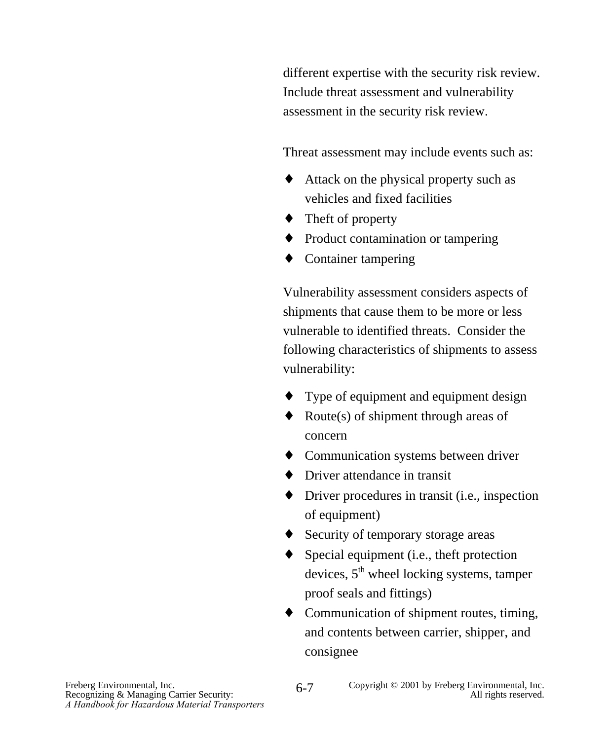different expertise with the security risk review. Include threat assessment and vulnerability assessment in the security risk review.

Threat assessment may include events such as:

- Attack on the physical property such as vehicles and fixed facilities
- Theft of property
- Product contamination or tampering
- Container tampering

Vulnerability assessment considers aspects of shipments that cause them to be more or less vulnerable to identified threats. Consider the following characteristics of shipments to assess vulnerability:

- Type of equipment and equipment design
- Route(s) of shipment through areas of concern
- Communication systems between driver
- Driver attendance in transit
- Driver procedures in transit (i.e., inspection of equipment)
- Security of temporary storage areas
- Special equipment (i.e., theft protection devices, 5th wheel locking systems, tamper proof seals and fittings)
- Communication of shipment routes, timing, and contents between carrier, shipper, and consignee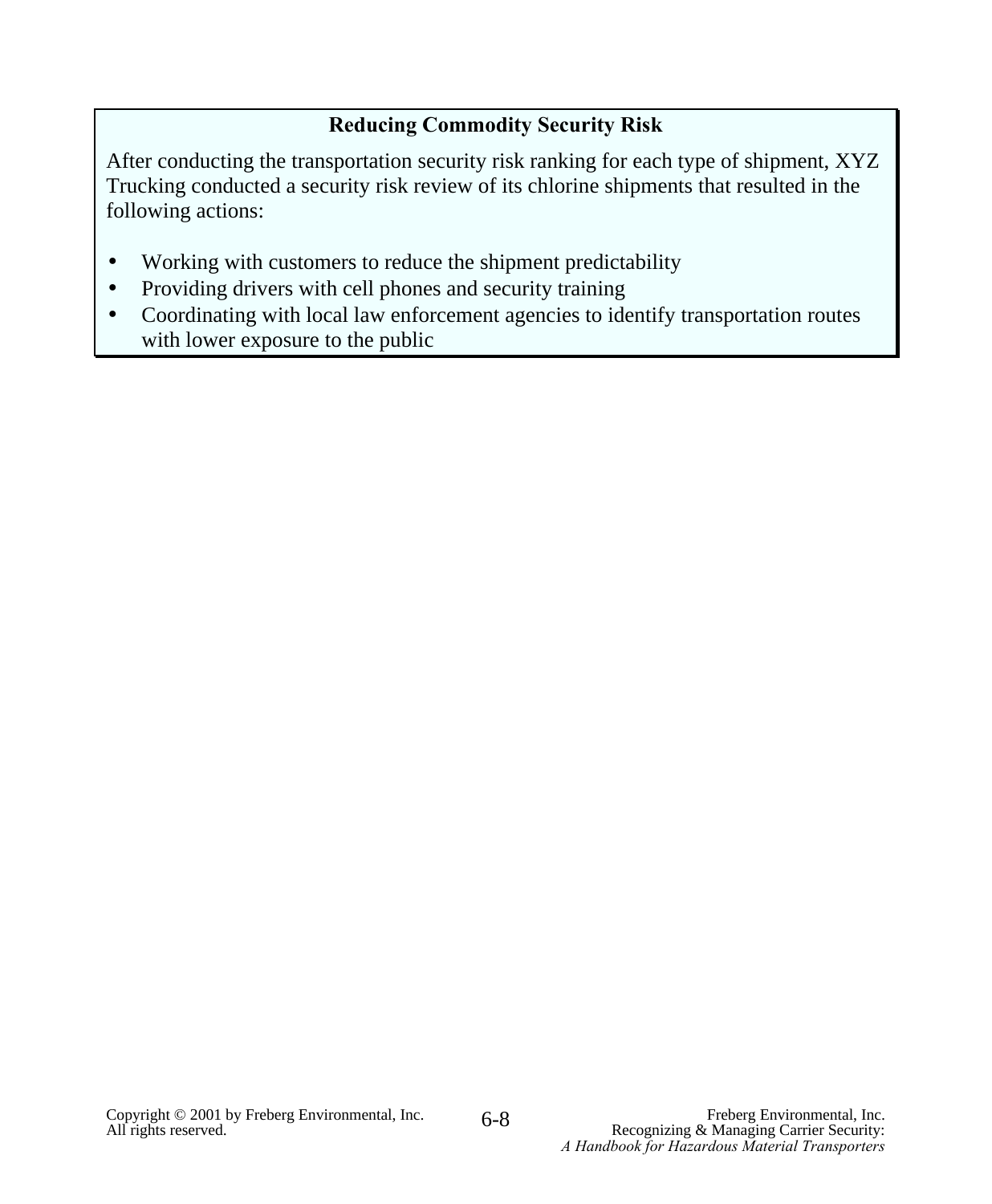**Reducing Commodity Security Risk**

After conducting the transportation security risk ranking for each type of shipment, XYZ Trucking conducted a security risk review of its chlorine shipments that resulted in the following actions:

- Working with customers to reduce the shipment predictability
- Providing drivers with cell phones and security training
- Coordinating with local law enforcement agencies to identify transportation routes with lower exposure to the public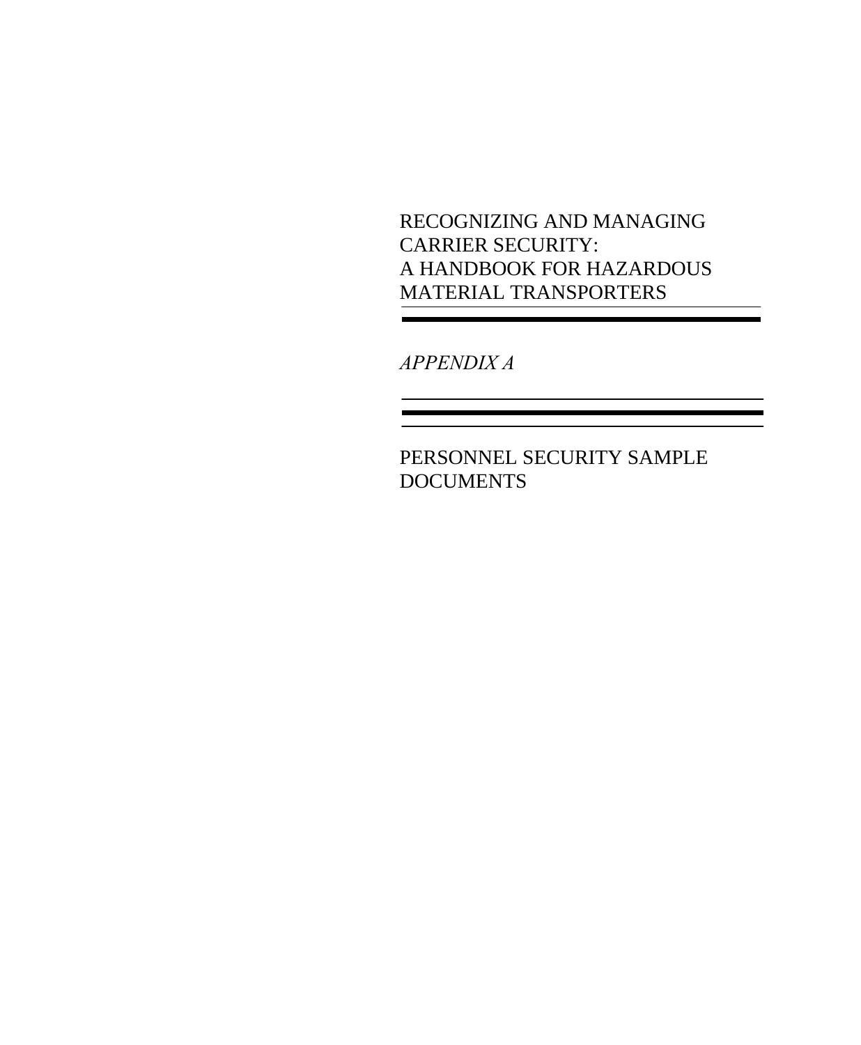RECOGNIZING AND MANAGING CARRIER SECURITY: A HANDBOOK FOR HAZARDOUS MATERIAL TRANSPORTERS

*APPENDIX A*

# PERSONNEL SECURITY SAMPLE DOCUMENTS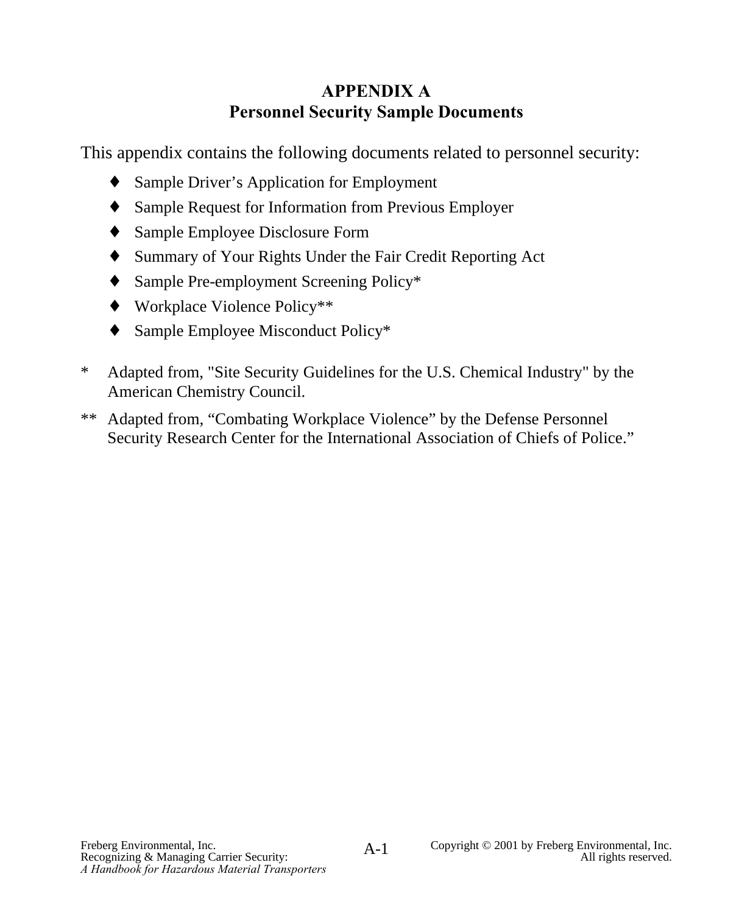# APPENDIX A
## Personnel Security Sample Documents

This appendix contains the following documents related to personnel security:

- Sample Driver's Application for Employment
- Sample Request for Information from Previous Employer
- Sample Employee Disclosure Form
- Summary of Your Rights Under the Fair Credit Reporting Act
- Sample Pre-employment Screening Policy*
- Workplace Violence Policy**
- Sample Employee Misconduct Policy*

\* Adapted from, "Site Security Guidelines for the U.S. Chemical Industry" by the American Chemistry Council.

\*\* Adapted from, "Combating Workplace Violence" by the Defense Personnel Security Research Center for the International Association of Chiefs of Police."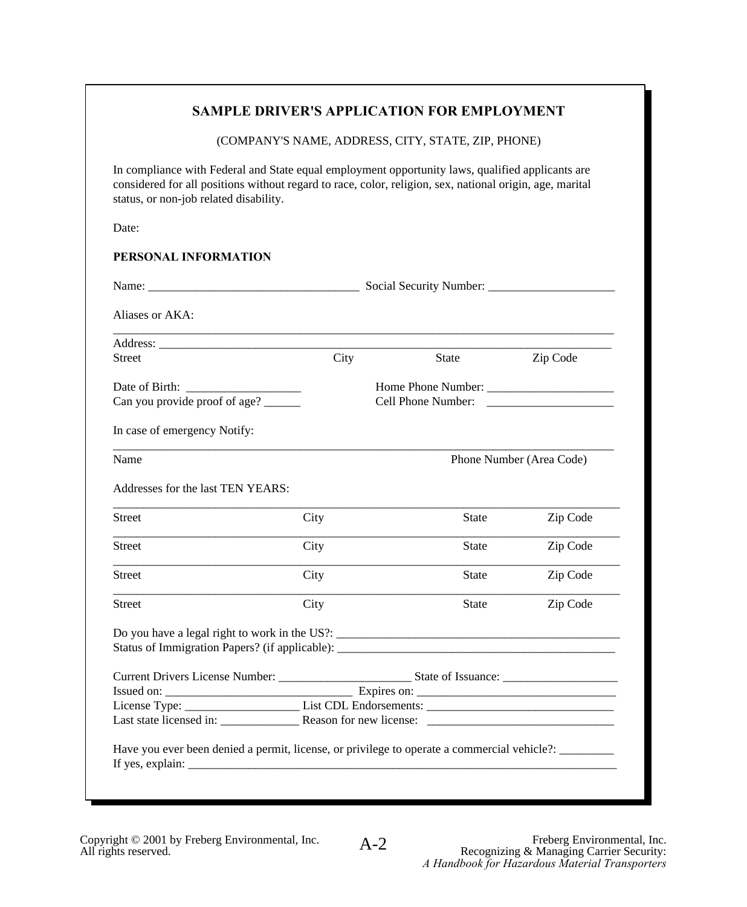## SAMPLE DRIVER'S APPLICATION FOR EMPLOYMENT

(COMPANY'S NAME, ADDRESS, CITY, STATE, ZIP, PHONE)

In compliance with Federal and State equal employment opportunity laws, qualified applicants are considered for all positions without regard to race, color, religion, sex, national origin, age, marital status, or non-job related disability.

Date:

**PERSONAL INFORMATION**

Name: ___________________________________ Social Security Number: _____________________

Aliases or AKA:

_____________________________________________________________________________________

Address: _____________________________________________________________________________

Street City State Zip Code

Date of Birth: ___________________ Home Phone Number: _____________________

Can you provide proof of age? ______ Cell Phone Number: _____________________

In case of emergency Notify:

_____________________________________________________________________________________

Name Phone Number (Area Code)

Addresses for the last TEN YEARS:

_____________________________________________________________________________________

Street City State Zip Code

_____________________________________________________________________________________

Street City State Zip Code

_____________________________________________________________________________________

Street City State Zip Code

_____________________________________________________________________________________

Street City State Zip Code

Do you have a legal right to work in the US?: _________________________________________________

Status of Immigration Papers? (if applicable): _______________________________________________

Current Drivers License Number: ______________________ State of Issuance: ___________________

Issued on: _______________________________ Expires on: _________________________________

License Type: ___________________ List CDL Endorsements: _______________________________

Last state licensed in: _____________ Reason for new license: _______________________________

Have you ever been denied a permit, license, or privilege to operate a commercial vehicle?: _________

If yes, explain: ___________________________________________________________________________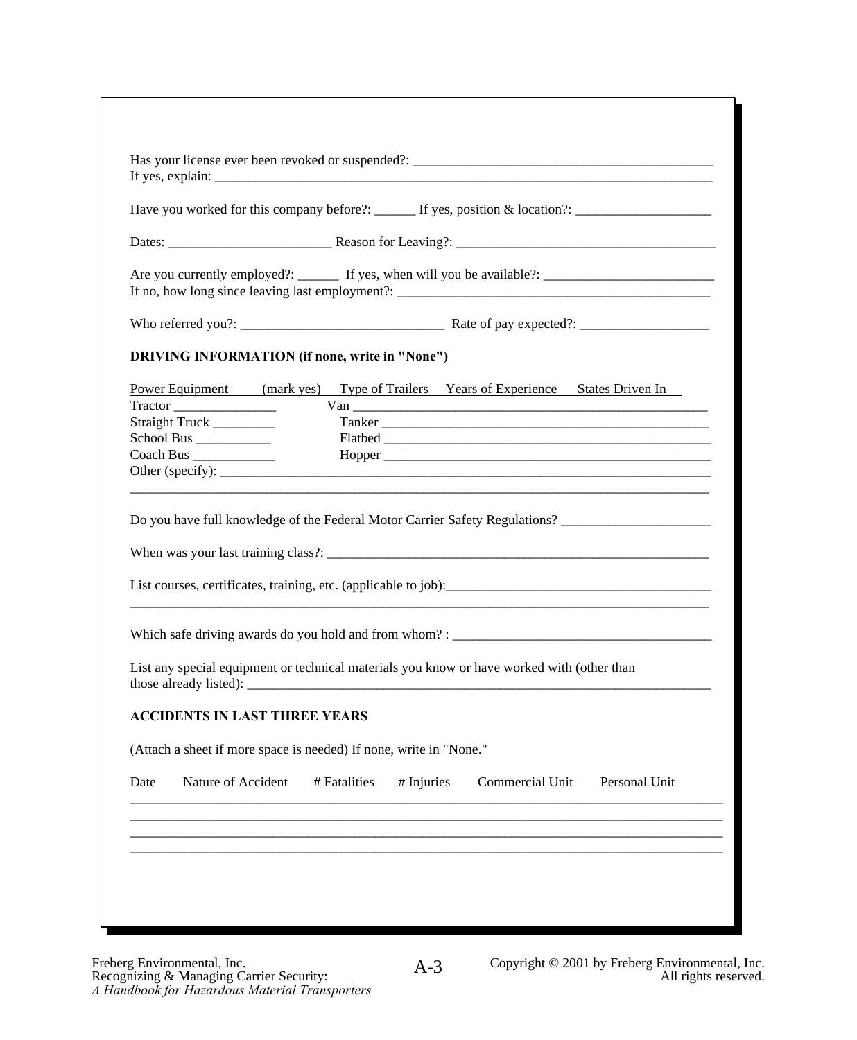Has your license ever been revoked or suspended?: ____________________________________________
If yes, explain: ____________________________________________________________________________

Have you worked for this company before?: ______ If yes, position & location?: ____________________

Dates: ________________________ Reason for Leaving?: ______________________________________

Are you currently employed?: ______ If yes, when will you be available?: _________________________
If no, how long since leaving last employment?: _______________________________________________

Who referred you?: ______________________________ Rate of pay expected?: ___________________

**DRIVING INFORMATION (if none, write in "None")**

| Power Equipment | (mark yes) | Type of Trailers | Years of Experience | States Driven In |
|---|---|---|---|---|
| Tractor | | Van | | |
| Straight Truck | | Tanker | | |
| School Bus | | Flatbed | | |
| Coach Bus | | Hopper | | |

Other (specify): ______________________________________________________________________
____________________________________________________________________________________

Do you have full knowledge of the Federal Motor Carrier Safety Regulations? ______________________

When was your last training class?: __________________________________________________________

List courses, certificates, training, etc. (applicable to job):_______________________________________
____________________________________________________________________________________

Which safe driving awards do you hold and from whom? : _____________________________________

List any special equipment or technical materials you know or have worked with (other than those already listed): ______________________________________________________________________

**ACCIDENTS IN LAST THREE YEARS**

(Attach a sheet if more space is needed) If none, write in "None."

| Date | Nature of Accident | # Fatalities | # Injuries | Commercial Unit | Personal Unit |
|---|---|---|---|---|---|
| | | | | | |
| | | | | | |
| | | | | | |
| | | | | | |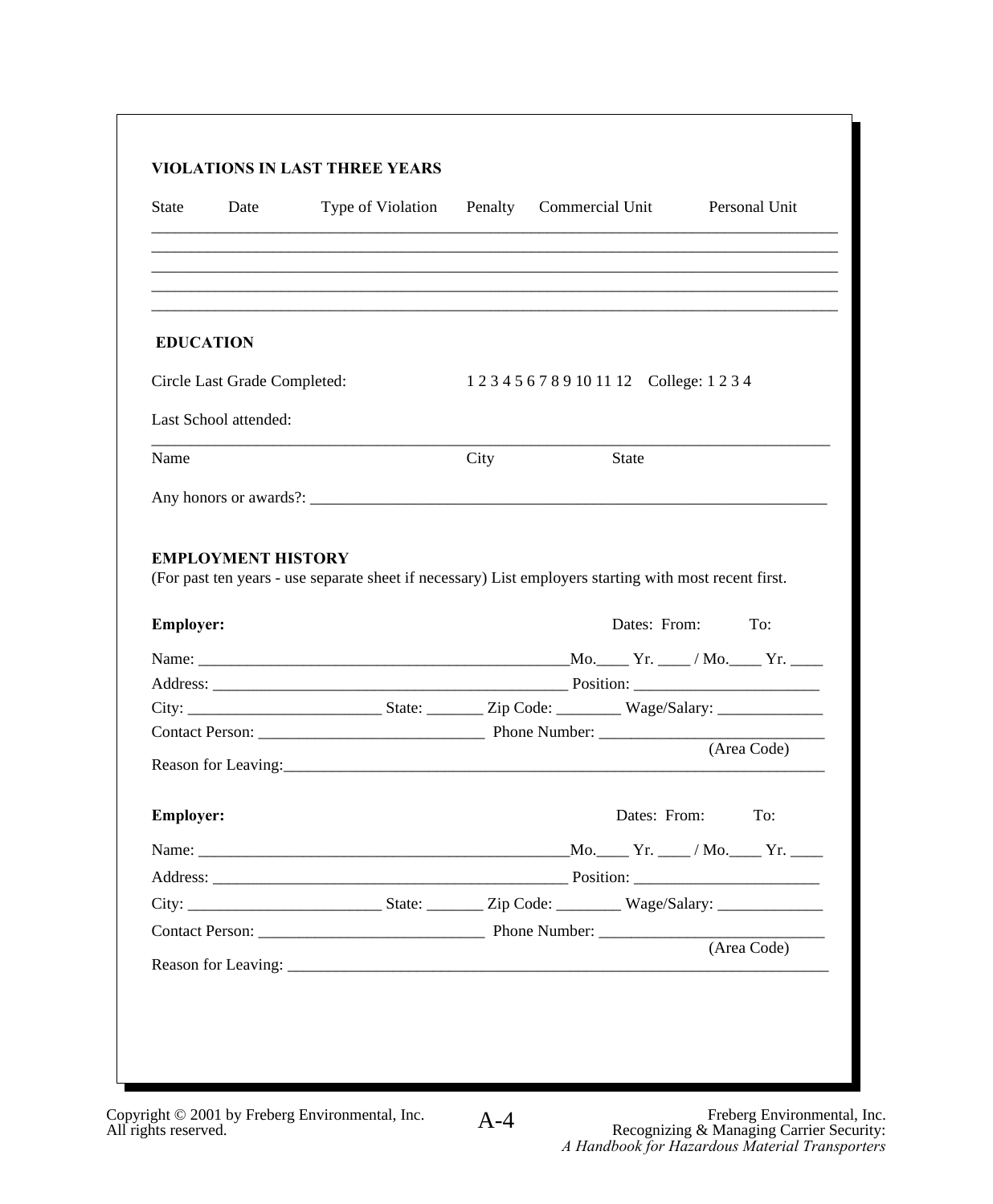**VIOLATIONS IN LAST THREE YEARS**

| State | Date | Type of Violation | Penalty | Commercial Unit | Personal Unit |
|---|---|---|---|---|---|
| | | | | | |
| | | | | | |
| | | | | | |
| | | | | | |
| | | | | | |

**EDUCATION**

Circle Last Grade Completed: 1 2 3 4 5 6 7 8 9 10 11 12 College: 1 2 3 4

Last School attended:

_______________________________________________________________

Name City State

Any honors or awards?: ___________________________________________

**EMPLOYMENT HISTORY**
(For past ten years - use separate sheet if necessary) List employers starting with most recent first.

**Employer:** Dates: From: To:

Name: ______________________________Mo.____ Yr. ____ / Mo.____ Yr. ____

Address: _____________________________ Position: ___________________

City: ________________ State: _______ Zip Code: ________ Wage/Salary: _____________

Contact Person: ____________________ Phone Number: ____________________
(Area Code)

Reason for Leaving:_____________________________________________

**Employer:** Dates: From: To:

Name: ______________________________Mo.____ Yr. ____ / Mo.____ Yr. ____

Address: _____________________________ Position: ___________________

City: ________________ State: _______ Zip Code: ________ Wage/Salary: _____________

Contact Person: ____________________ Phone Number: ____________________
(Area Code)

Reason for Leaving: _____________________________________________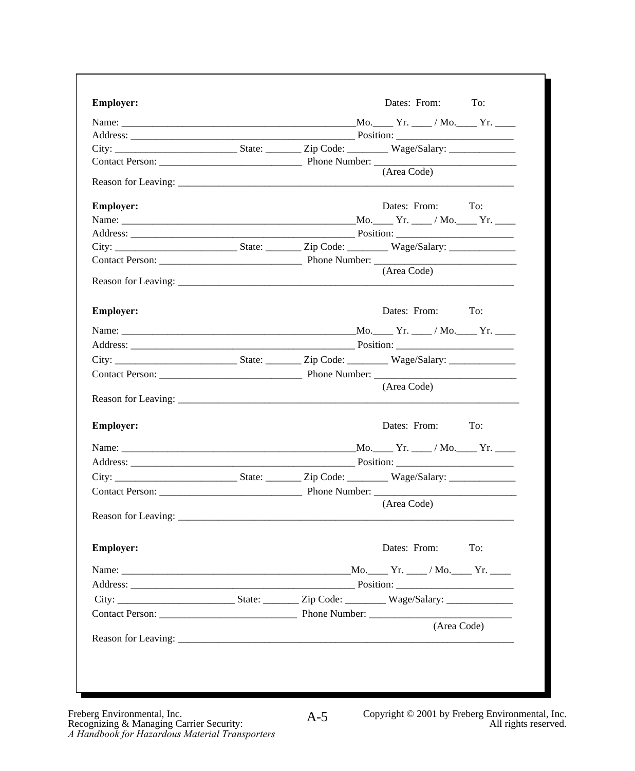**Employer:** Dates: From: To:

Name: _______________________________________________Mo.____ Yr. ____ / Mo.____ Yr. ____
Address: ______________________________________________ Position: _______________________
City: ________________________ State: _______ Zip Code: ________ Wage/Salary: _____________
Contact Person: ____________________________ Phone Number: ____________________________
(Area Code)
Reason for Leaving: __________________________________________________________________

**Employer:** Dates: From: To:

Name: _______________________________________________Mo.____ Yr. ____ / Mo.____ Yr. ____
Address: ______________________________________________ Position: _______________________
City: ________________________ State: _______ Zip Code: ________ Wage/Salary: _____________
Contact Person: ____________________________ Phone Number: ____________________________
(Area Code)
Reason for Leaving: __________________________________________________________________

**Employer:** Dates: From: To:

Name: _______________________________________________Mo.____ Yr. ____ / Mo.____ Yr. ____
Address: ______________________________________________ Position: _______________________
City: ________________________ State: _______ Zip Code: ________ Wage/Salary: _____________
Contact Person: ____________________________ Phone Number: ____________________________
(Area Code)
Reason for Leaving: __________________________________________________________________

**Employer:** Dates: From: To:

Name: _______________________________________________Mo.____ Yr. ____ / Mo.____ Yr. ____
Address: ______________________________________________ Position: _______________________
City: ________________________ State: _______ Zip Code: ________ Wage/Salary: _____________
Contact Person: ____________________________ Phone Number: ____________________________
(Area Code)
Reason for Leaving: __________________________________________________________________

**Employer:** Dates: From: To:

Name: _______________________________________________Mo.____ Yr. ____ / Mo.____ Yr. ____
Address: ______________________________________________ Position: _______________________
City: ________________________ State: _______ Zip Code: ________ Wage/Salary: _____________
Contact Person: ___________________________ Phone Number: ____________________________
(Area Code)
Reason for Leaving: __________________________________________________________________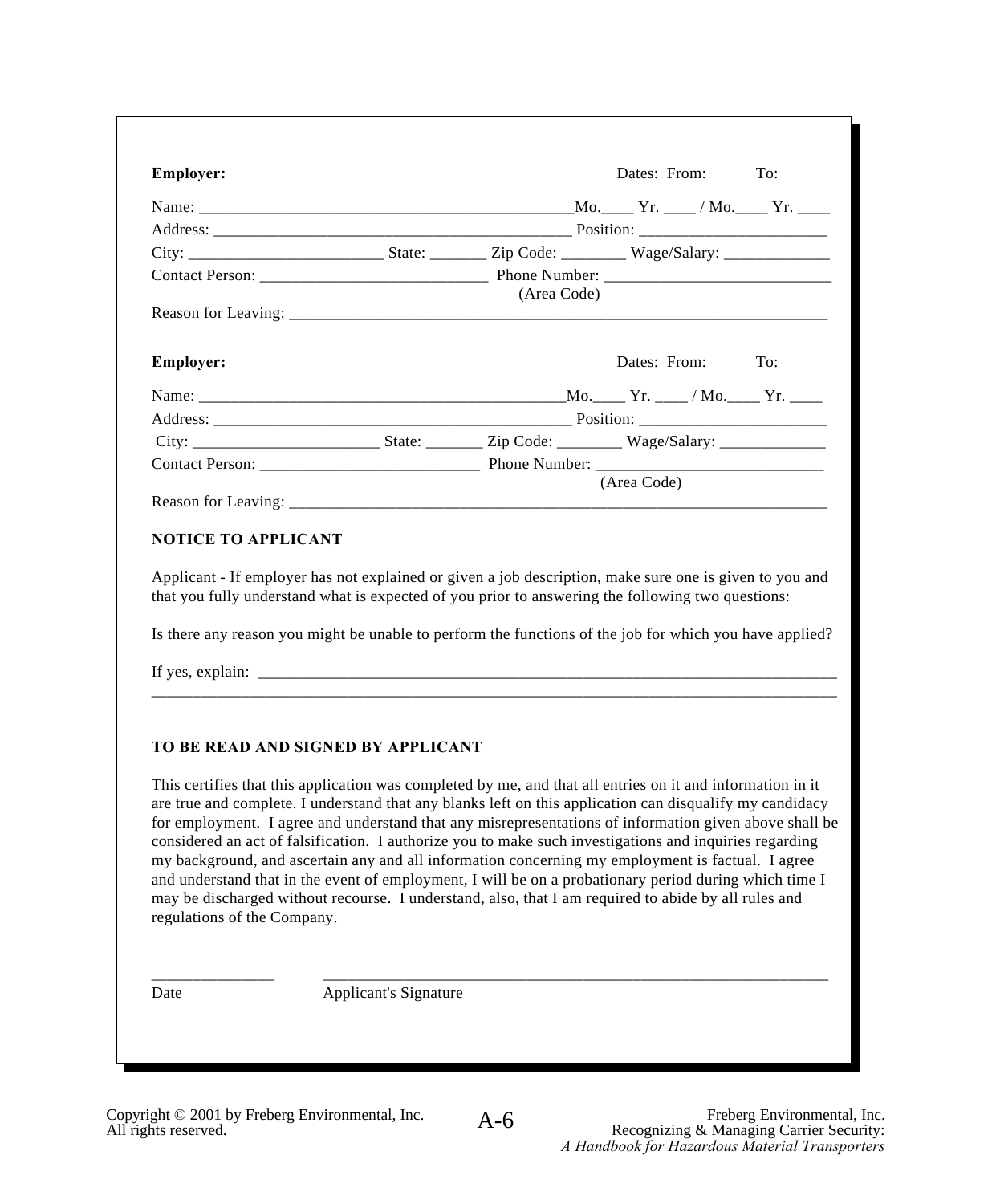**Employer:** Dates: From: To:

Name: _______________________________________________Mo.____ Yr. ____ / Mo.____ Yr. ____

Address: ______________________________________________ Position: _______________________

City: ________________________ State: _______ Zip Code: ________ Wage/Salary: _____________

Contact Person: ____________________________ Phone Number: ____________________________
(Area Code)

Reason for Leaving: ______________________________________________________________________

**Employer:** Dates: From: To:

Name: ______________________________________________Mo.____ Yr. ____ / Mo.____ Yr. ____

Address: ______________________________________________ Position: _______________________

City: _______________________ State: _______ Zip Code: ________ Wage/Salary: _____________

Contact Person: ___________________________ Phone Number: ____________________________
(Area Code)

Reason for Leaving: ______________________________________________________________________

**NOTICE TO APPLICANT**

Applicant - If employer has not explained or given a job description, make sure one is given to you and that you fully understand what is expected of you prior to answering the following two questions:

Is there any reason you might be unable to perform the functions of the job for which you have applied?

If yes, explain: ___________________________________________________________________________

_____________________________________________________________________________________________

**TO BE READ AND SIGNED BY APPLICANT**

This certifies that this application was completed by me, and that all entries on it and information in it are true and complete. I understand that any blanks left on this application can disqualify my candidacy for employment. I agree and understand that any misrepresentations of information given above shall be considered an act of falsification. I authorize you to make such investigations and inquiries regarding my background, and ascertain any and all information concerning my employment is factual. I agree and understand that in the event of employment, I will be on a probationary period during which time I may be discharged without recourse. I understand, also, that I am required to abide by all rules and regulations of the Company.

_______________ _________________________________________________________________

Date Applicant's Signature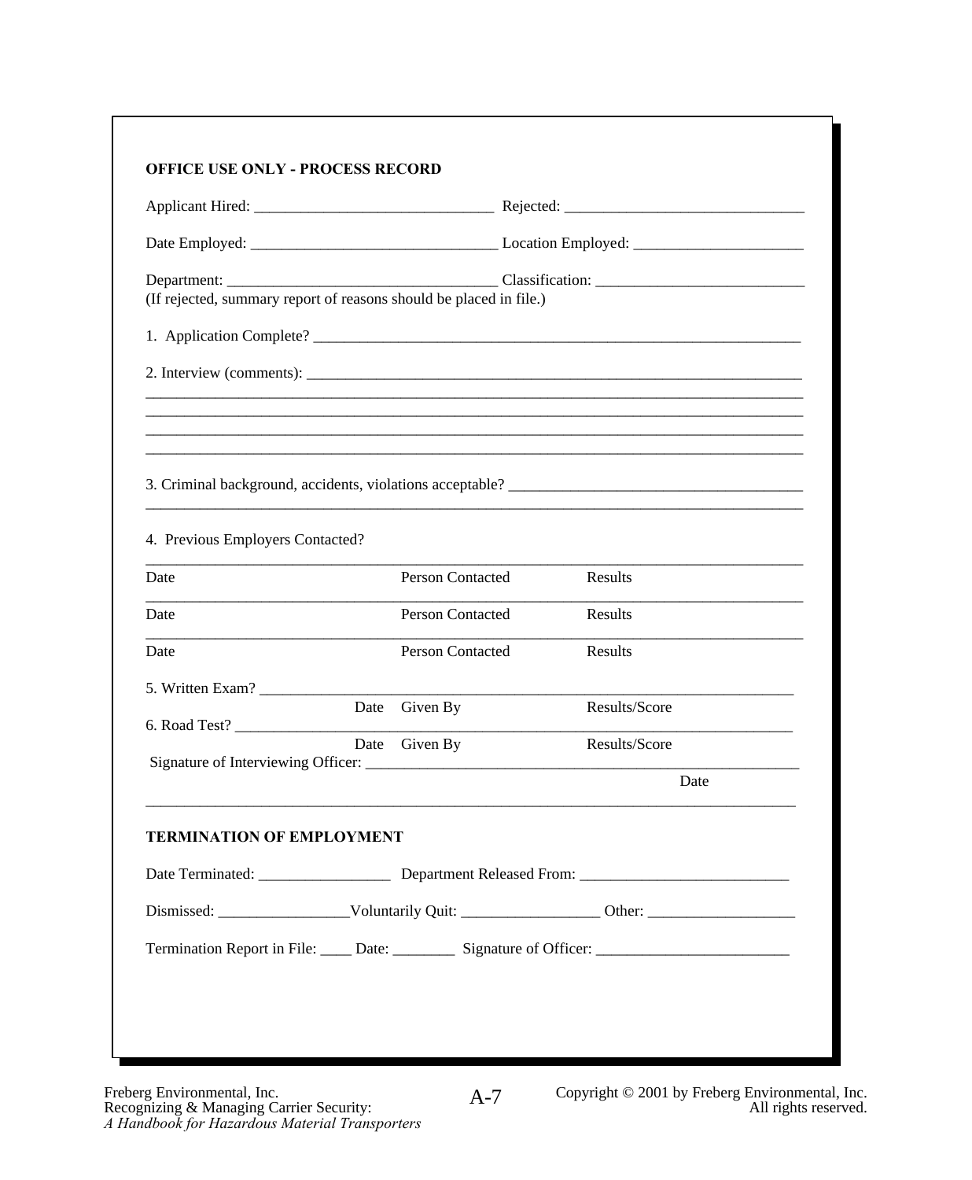**OFFICE USE ONLY - PROCESS RECORD**

Applicant Hired: _______________________________ Rejected: _______________________________

Date Employed: _______________________________ Location Employed: _____________________

Department: __________________________________ Classification: __________________________
(If rejected, summary report of reasons should be placed in file.)

1. Application Complete? _________________________________________________________________

2. Interview (comments): _________________________________________________________________
_________________________________________________________________________________________
_________________________________________________________________________________________
_________________________________________________________________________________________
_________________________________________________________________________________________

3. Criminal background, accidents, violations acceptable? _____________________________________
_________________________________________________________________________________________

4. Previous Employers Contacted?

_________________________________________________________________________________________
Date Person Contacted Results
_________________________________________________________________________________________
Date Person Contacted Results
_________________________________________________________________________________________
Date Person Contacted Results

5. Written Exam? ________________________________________________________________________
Date Given By Results/Score

6. Road Test? ____________________________________________________________________________
Date Given By Results/Score

Signature of Interviewing Officer: _______________________________________________________
Date

_________________________________________________________________________________________

**TERMINATION OF EMPLOYMENT**

Date Terminated: _________________ Department Released From: ___________________________

Dismissed: _________________Voluntarily Quit: _________________ Other: ___________________

Termination Report in File: ____ Date: ________ Signature of Officer: _________________________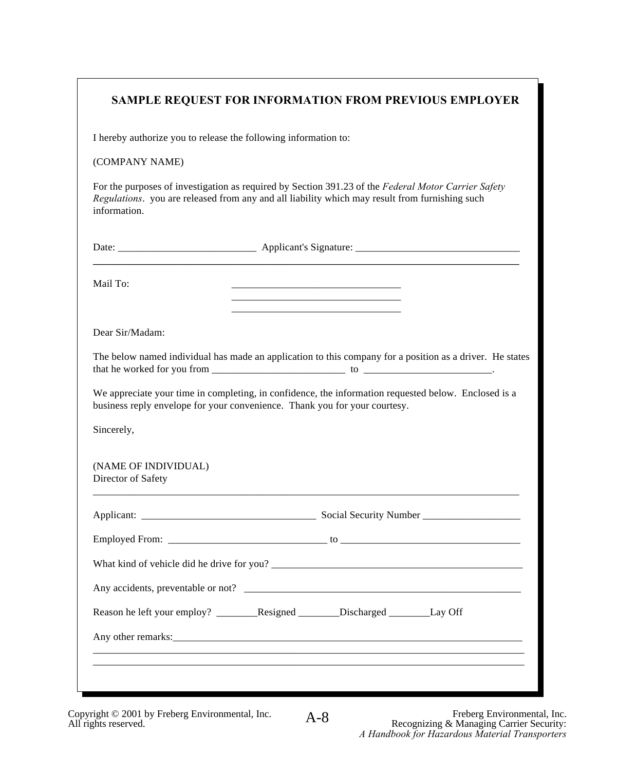## SAMPLE REQUEST FOR INFORMATION FROM PREVIOUS EMPLOYER

I hereby authorize you to release the following information to:

(COMPANY NAME)

For the purposes of investigation as required by Section 391.23 of the *Federal Motor Carrier Safety Regulations*. you are released from any and all liability which may result from furnishing such information.

Date: ___________________________ Applicant's Signature: ________________________________

---

Mail To: _________________________________
_________________________________
_________________________________

Dear Sir/Madam:

The below named individual has made an application to this company for a position as a driver. He states that he worked for you from __________________________ to _________________________.

We appreciate your time in completing, in confidence, the information requested below. Enclosed is a business reply envelope for your convenience. Thank you for your courtesy.

Sincerely,

(NAME OF INDIVIDUAL)
Director of Safety

---

Applicant: __________________________________ Social Security Number ___________________

Employed From: _______________________________ to ___________________________________

What kind of vehicle did he drive for you? ___________________________________________________

Any accidents, preventable or not? ________________________________________________________

Reason he left your employ? ________Resigned ________Discharged ________Lay Off

Any other remarks:_______________________________________________________________________
_____________________________________________________________________________________
_____________________________________________________________________________________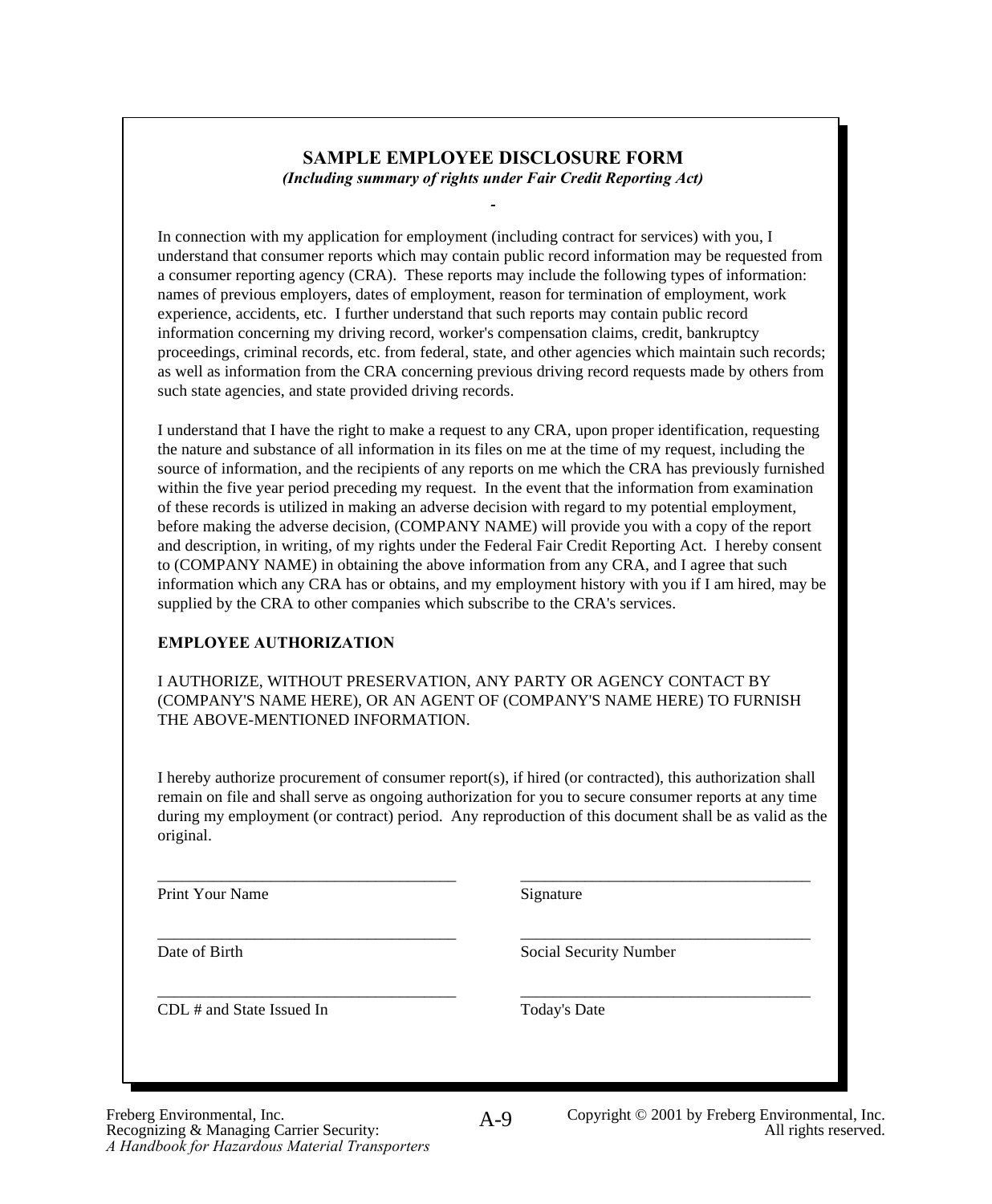## SAMPLE EMPLOYEE DISCLOSURE FORM

***(Including summary of rights under Fair Credit Reporting Act)***

-

In connection with my application for employment (including contract for services) with you, I understand that consumer reports which may contain public record information may be requested from a consumer reporting agency (CRA). These reports may include the following types of information: names of previous employers, dates of employment, reason for termination of employment, work experience, accidents, etc. I further understand that such reports may contain public record information concerning my driving record, worker's compensation claims, credit, bankruptcy proceedings, criminal records, etc. from federal, state, and other agencies which maintain such records; as well as information from the CRA concerning previous driving record requests made by others from such state agencies, and state provided driving records.

I understand that I have the right to make a request to any CRA, upon proper identification, requesting the nature and substance of all information in its files on me at the time of my request, including the source of information, and the recipients of any reports on me which the CRA has previously furnished within the five year period preceding my request. In the event that the information from examination of these records is utilized in making an adverse decision with regard to my potential employment, before making the adverse decision, (COMPANY NAME) will provide you with a copy of the report and description, in writing, of my rights under the Federal Fair Credit Reporting Act. I hereby consent to (COMPANY NAME) in obtaining the above information from any CRA, and I agree that such information which any CRA has or obtains, and my employment history with you if I am hired, may be supplied by the CRA to other companies which subscribe to the CRA's services.

**EMPLOYEE AUTHORIZATION**

I AUTHORIZE, WITHOUT PRESERVATION, ANY PARTY OR AGENCY CONTACT BY (COMPANY'S NAME HERE), OR AN AGENT OF (COMPANY'S NAME HERE) TO FURNISH THE ABOVE-MENTIONED INFORMATION.

I hereby authorize procurement of consumer report(s), if hired (or contracted), this authorization shall remain on file and shall serve as ongoing authorization for you to secure consumer reports at any time during my employment (or contract) period. Any reproduction of this document shall be as valid as the original.

_____________________________________ Print Your Name

_____________________________________ Signature

_____________________________________ Date of Birth

_____________________________________ Social Security Number

_____________________________________ CDL # and State Issued In

_____________________________________ Today's Date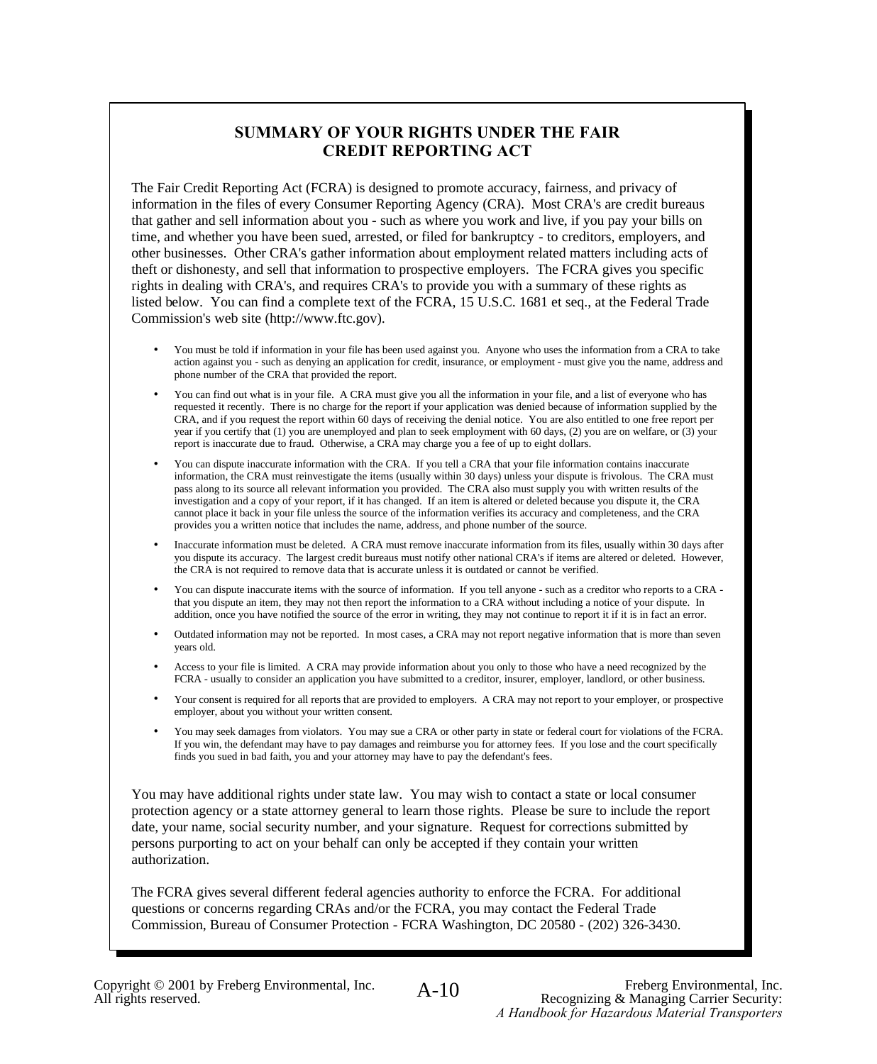## SUMMARY OF YOUR RIGHTS UNDER THE FAIR CREDIT REPORTING ACT

The Fair Credit Reporting Act (FCRA) is designed to promote accuracy, fairness, and privacy of information in the files of every Consumer Reporting Agency (CRA). Most CRA's are credit bureaus that gather and sell information about you - such as where you work and live, if you pay your bills on time, and whether you have been sued, arrested, or filed for bankruptcy - to creditors, employers, and other businesses. Other CRA's gather information about employment related matters including acts of theft or dishonesty, and sell that information to prospective employers. The FCRA gives you specific rights in dealing with CRA's, and requires CRA's to provide you with a summary of these rights as listed below. You can find a complete text of the FCRA, 15 U.S.C. 1681 et seq., at the Federal Trade Commission's web site (http://www.ftc.gov).

- You must be told if information in your file has been used against you. Anyone who uses the information from a CRA to take action against you - such as denying an application for credit, insurance, or employment - must give you the name, address and phone number of the CRA that provided the report.
- You can find out what is in your file. A CRA must give you all the information in your file, and a list of everyone who has requested it recently. There is no charge for the report if your application was denied because of information supplied by the CRA, and if you request the report within 60 days of receiving the denial notice. You are also entitled to one free report per year if you certify that (1) you are unemployed and plan to seek employment with 60 days, (2) you are on welfare, or (3) your report is inaccurate due to fraud. Otherwise, a CRA may charge you a fee of up to eight dollars.
- You can dispute inaccurate information with the CRA. If you tell a CRA that your file information contains inaccurate information, the CRA must reinvestigate the items (usually within 30 days) unless your dispute is frivolous. The CRA must pass along to its source all relevant information you provided. The CRA also must supply you with written results of the investigation and a copy of your report, if it has changed. If an item is altered or deleted because you dispute it, the CRA cannot place it back in your file unless the source of the information verifies its accuracy and completeness, and the CRA provides you a written notice that includes the name, address, and phone number of the source.
- Inaccurate information must be deleted. A CRA must remove inaccurate information from its files, usually within 30 days after you dispute its accuracy. The largest credit bureaus must notify other national CRA's if items are altered or deleted. However, the CRA is not required to remove data that is accurate unless it is outdated or cannot be verified.
- You can dispute inaccurate items with the source of information. If you tell anyone - such as a creditor who reports to a CRA - that you dispute an item, they may not then report the information to a CRA without including a notice of your dispute. In addition, once you have notified the source of the error in writing, they may not continue to report it if it is in fact an error.
- Outdated information may not be reported. In most cases, a CRA may not report negative information that is more than seven years old.
- Access to your file is limited. A CRA may provide information about you only to those who have a need recognized by the FCRA - usually to consider an application you have submitted to a creditor, insurer, employer, landlord, or other business.
- Your consent is required for all reports that are provided to employers. A CRA may not report to your employer, or prospective employer, about you without your written consent.
- You may seek damages from violators. You may sue a CRA or other party in state or federal court for violations of the FCRA. If you win, the defendant may have to pay damages and reimburse you for attorney fees. If you lose and the court specifically finds you sued in bad faith, you and your attorney may have to pay the defendant's fees.

You may have additional rights under state law. You may wish to contact a state or local consumer protection agency or a state attorney general to learn those rights. Please be sure to include the report date, your name, social security number, and your signature. Request for corrections submitted by persons purporting to act on your behalf can only be accepted if they contain your written authorization.

The FCRA gives several different federal agencies authority to enforce the FCRA. For additional questions or concerns regarding CRAs and/or the FCRA, you may contact the Federal Trade Commission, Bureau of Consumer Protection - FCRA Washington, DC 20580 - (202) 326-3430.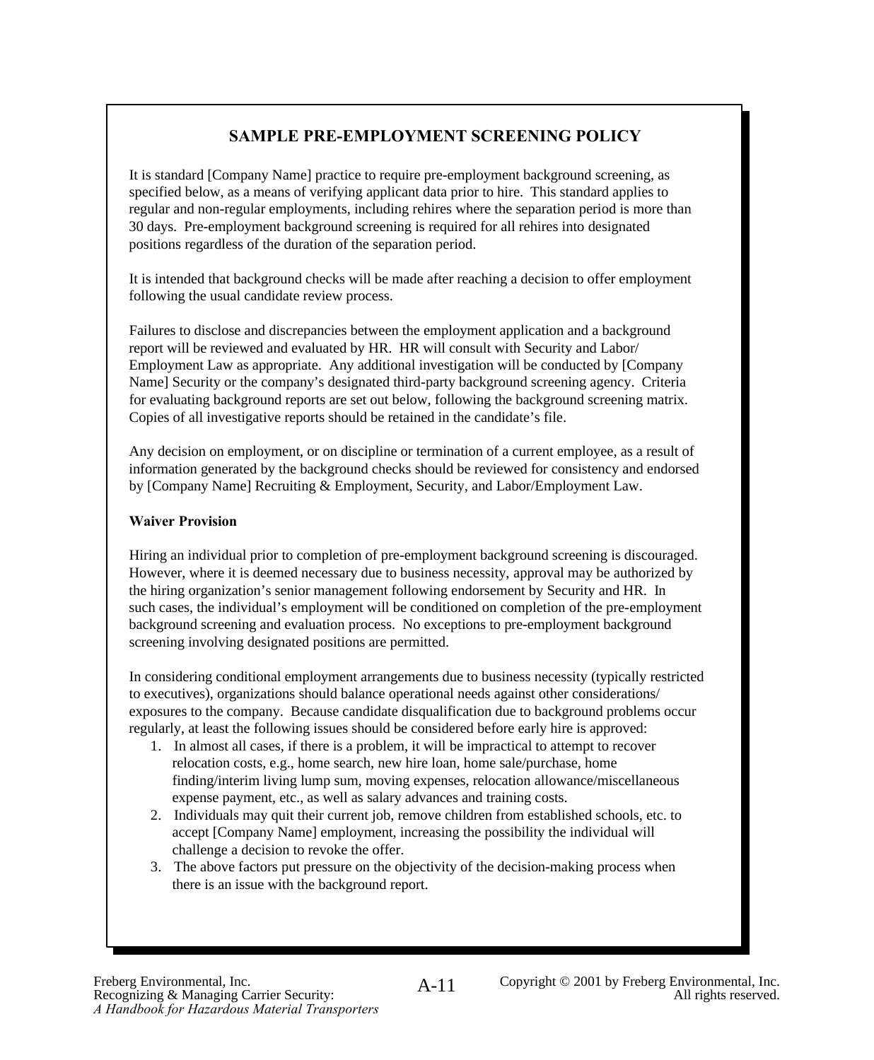## SAMPLE PRE-EMPLOYMENT SCREENING POLICY

It is standard [Company Name] practice to require pre-employment background screening, as specified below, as a means of verifying applicant data prior to hire. This standard applies to regular and non-regular employments, including rehires where the separation period is more than 30 days. Pre-employment background screening is required for all rehires into designated positions regardless of the duration of the separation period.

It is intended that background checks will be made after reaching a decision to offer employment following the usual candidate review process.

Failures to disclose and discrepancies between the employment application and a background report will be reviewed and evaluated by HR. HR will consult with Security and Labor/Employment Law as appropriate. Any additional investigation will be conducted by [Company Name] Security or the company's designated third-party background screening agency. Criteria for evaluating background reports are set out below, following the background screening matrix. Copies of all investigative reports should be retained in the candidate's file.

Any decision on employment, or on discipline or termination of a current employee, as a result of information generated by the background checks should be reviewed for consistency and endorsed by [Company Name] Recruiting & Employment, Security, and Labor/Employment Law.

**Waiver Provision**

Hiring an individual prior to completion of pre-employment background screening is discouraged. However, where it is deemed necessary due to business necessity, approval may be authorized by the hiring organization's senior management following endorsement by Security and HR. In such cases, the individual's employment will be conditioned on completion of the pre-employment background screening and evaluation process. No exceptions to pre-employment background screening involving designated positions are permitted.

In considering conditional employment arrangements due to business necessity (typically restricted to executives), organizations should balance operational needs against other considerations/exposures to the company. Because candidate disqualification due to background problems occur regularly, at least the following issues should be considered before early hire is approved:

1. In almost all cases, if there is a problem, it will be impractical to attempt to recover relocation costs, e.g., home search, new hire loan, home sale/purchase, home finding/interim living lump sum, moving expenses, relocation allowance/miscellaneous expense payment, etc., as well as salary advances and training costs.
2. Individuals may quit their current job, remove children from established schools, etc. to accept [Company Name] employment, increasing the possibility the individual will challenge a decision to revoke the offer.
3. The above factors put pressure on the objectivity of the decision-making process when there is an issue with the background report.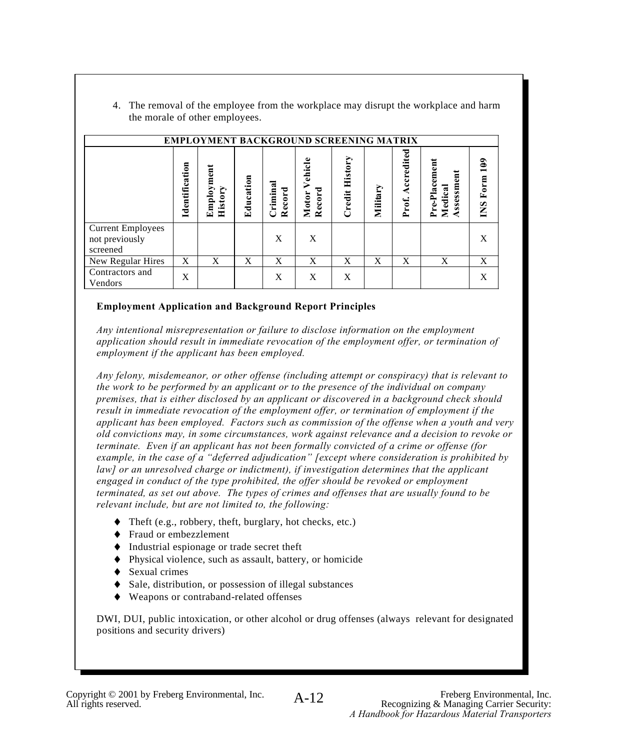4. The removal of the employee from the workplace may disrupt the workplace and harm the morale of other employees.

| EMPLOYMENT BACKGROUND SCREENING MATRIX | | | | | | | | | | |
|---|---|---|---|---|---|---|---|---|---|---|
| | **Identification** | **Employment History** | **Education** | **Criminal Record** | **Motor Vehicle Record** | **Credit History** | **Military** | **Prof. Accredited** | **Pre-Placement Medical Assessment** | **INS Form 109** |
| Current Employees not previously screened | | | | X | X | | | | | X |
| New Regular Hires | X | X | X | X | X | X | X | X | X | X |
| Contractors and Vendors | X | | | X | X | X | | | | X |

**Employment Application and Background Report Principles**

*Any intentional misrepresentation or failure to disclose information on the employment application should result in immediate revocation of the employment offer, or termination of employment if the applicant has been employed.*

*Any felony, misdemeanor, or other offense (including attempt or conspiracy) that is relevant to the work to be performed by an applicant or to the presence of the individual on company premises, that is either disclosed by an applicant or discovered in a background check should result in immediate revocation of the employment offer, or termination of employment if the applicant has been employed. Factors such as commission of the offense when a youth and very old convictions may, in some circumstances, work against relevance and a decision to revoke or terminate. Even if an applicant has not been formally convicted of a crime or offense (for example, in the case of a "deferred adjudication" [except where consideration is prohibited by law] or an unresolved charge or indictment), if investigation determines that the applicant engaged in conduct of the type prohibited, the offer should be revoked or employment terminated, as set out above. The types of crimes and offenses that are usually found to be relevant include, but are not limited to, the following:*

- Theft (e.g., robbery, theft, burglary, hot checks, etc.)
- Fraud or embezzlement
- Industrial espionage or trade secret theft
- Physical violence, such as assault, battery, or homicide
- Sexual crimes
- Sale, distribution, or possession of illegal substances
- Weapons or contraband-related offenses

DWI, DUI, public intoxication, or other alcohol or drug offenses (always relevant for designated positions and security drivers)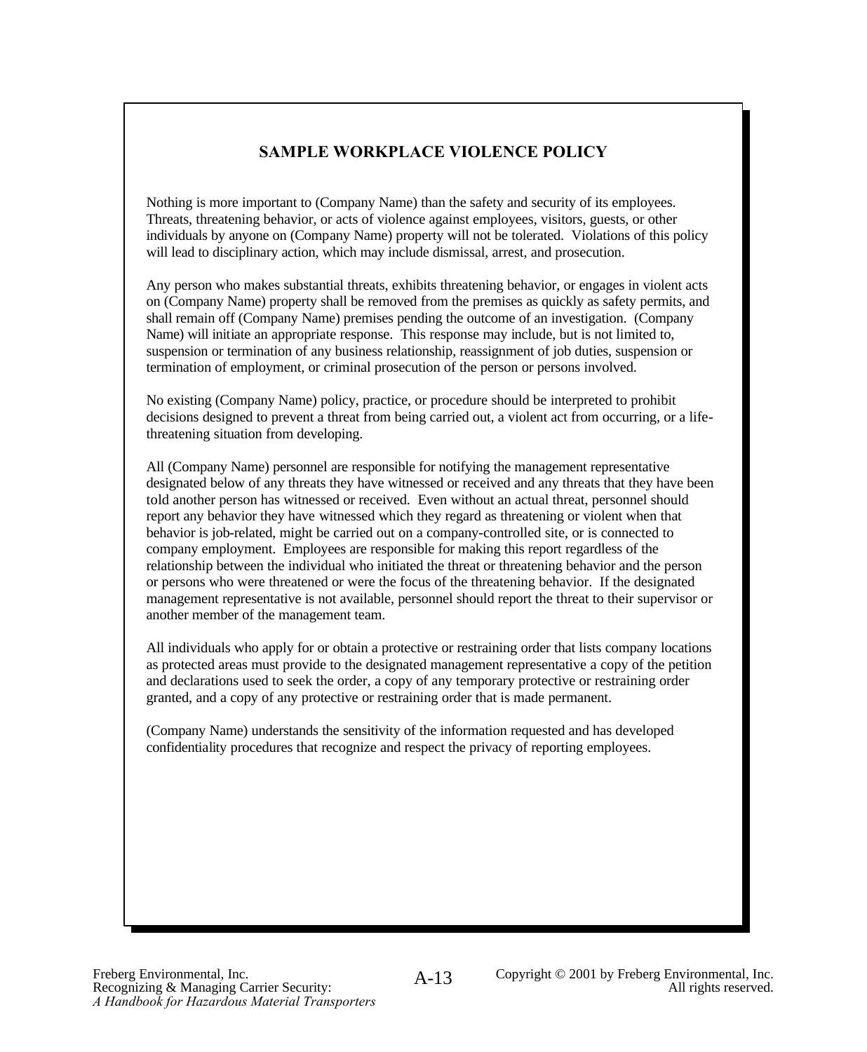# SAMPLE WORKPLACE VIOLENCE POLICY

Nothing is more important to (Company Name) than the safety and security of its employees. Threats, threatening behavior, or acts of violence against employees, visitors, guests, or other individuals by anyone on (Company Name) property will not be tolerated. Violations of this policy will lead to disciplinary action, which may include dismissal, arrest, and prosecution.

Any person who makes substantial threats, exhibits threatening behavior, or engages in violent acts on (Company Name) property shall be removed from the premises as quickly as safety permits, and shall remain off (Company Name) premises pending the outcome of an investigation. (Company Name) will initiate an appropriate response. This response may include, but is not limited to, suspension or termination of any business relationship, reassignment of job duties, suspension or termination of employment, or criminal prosecution of the person or persons involved.

No existing (Company Name) policy, practice, or procedure should be interpreted to prohibit decisions designed to prevent a threat from being carried out, a violent act from occurring, or a life-threatening situation from developing.

All (Company Name) personnel are responsible for notifying the management representative designated below of any threats they have witnessed or received and any threats that they have been told another person has witnessed or received. Even without an actual threat, personnel should report any behavior they have witnessed which they regard as threatening or violent when that behavior is job-related, might be carried out on a company-controlled site, or is connected to company employment. Employees are responsible for making this report regardless of the relationship between the individual who initiated the threat or threatening behavior and the person or persons who were threatened or were the focus of the threatening behavior. If the designated management representative is not available, personnel should report the threat to their supervisor or another member of the management team.

All individuals who apply for or obtain a protective or restraining order that lists company locations as protected areas must provide to the designated management representative a copy of the petition and declarations used to seek the order, a copy of any temporary protective or restraining order granted, and a copy of any protective or restraining order that is made permanent.

(Company Name) understands the sensitivity of the information requested and has developed confidentiality procedures that recognize and respect the privacy of reporting employees.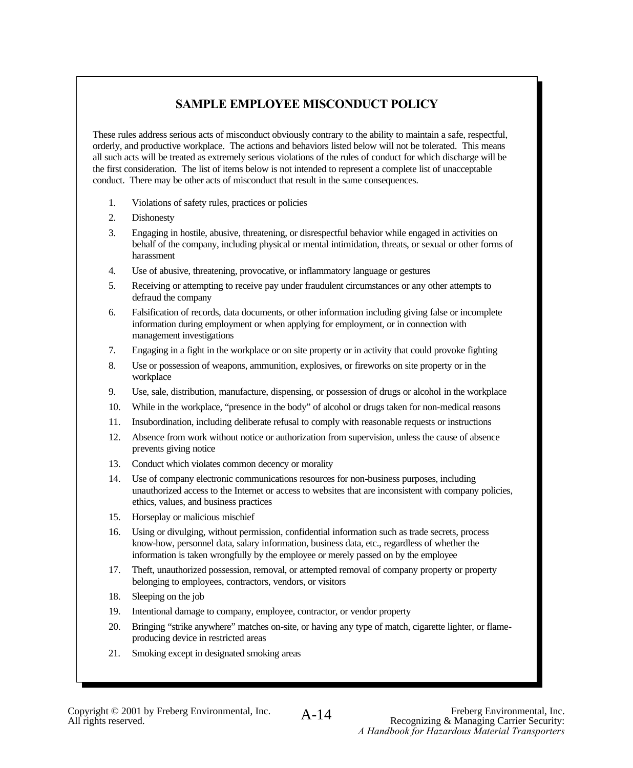## SAMPLE EMPLOYEE MISCONDUCT POLICY

These rules address serious acts of misconduct obviously contrary to the ability to maintain a safe, respectful, orderly, and productive workplace. The actions and behaviors listed below will not be tolerated. This means all such acts will be treated as extremely serious violations of the rules of conduct for which discharge will be the first consideration. The list of items below is not intended to represent a complete list of unacceptable conduct. There may be other acts of misconduct that result in the same consequences.

1. Violations of safety rules, practices or policies
2. Dishonesty
3. Engaging in hostile, abusive, threatening, or disrespectful behavior while engaged in activities on behalf of the company, including physical or mental intimidation, threats, or sexual or other forms of harassment
4. Use of abusive, threatening, provocative, or inflammatory language or gestures
5. Receiving or attempting to receive pay under fraudulent circumstances or any other attempts to defraud the company
6. Falsification of records, data documents, or other information including giving false or incomplete information during employment or when applying for employment, or in connection with management investigations
7. Engaging in a fight in the workplace or on site property or in activity that could provoke fighting
8. Use or possession of weapons, ammunition, explosives, or fireworks on site property or in the workplace
9. Use, sale, distribution, manufacture, dispensing, or possession of drugs or alcohol in the workplace
10. While in the workplace, "presence in the body" of alcohol or drugs taken for non-medical reasons
11. Insubordination, including deliberate refusal to comply with reasonable requests or instructions
12. Absence from work without notice or authorization from supervision, unless the cause of absence prevents giving notice
13. Conduct which violates common decency or morality
14. Use of company electronic communications resources for non-business purposes, including unauthorized access to the Internet or access to websites that are inconsistent with company policies, ethics, values, and business practices
15. Horseplay or malicious mischief
16. Using or divulging, without permission, confidential information such as trade secrets, process know-how, personnel data, salary information, business data, etc., regardless of whether the information is taken wrongfully by the employee or merely passed on by the employee
17. Theft, unauthorized possession, removal, or attempted removal of company property or property belonging to employees, contractors, vendors, or visitors
18. Sleeping on the job
19. Intentional damage to company, employee, contractor, or vendor property
20. Bringing "strike anywhere" matches on-site, or having any type of match, cigarette lighter, or flame-producing device in restricted areas
21. Smoking except in designated smoking areas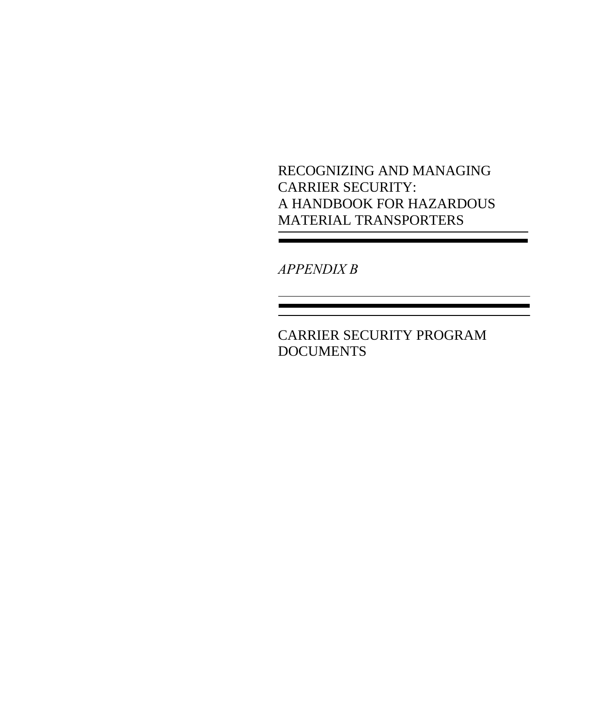RECOGNIZING AND MANAGING CARRIER SECURITY:
A HANDBOOK FOR HAZARDOUS MATERIAL TRANSPORTERS

---

*APPENDIX B*

---

# CARRIER SECURITY PROGRAM DOCUMENTS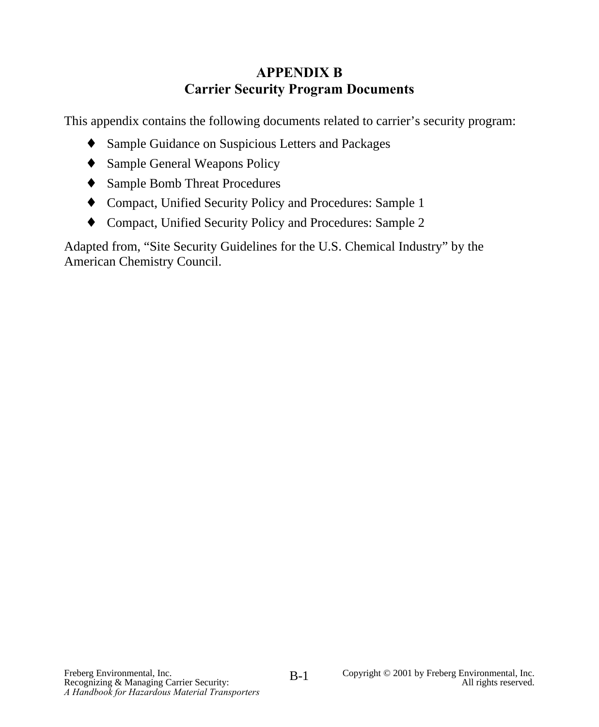# APPENDIX B
# Carrier Security Program Documents

This appendix contains the following documents related to carrier's security program:

- Sample Guidance on Suspicious Letters and Packages
- Sample General Weapons Policy
- Sample Bomb Threat Procedures
- Compact, Unified Security Policy and Procedures: Sample 1
- Compact, Unified Security Policy and Procedures: Sample 2

Adapted from, "Site Security Guidelines for the U.S. Chemical Industry" by the American Chemistry Council.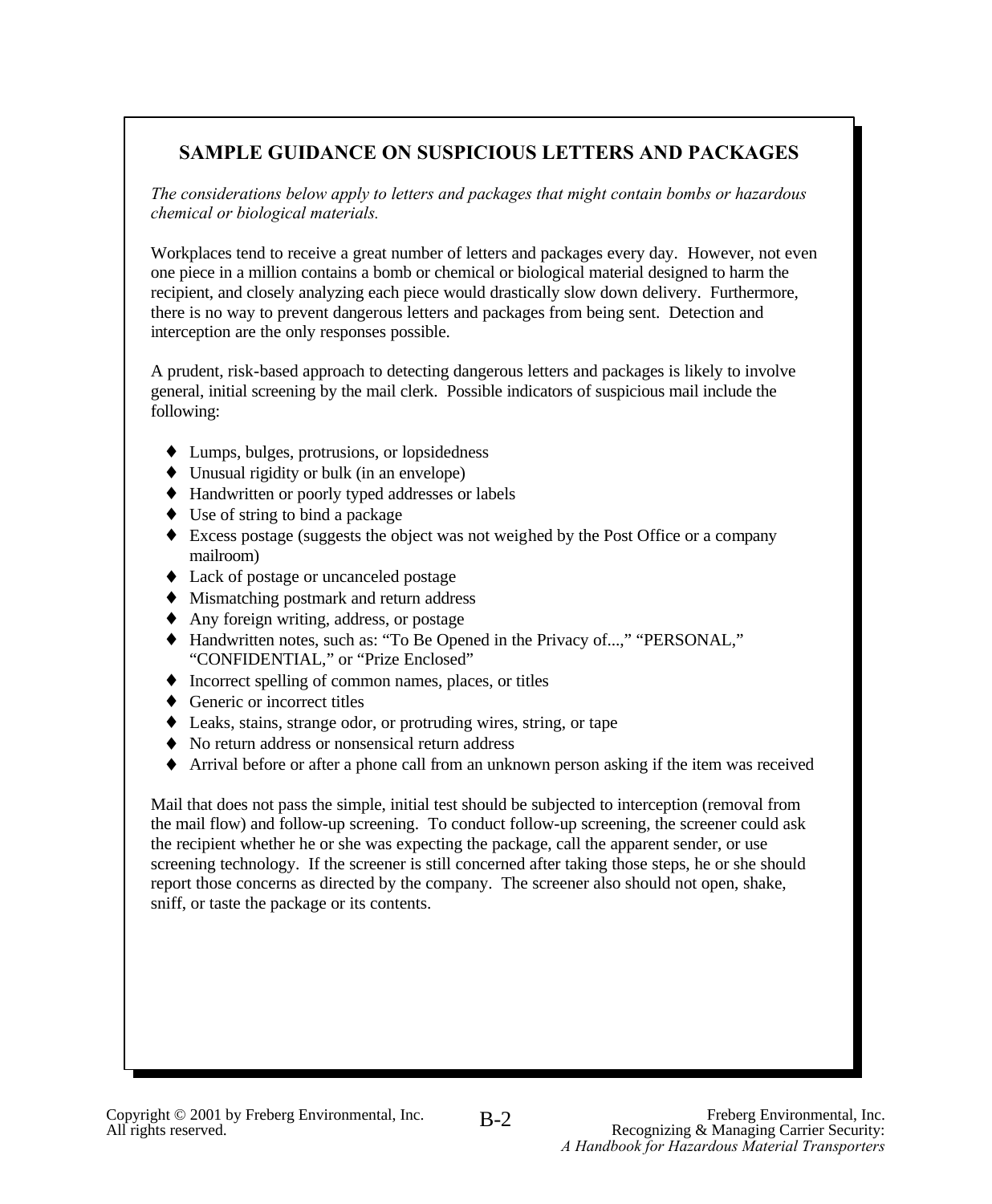## SAMPLE GUIDANCE ON SUSPICIOUS LETTERS AND PACKAGES

*The considerations below apply to letters and packages that might contain bombs or hazardous chemical or biological materials.*

Workplaces tend to receive a great number of letters and packages every day. However, not even one piece in a million contains a bomb or chemical or biological material designed to harm the recipient, and closely analyzing each piece would drastically slow down delivery. Furthermore, there is no way to prevent dangerous letters and packages from being sent. Detection and interception are the only responses possible.

A prudent, risk-based approach to detecting dangerous letters and packages is likely to involve general, initial screening by the mail clerk. Possible indicators of suspicious mail include the following:

- Lumps, bulges, protrusions, or lopsidedness
- Unusual rigidity or bulk (in an envelope)
- Handwritten or poorly typed addresses or labels
- Use of string to bind a package
- Excess postage (suggests the object was not weighed by the Post Office or a company mailroom)
- Lack of postage or uncanceled postage
- Mismatching postmark and return address
- Any foreign writing, address, or postage
- Handwritten notes, such as: "To Be Opened in the Privacy of...," "PERSONAL," "CONFIDENTIAL," or "Prize Enclosed"
- Incorrect spelling of common names, places, or titles
- Generic or incorrect titles
- Leaks, stains, strange odor, or protruding wires, string, or tape
- No return address or nonsensical return address
- Arrival before or after a phone call from an unknown person asking if the item was received

Mail that does not pass the simple, initial test should be subjected to interception (removal from the mail flow) and follow-up screening. To conduct follow-up screening, the screener could ask the recipient whether he or she was expecting the package, call the apparent sender, or use screening technology. If the screener is still concerned after taking those steps, he or she should report those concerns as directed by the company. The screener also should not open, shake, sniff, or taste the package or its contents.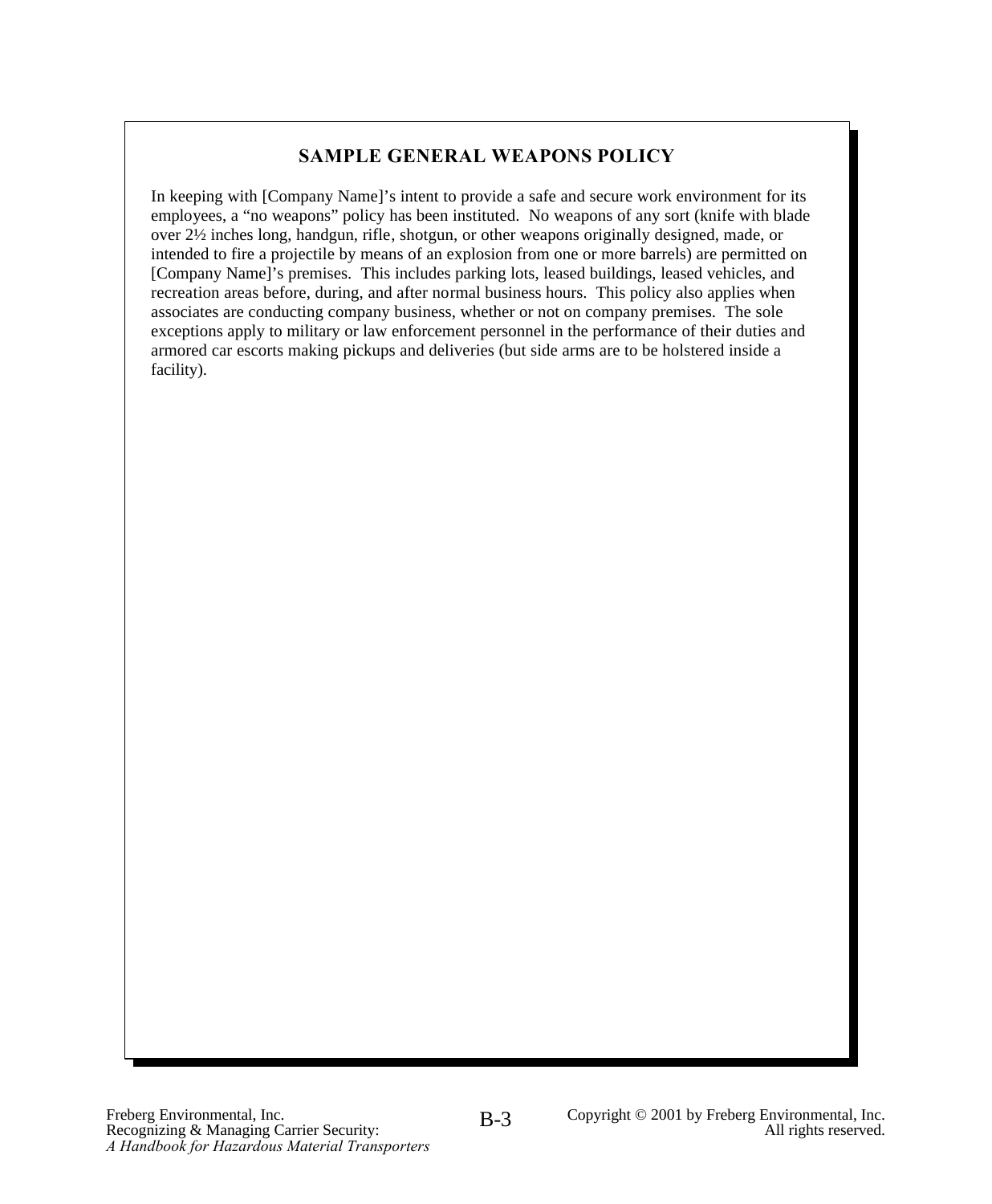## SAMPLE GENERAL WEAPONS POLICY

In keeping with [Company Name]'s intent to provide a safe and secure work environment for its employees, a "no weapons" policy has been instituted. No weapons of any sort (knife with blade over 2½ inches long, handgun, rifle, shotgun, or other weapons originally designed, made, or intended to fire a projectile by means of an explosion from one or more barrels) are permitted on [Company Name]'s premises. This includes parking lots, leased buildings, leased vehicles, and recreation areas before, during, and after normal business hours. This policy also applies when associates are conducting company business, whether or not on company premises. The sole exceptions apply to military or law enforcement personnel in the performance of their duties and armored car escorts making pickups and deliveries (but side arms are to be holstered inside a facility).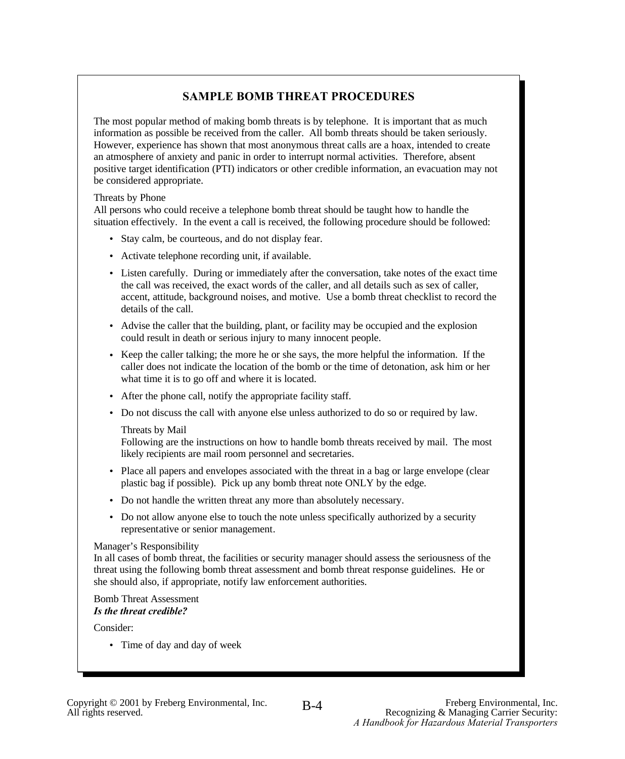## SAMPLE BOMB THREAT PROCEDURES

The most popular method of making bomb threats is by telephone. It is important that as much information as possible be received from the caller. All bomb threats should be taken seriously. However, experience has shown that most anonymous threat calls are a hoax, intended to create an atmosphere of anxiety and panic in order to interrupt normal activities. Therefore, absent positive target identification (PTI) indicators or other credible information, an evacuation may not be considered appropriate.

Threats by Phone

All persons who could receive a telephone bomb threat should be taught how to handle the situation effectively. In the event a call is received, the following procedure should be followed:

- Stay calm, be courteous, and do not display fear.
- Activate telephone recording unit, if available.
- Listen carefully. During or immediately after the conversation, take notes of the exact time the call was received, the exact words of the caller, and all details such as sex of caller, accent, attitude, background noises, and motive. Use a bomb threat checklist to record the details of the call.
- Advise the caller that the building, plant, or facility may be occupied and the explosion could result in death or serious injury to many innocent people.
- Keep the caller talking; the more he or she says, the more helpful the information. If the caller does not indicate the location of the bomb or the time of detonation, ask him or her what time it is to go off and where it is located.
- After the phone call, notify the appropriate facility staff.
- Do not discuss the call with anyone else unless authorized to do so or required by law.

Threats by Mail

Following are the instructions on how to handle bomb threats received by mail. The most likely recipients are mail room personnel and secretaries.

- Place all papers and envelopes associated with the threat in a bag or large envelope (clear plastic bag if possible). Pick up any bomb threat note ONLY by the edge.
- Do not handle the written threat any more than absolutely necessary.
- Do not allow anyone else to touch the note unless specifically authorized by a security representative or senior management.

Manager's Responsibility

In all cases of bomb threat, the facilities or security manager should assess the seriousness of the threat using the following bomb threat assessment and bomb threat response guidelines. He or she should also, if appropriate, notify law enforcement authorities.

Bomb Threat Assessment

***Is the threat credible?***

Consider:

- Time of day and day of week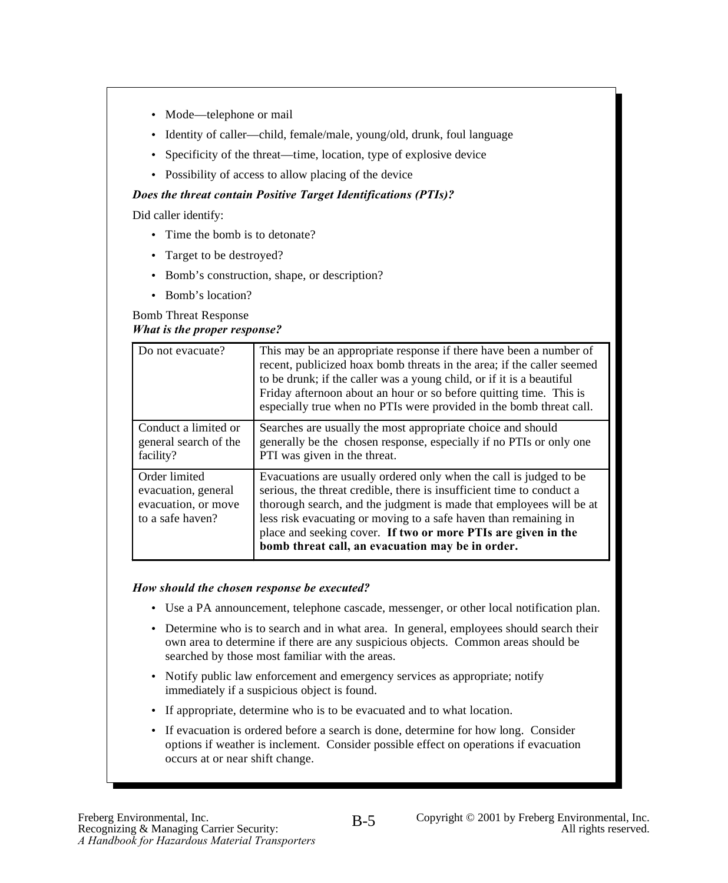- Mode—telephone or mail
- Identity of caller—child, female/male, young/old, drunk, foul language
- Specificity of the threat—time, location, type of explosive device
- Possibility of access to allow placing of the device

***Does the threat contain Positive Target Identifications (PTIs)?***

Did caller identify:

- Time the bomb is to detonate?
- Target to be destroyed?
- Bomb's construction, shape, or description?
- Bomb's location?

Bomb Threat Response

***What is the proper response?***

| | |
|---|---|
| Do not evacuate? | This may be an appropriate response if there have been a number of recent, publicized hoax bomb threats in the area; if the caller seemed to be drunk; if the caller was a young child, or if it is a beautiful Friday afternoon about an hour or so before quitting time. This is especially true when no PTIs were provided in the bomb threat call. |
| Conduct a limited or general search of the facility? | Searches are usually the most appropriate choice and should generally be the chosen response, especially if no PTIs or only one PTI was given in the threat. |
| Order limited evacuation, general evacuation, or move to a safe haven? | Evacuations are usually ordered only when the call is judged to be serious, the threat credible, there is insufficient time to conduct a thorough search, and the judgment is made that employees will be at less risk evacuating or moving to a safe haven than remaining in place and seeking cover. **If two or more PTIs are given in the bomb threat call, an evacuation may be in order.** |

***How should the chosen response be executed?***

- Use a PA announcement, telephone cascade, messenger, or other local notification plan.
- Determine who is to search and in what area. In general, employees should search their own area to determine if there are any suspicious objects. Common areas should be searched by those most familiar with the areas.
- Notify public law enforcement and emergency services as appropriate; notify immediately if a suspicious object is found.
- If appropriate, determine who is to be evacuated and to what location.
- If evacuation is ordered before a search is done, determine for how long. Consider options if weather is inclement. Consider possible effect on operations if evacuation occurs at or near shift change.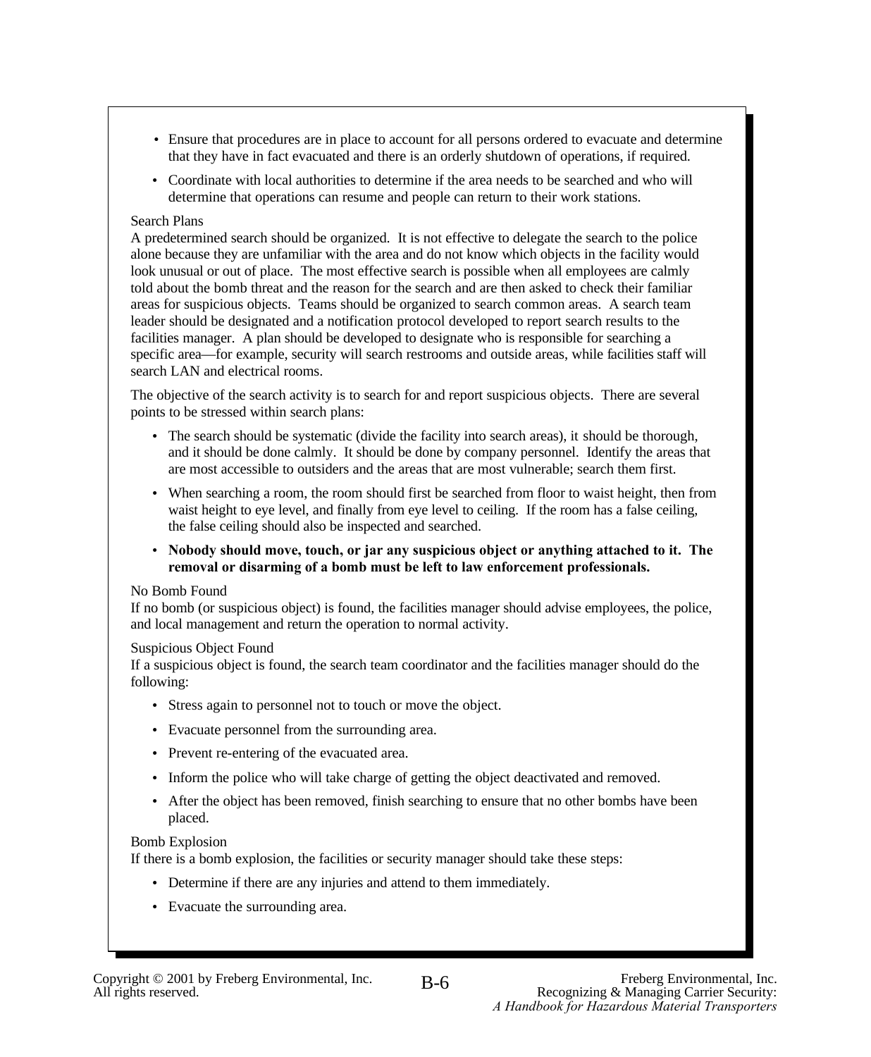- Ensure that procedures are in place to account for all persons ordered to evacuate and determine that they have in fact evacuated and there is an orderly shutdown of operations, if required.
- Coordinate with local authorities to determine if the area needs to be searched and who will determine that operations can resume and people can return to their work stations.

### Search Plans

A predetermined search should be organized. It is not effective to delegate the search to the police alone because they are unfamiliar with the area and do not know which objects in the facility would look unusual or out of place. The most effective search is possible when all employees are calmly told about the bomb threat and the reason for the search and are then asked to check their familiar areas for suspicious objects. Teams should be organized to search common areas. A search team leader should be designated and a notification protocol developed to report search results to the facilities manager. A plan should be developed to designate who is responsible for searching a specific area—for example, security will search restrooms and outside areas, while facilities staff will search LAN and electrical rooms.

The objective of the search activity is to search for and report suspicious objects. There are several points to be stressed within search plans:

- The search should be systematic (divide the facility into search areas), it should be thorough, and it should be done calmly. It should be done by company personnel. Identify the areas that are most accessible to outsiders and the areas that are most vulnerable; search them first.
- When searching a room, the room should first be searched from floor to waist height, then from waist height to eye level, and finally from eye level to ceiling. If the room has a false ceiling, the false ceiling should also be inspected and searched.
- **Nobody should move, touch, or jar any suspicious object or anything attached to it. The removal or disarming of a bomb must be left to law enforcement professionals.**

### No Bomb Found

If no bomb (or suspicious object) is found, the facilities manager should advise employees, the police, and local management and return the operation to normal activity.

### Suspicious Object Found

If a suspicious object is found, the search team coordinator and the facilities manager should do the following:

- Stress again to personnel not to touch or move the object.
- Evacuate personnel from the surrounding area.
- Prevent re-entering of the evacuated area.
- Inform the police who will take charge of getting the object deactivated and removed.
- After the object has been removed, finish searching to ensure that no other bombs have been placed.

### Bomb Explosion

If there is a bomb explosion, the facilities or security manager should take these steps:

- Determine if there are any injuries and attend to them immediately.
- Evacuate the surrounding area.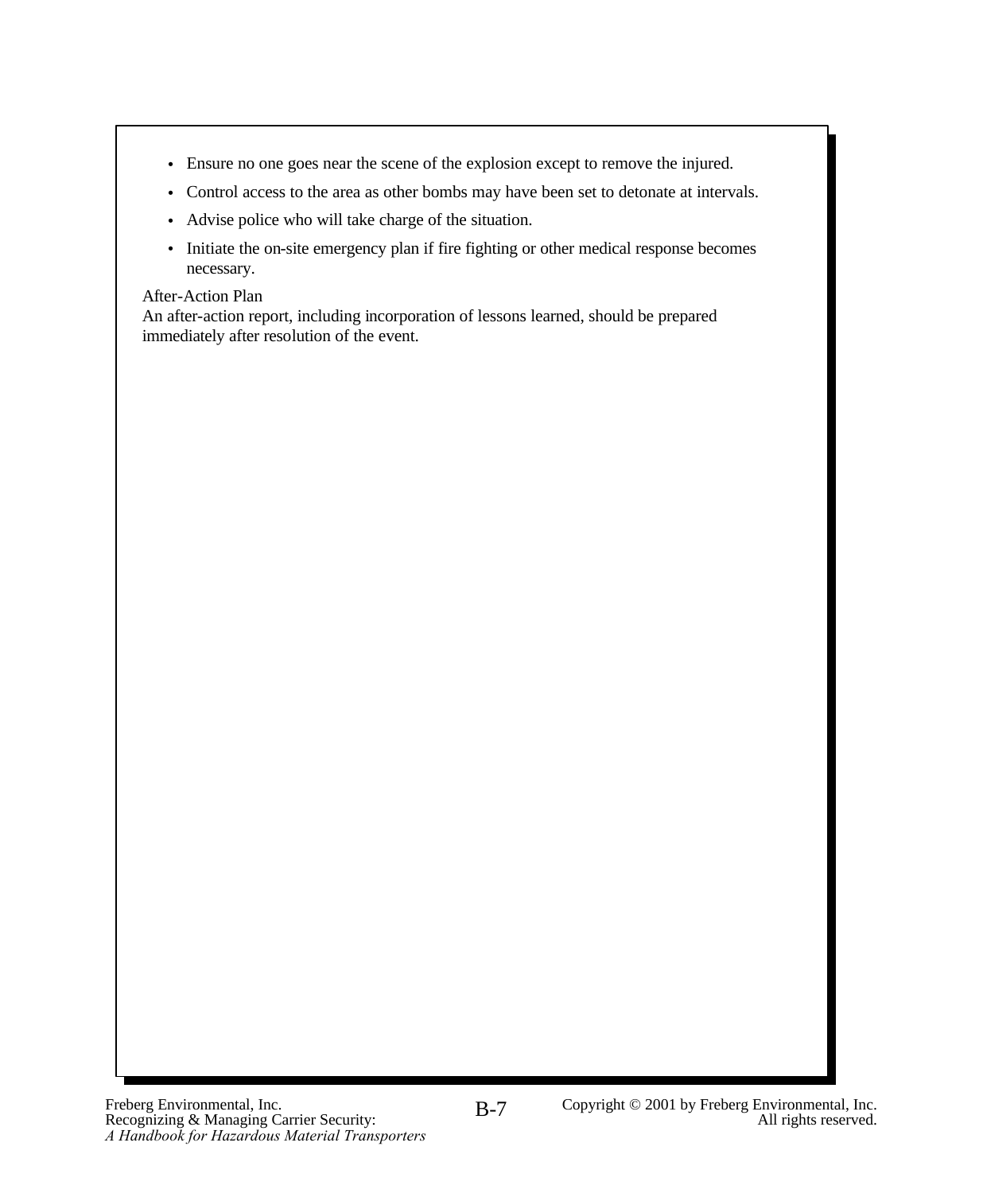- Ensure no one goes near the scene of the explosion except to remove the injured.
- Control access to the area as other bombs may have been set to detonate at intervals.
- Advise police who will take charge of the situation.
- Initiate the on-site emergency plan if fire fighting or other medical response becomes necessary.

After-Action Plan

An after-action report, including incorporation of lessons learned, should be prepared immediately after resolution of the event.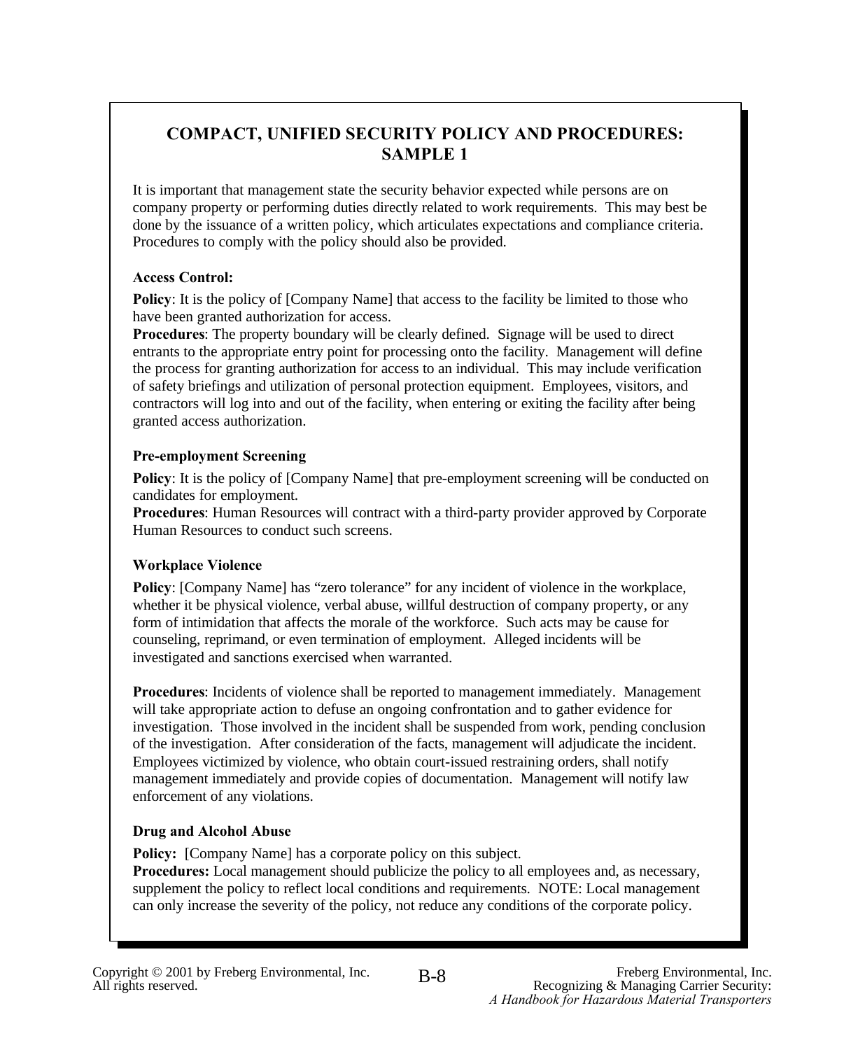# COMPACT, UNIFIED SECURITY POLICY AND PROCEDURES: SAMPLE 1

It is important that management state the security behavior expected while persons are on company property or performing duties directly related to work requirements. This may best be done by the issuance of a written policy, which articulates expectations and compliance criteria. Procedures to comply with the policy should also be provided.

### Access Control:

**Policy**: It is the policy of [Company Name] that access to the facility be limited to those who have been granted authorization for access.
**Procedures**: The property boundary will be clearly defined. Signage will be used to direct entrants to the appropriate entry point for processing onto the facility. Management will define the process for granting authorization for access to an individual. This may include verification of safety briefings and utilization of personal protection equipment. Employees, visitors, and contractors will log into and out of the facility, when entering or exiting the facility after being granted access authorization.

### Pre-employment Screening

**Policy**: It is the policy of [Company Name] that pre-employment screening will be conducted on candidates for employment.
**Procedures**: Human Resources will contract with a third-party provider approved by Corporate Human Resources to conduct such screens.

### Workplace Violence

**Policy**: [Company Name] has "zero tolerance" for any incident of violence in the workplace, whether it be physical violence, verbal abuse, willful destruction of company property, or any form of intimidation that affects the morale of the workforce. Such acts may be cause for counseling, reprimand, or even termination of employment. Alleged incidents will be investigated and sanctions exercised when warranted.

**Procedures**: Incidents of violence shall be reported to management immediately. Management will take appropriate action to defuse an ongoing confrontation and to gather evidence for investigation. Those involved in the incident shall be suspended from work, pending conclusion of the investigation. After consideration of the facts, management will adjudicate the incident. Employees victimized by violence, who obtain court-issued restraining orders, shall notify management immediately and provide copies of documentation. Management will notify law enforcement of any violations.

### Drug and Alcohol Abuse

**Policy:** [Company Name] has a corporate policy on this subject.
**Procedures:** Local management should publicize the policy to all employees and, as necessary, supplement the policy to reflect local conditions and requirements. NOTE: Local management can only increase the severity of the policy, not reduce any conditions of the corporate policy.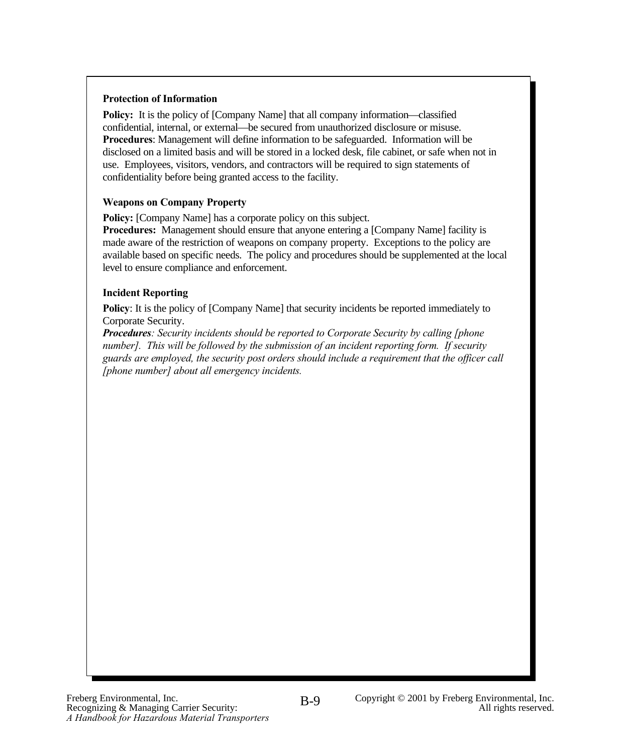### Protection of Information

**Policy:** It is the policy of [Company Name] that all company information—classified confidential, internal, or external—be secured from unauthorized disclosure or misuse.
**Procedures**: Management will define information to be safeguarded. Information will be disclosed on a limited basis and will be stored in a locked desk, file cabinet, or safe when not in use. Employees, visitors, vendors, and contractors will be required to sign statements of confidentiality before being granted access to the facility.

### Weapons on Company Property

**Policy:** [Company Name] has a corporate policy on this subject.
**Procedures:** Management should ensure that anyone entering a [Company Name] facility is made aware of the restriction of weapons on company property. Exceptions to the policy are available based on specific needs. The policy and procedures should be supplemented at the local level to ensure compliance and enforcement.

### Incident Reporting

**Policy**: It is the policy of [Company Name] that security incidents be reported immediately to Corporate Security.
***Procedures****: Security incidents should be reported to Corporate Security by calling [phone number]. This will be followed by the submission of an incident reporting form. If security guards are employed, the security post orders should include a requirement that the officer call [phone number] about all emergency incidents.*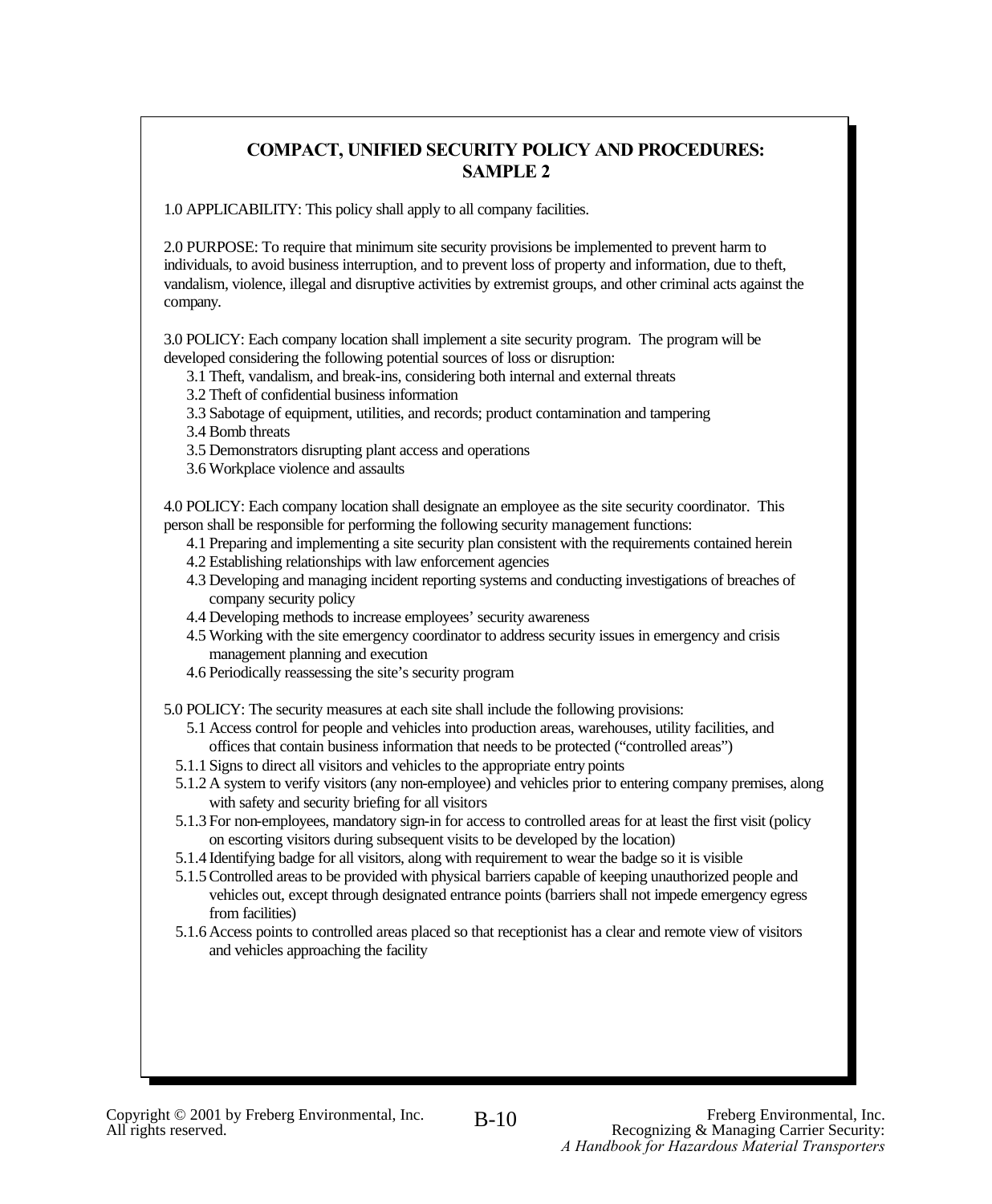## COMPACT, UNIFIED SECURITY POLICY AND PROCEDURES: SAMPLE 2

1.0 APPLICABILITY: This policy shall apply to all company facilities.

2.0 PURPOSE: To require that minimum site security provisions be implemented to prevent harm to individuals, to avoid business interruption, and to prevent loss of property and information, due to theft, vandalism, violence, illegal and disruptive activities by extremist groups, and other criminal acts against the company.

3.0 POLICY: Each company location shall implement a site security program. The program will be developed considering the following potential sources of loss or disruption:

- 3.1 Theft, vandalism, and break-ins, considering both internal and external threats
- 3.2 Theft of confidential business information
- 3.3 Sabotage of equipment, utilities, and records; product contamination and tampering
- 3.4 Bomb threats
- 3.5 Demonstrators disrupting plant access and operations
- 3.6 Workplace violence and assaults

4.0 POLICY: Each company location shall designate an employee as the site security coordinator. This person shall be responsible for performing the following security management functions:

- 4.1 Preparing and implementing a site security plan consistent with the requirements contained herein
- 4.2 Establishing relationships with law enforcement agencies
- 4.3 Developing and managing incident reporting systems and conducting investigations of breaches of company security policy
- 4.4 Developing methods to increase employees' security awareness
- 4.5 Working with the site emergency coordinator to address security issues in emergency and crisis management planning and execution
- 4.6 Periodically reassessing the site's security program

5.0 POLICY: The security measures at each site shall include the following provisions:

- 5.1 Access control for people and vehicles into production areas, warehouses, utility facilities, and offices that contain business information that needs to be protected ("controlled areas")
  - 5.1.1 Signs to direct all visitors and vehicles to the appropriate entry points
  - 5.1.2 A system to verify visitors (any non-employee) and vehicles prior to entering company premises, along with safety and security briefing for all visitors
  - 5.1.3 For non-employees, mandatory sign-in for access to controlled areas for at least the first visit (policy on escorting visitors during subsequent visits to be developed by the location)
  - 5.1.4 Identifying badge for all visitors, along with requirement to wear the badge so it is visible
  - 5.1.5 Controlled areas to be provided with physical barriers capable of keeping unauthorized people and vehicles out, except through designated entrance points (barriers shall not impede emergency egress from facilities)
  - 5.1.6 Access points to controlled areas placed so that receptionist has a clear and remote view of visitors and vehicles approaching the facility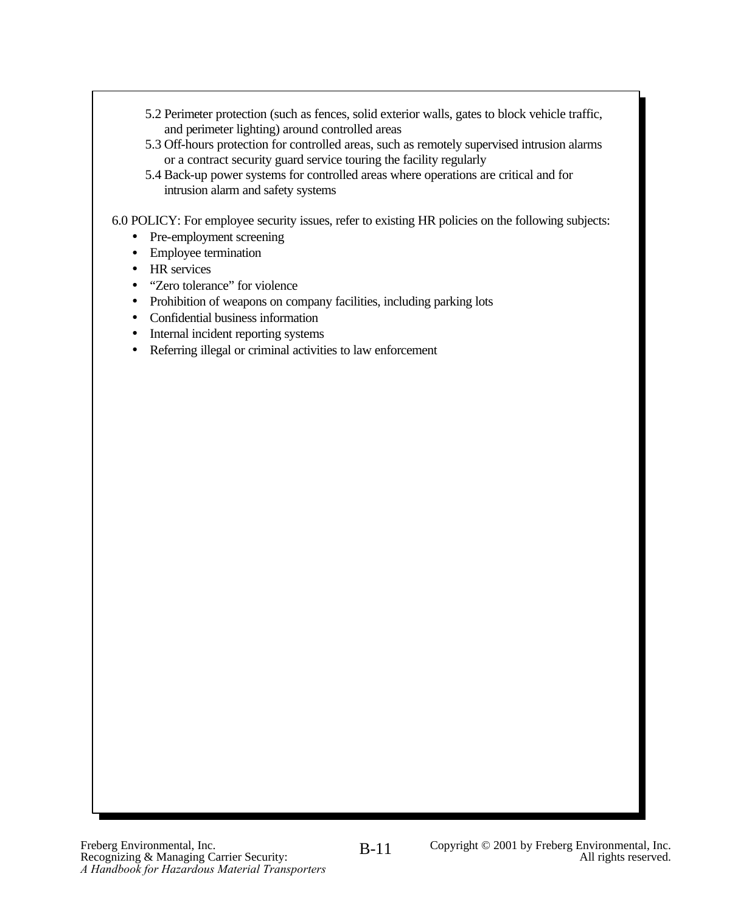5.2 Perimeter protection (such as fences, solid exterior walls, gates to block vehicle traffic, and perimeter lighting) around controlled areas

5.3 Off-hours protection for controlled areas, such as remotely supervised intrusion alarms or a contract security guard service touring the facility regularly

5.4 Back-up power systems for controlled areas where operations are critical and for intrusion alarm and safety systems

6.0 POLICY: For employee security issues, refer to existing HR policies on the following subjects:

- Pre-employment screening
- Employee termination
- HR services
- “Zero tolerance” for violence
- Prohibition of weapons on company facilities, including parking lots
- Confidential business information
- Internal incident reporting systems
- Referring illegal or criminal activities to law enforcement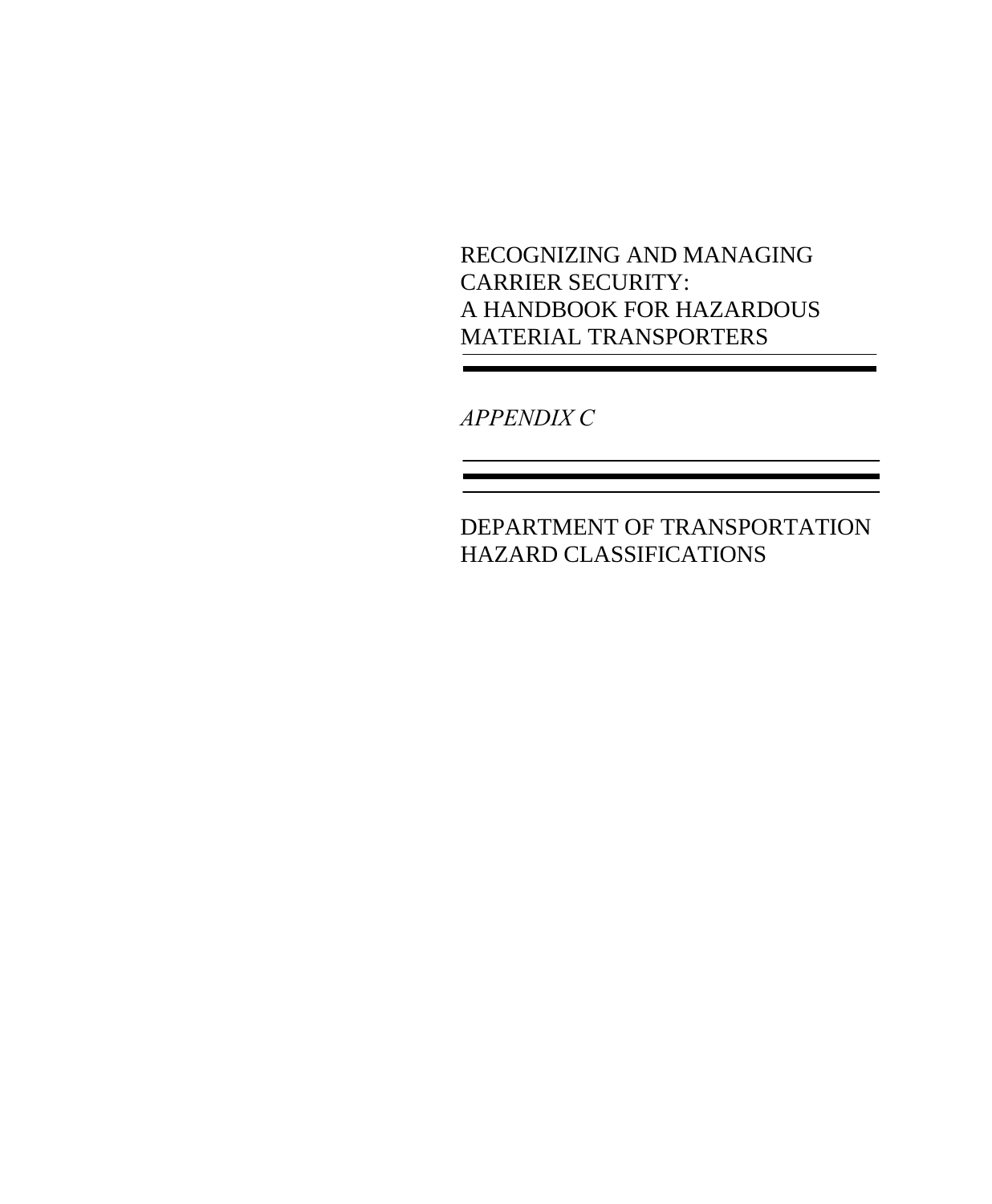RECOGNIZING AND MANAGING CARRIER SECURITY:
A HANDBOOK FOR HAZARDOUS MATERIAL TRANSPORTERS

---

*APPENDIX C*

---

# DEPARTMENT OF TRANSPORTATION HAZARD CLASSIFICATIONS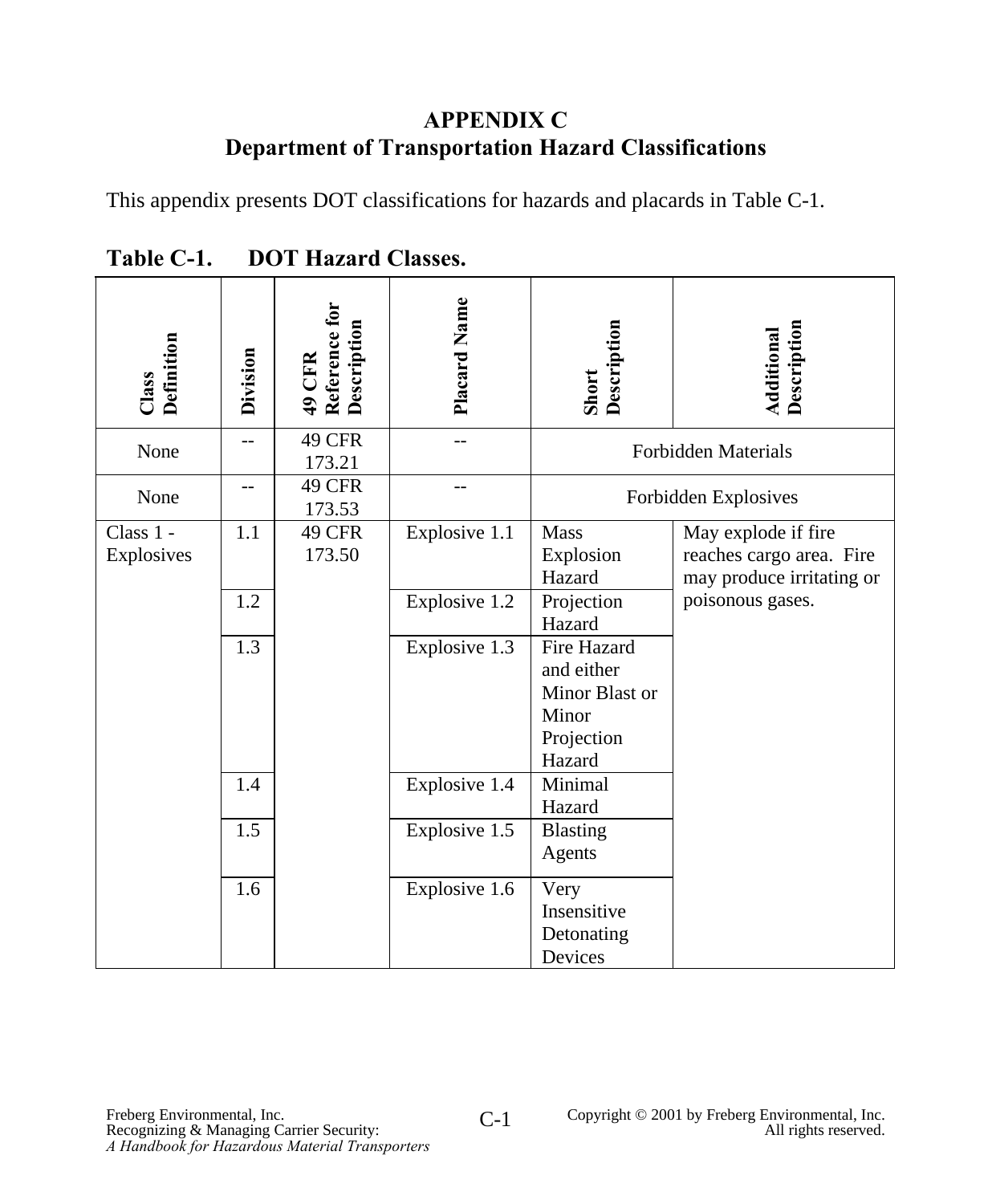# APPENDIX C
## Department of Transportation Hazard Classifications

This appendix presents DOT classifications for hazards and placards in Table C-1.

**Table C-1. DOT Hazard Classes.**

| Class Definition | Division | 49 CFR Reference for Description | Placard Name | Short Description | Additional Description |
|---|---|---|---|---|---|
| None | -- | 49 CFR 173.21 | -- | Forbidden Materials | |
| None | -- | 49 CFR 173.53 | -- | Forbidden Explosives | |
| Class 1 - Explosives | 1.1 | 49 CFR 173.50 | Explosive 1.1 | Mass Explosion Hazard | May explode if fire reaches cargo area. Fire may produce irritating or poisonous gases. |
| | 1.2 | | Explosive 1.2 | Projection Hazard | |
| | 1.3 | | Explosive 1.3 | Fire Hazard and either Minor Blast or Minor Projection Hazard | |
| | 1.4 | | Explosive 1.4 | Minimal Hazard | |
| | 1.5 | | Explosive 1.5 | Blasting Agents | |
| | 1.6 | | Explosive 1.6 | Very Insensitive Detonating Devices | |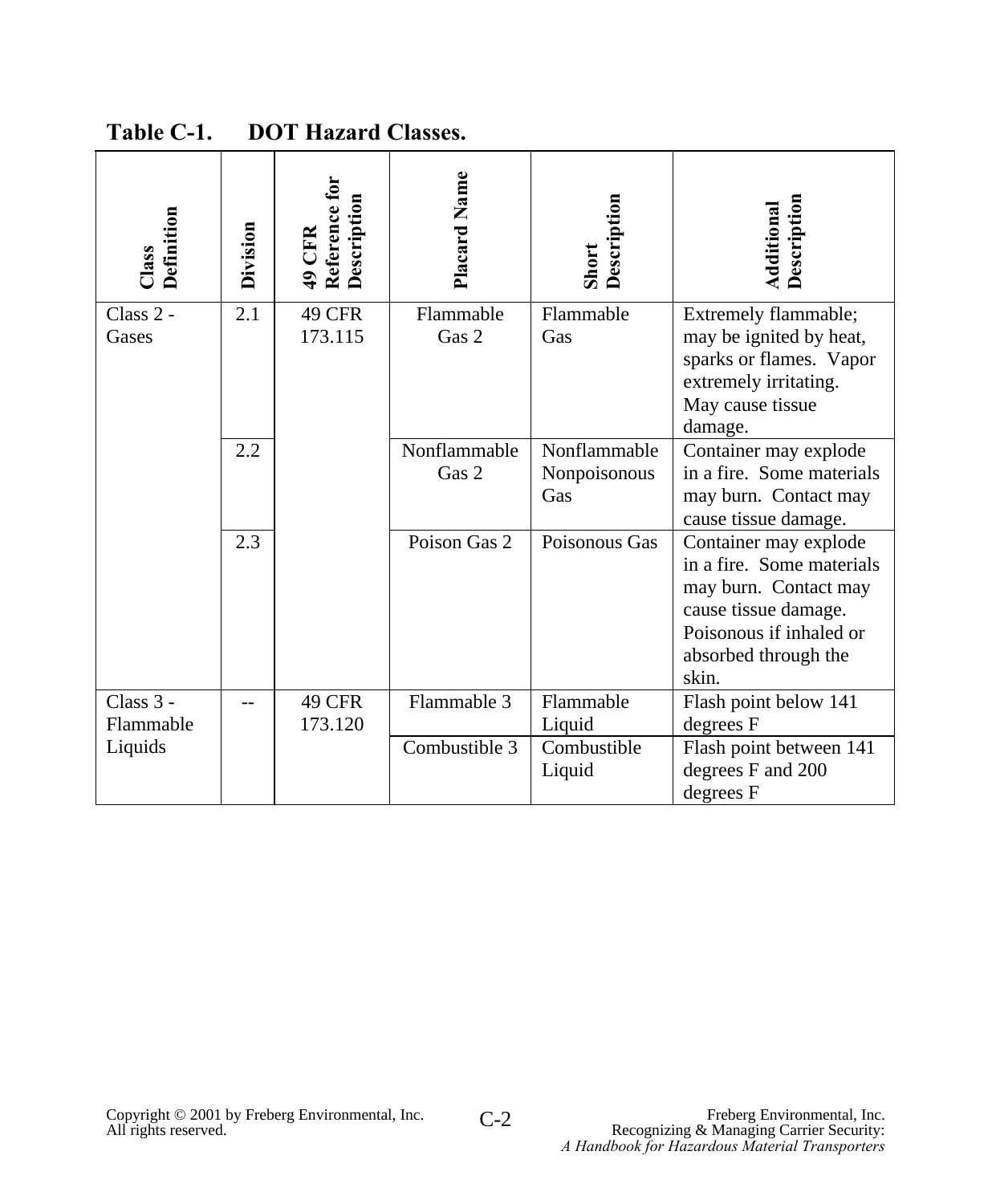**Table C-1. DOT Hazard Classes.**

| Class Definition | Division | 49 CFR Reference for Description | Placard Name | Short Description | Additional Description |
|---|---|---|---|---|---|
| Class 2 - Gases | 2.1 | 49 CFR 173.115 | Flammable Gas 2 | Flammable Gas | Extremely flammable; may be ignited by heat, sparks or flames. Vapor extremely irritating. May cause tissue damage. |
| | 2.2 | | Nonflammable Gas 2 | Nonflammable Nonpoisonous Gas | Container may explode in a fire. Some materials may burn. Contact may cause tissue damage. |
| | 2.3 | | Poison Gas 2 | Poisonous Gas | Container may explode in a fire. Some materials may burn. Contact may cause tissue damage. Poisonous if inhaled or absorbed through the skin. |
| Class 3 - Flammable Liquids | -- | 49 CFR 173.120 | Flammable 3 | Flammable Liquid | Flash point below 141 degrees F |
| | | | Combustible 3 | Combustible Liquid | Flash point between 141 degrees F and 200 degrees F |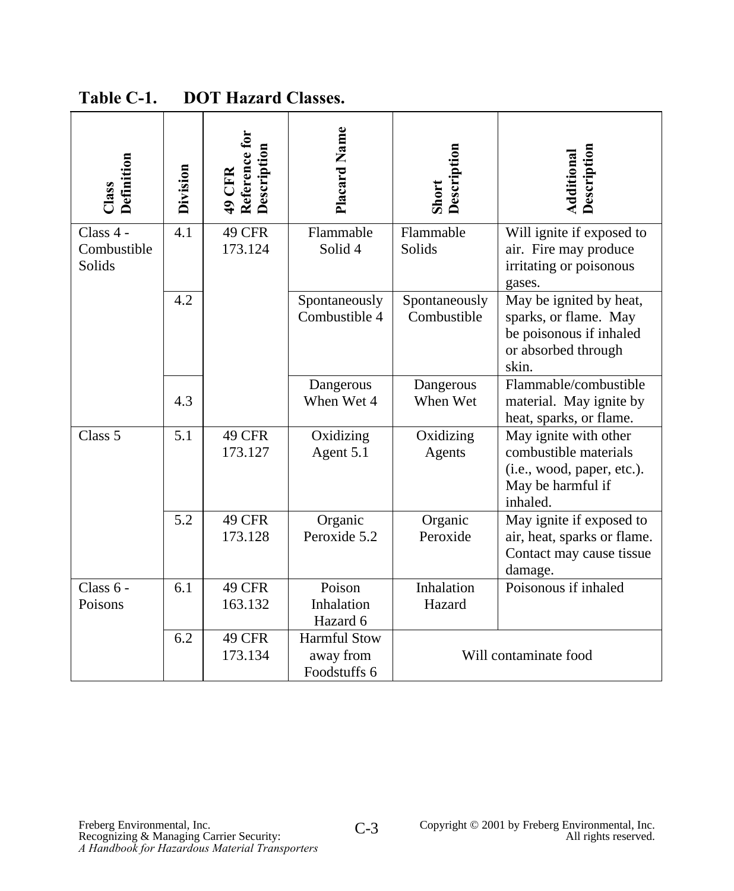**Table C-1. DOT Hazard Classes.**

| Class Definition | Division | 49 CFR Reference for Description | Placard Name | Short Description | Additional Description |
|---|---|---|---|---|---|
| Class 4 - Combustible Solids | 4.1 | 49 CFR 173.124 | Flammable Solid 4 | Flammable Solids | Will ignite if exposed to air. Fire may produce irritating or poisonous gases. |
| | 4.2 | | Spontaneously Combustible 4 | Spontaneously Combustible | May be ignited by heat, sparks, or flame. May be poisonous if inhaled or absorbed through skin. |
| | 4.3 | | Dangerous When Wet 4 | Dangerous When Wet | Flammable/combustible material. May ignite by heat, sparks, or flame. |
| Class 5 | 5.1 | 49 CFR 173.127 | Oxidizing Agent 5.1 | Oxidizing Agents | May ignite with other combustible materials (i.e., wood, paper, etc.). May be harmful if inhaled. |
| | 5.2 | 49 CFR 173.128 | Organic Peroxide 5.2 | Organic Peroxide | May ignite if exposed to air, heat, sparks or flame. Contact may cause tissue damage. |
| Class 6 - Poisons | 6.1 | 49 CFR 163.132 | Poison Inhalation Hazard 6 | Inhalation Hazard | Poisonous if inhaled |
| | 6.2 | 49 CFR 173.134 | Harmful Stow away from Foodstuffs 6 | Will contaminate food | |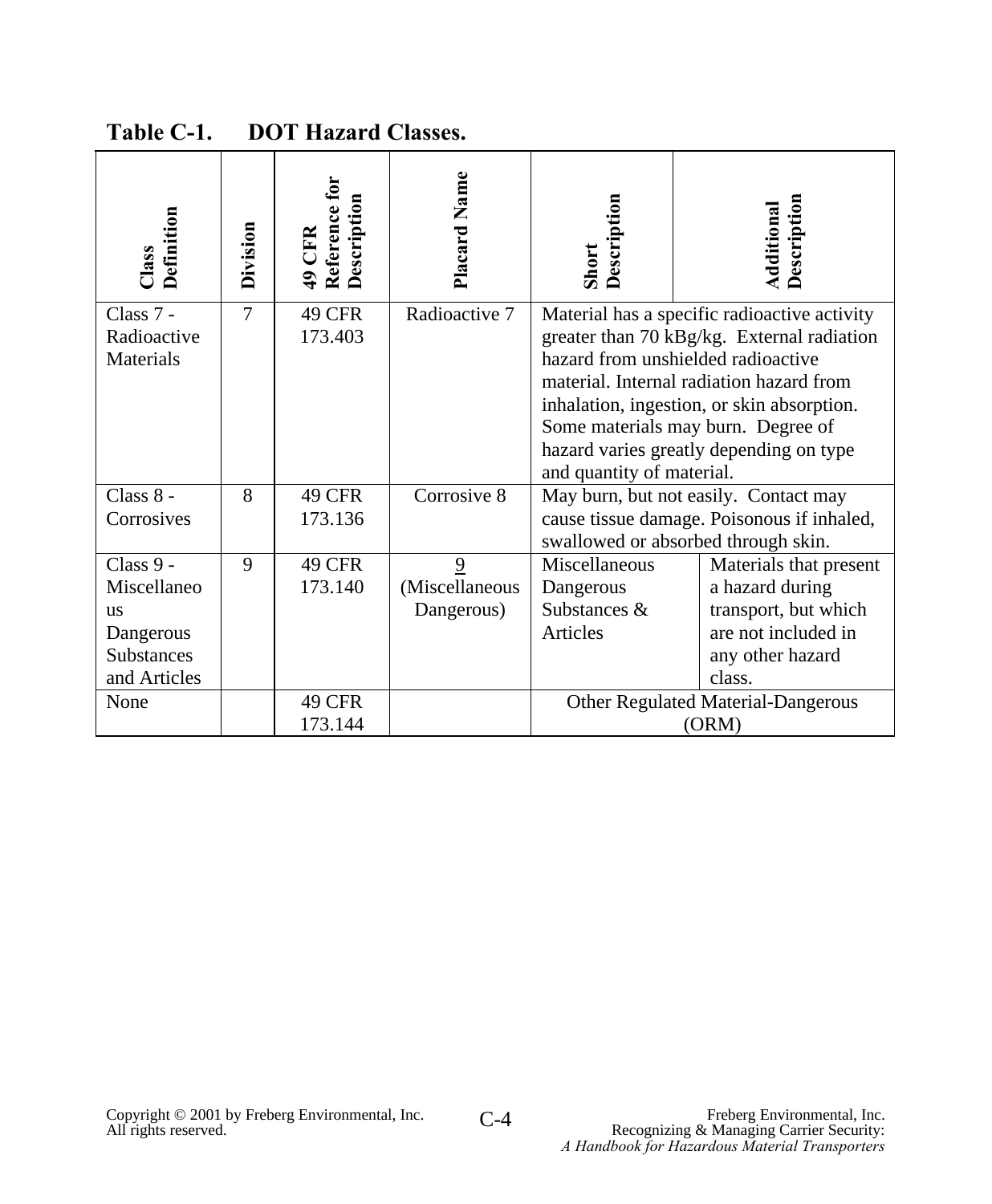**Table C-1. DOT Hazard Classes.**

| Class Definition | Division | 49 CFR Reference for Description | Placard Name | Short Description | Additional Description |
|---|---|---|---|---|---|
| Class 7 - Radioactive Materials | 7 | 49 CFR 173.403 | Radioactive 7 | Material has a specific radioactive activity greater than 70 kBg/kg. External radiation hazard from unshielded radioactive material. Internal radiation hazard from inhalation, ingestion, or skin absorption. Some materials may burn. Degree of hazard varies greatly depending on type and quantity of material. | |
| Class 8 - Corrosives | 8 | 49 CFR 173.136 | Corrosive 8 | May burn, but not easily. Contact may cause tissue damage. Poisonous if inhaled, swallowed or absorbed through skin. | |
| Class 9 - Miscellaneous Dangerous Substances and Articles | 9 | 49 CFR 173.140 | 9 (Miscellaneous Dangerous) | Miscellaneous Dangerous Substances & Articles | Materials that present a hazard during transport, but which are not included in any other hazard class. |
| None | | 49 CFR 173.144 | | Other Regulated Material-Dangerous (ORM) | |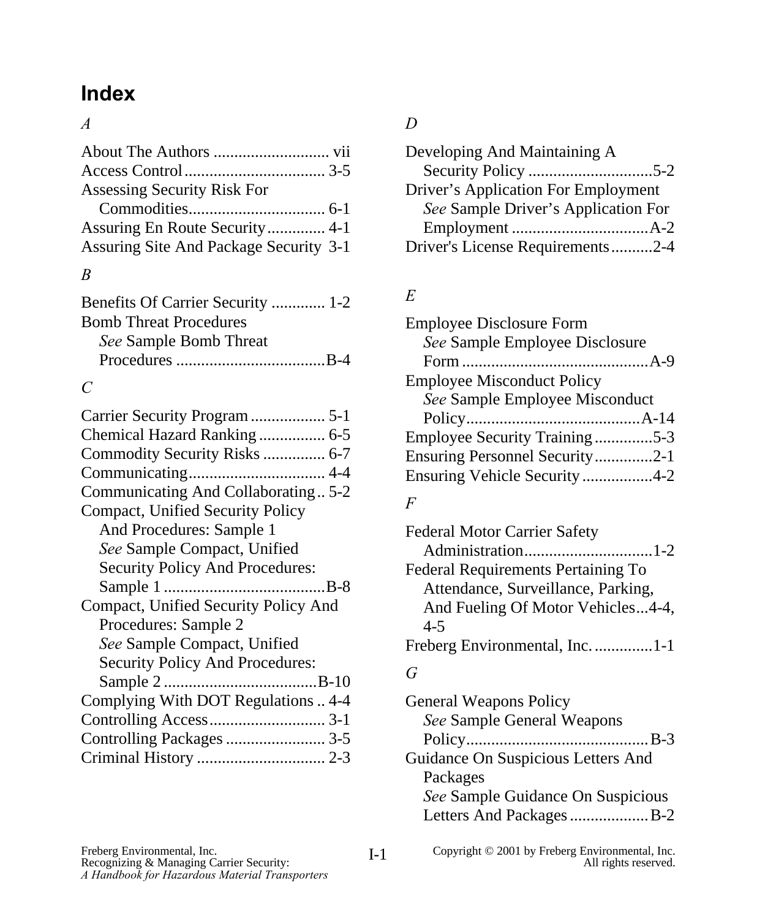# Index

*A*

About The Authors ............................ vii
Access Control .................................. 3-5
Assessing Security Risk For
    Commodities................................. 6-1
Assuring En Route Security.............. 4-1
Assuring Site And Package Security 3-1

*B*

Benefits Of Carrier Security ............. 1-2
Bomb Threat Procedures
    *See* Sample Bomb Threat
    Procedures ....................................B-4

*C*

Carrier Security Program.................. 5-1
Chemical Hazard Ranking ................ 6-5
Commodity Security Risks ............... 6-7
Communicating................................. 4-4
Communicating And Collaborating.. 5-2
Compact, Unified Security Policy
    And Procedures: Sample 1
    *See* Sample Compact, Unified
    Security Policy And Procedures:
    Sample 1 .......................................B-8
Compact, Unified Security Policy And
    Procedures: Sample 2
    *See* Sample Compact, Unified
    Security Policy And Procedures:
    Sample 2 .....................................B-10
Complying With DOT Regulations .. 4-4
Controlling Access............................ 3-1
Controlling Packages ........................ 3-5
Criminal History ............................... 2-3

*D*

Developing And Maintaining A
    Security Policy ..............................5-2
Driver's Application For Employment
    *See* Sample Driver's Application For
    Employment .................................A-2
Driver's License Requirements..........2-4

*E*

Employee Disclosure Form
    *See* Sample Employee Disclosure
    Form .............................................A-9
Employee Misconduct Policy
    *See* Sample Employee Misconduct
    Policy..........................................A-14
Employee Security Training..............5-3
Ensuring Personnel Security..............2-1
Ensuring Vehicle Security .................4-2

*F*

Federal Motor Carrier Safety
    Administration...............................1-2
Federal Requirements Pertaining To
    Attendance, Surveillance, Parking,
    And Fueling Of Motor Vehicles...4-4,
    4-5
Freberg Environmental, Inc. ..............1-1

*G*

General Weapons Policy
    *See* Sample General Weapons
    Policy............................................B-3
Guidance On Suspicious Letters And
    Packages
    *See* Sample Guidance On Suspicious
    Letters And Packages...................B-2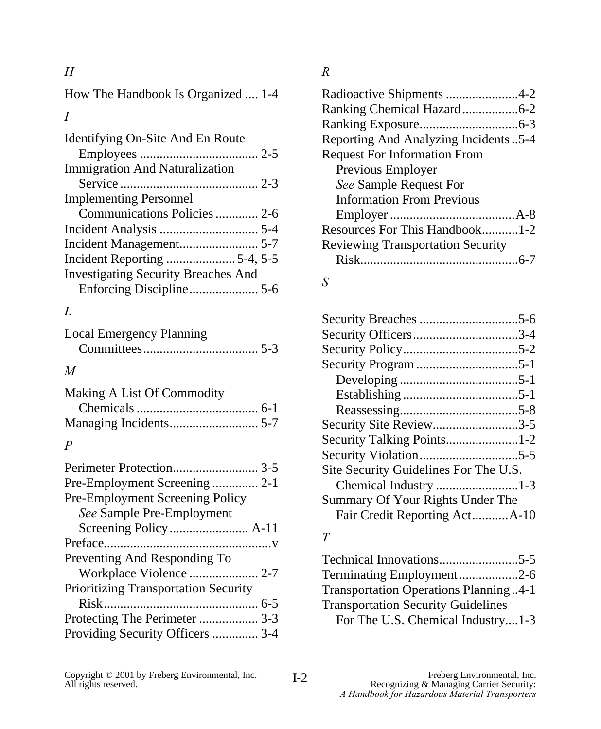*H*

How The Handbook Is Organized .... 1-4

*I*

Identifying On-Site And En Route Employees .................................... 2-5
Immigration And Naturalization Service .......................................... 2-3
Implementing Personnel Communications Policies ............. 2-6
Incident Analysis .............................. 5-4
Incident Management........................ 5-7
Incident Reporting ..................... 5-4, 5-5
Investigating Security Breaches And Enforcing Discipline..................... 5-6

*L*

Local Emergency Planning Committees................................... 5-3

*M*

Making A List Of Commodity Chemicals ..................................... 6-1
Managing Incidents........................... 5-7

*P*

Perimeter Protection.......................... 3-5
Pre-Employment Screening ............. 2-1
Pre-Employment Screening Policy *See* Sample Pre-Employment Screening Policy........................ A-11
Preface..................................................v
Preventing And Responding To Workplace Violence ..................... 2-7
Prioritizing Transportation Security Risk............................................... 6-5
Protecting The Perimeter .................. 3-3
Providing Security Officers .............. 3-4

*R*

Radioactive Shipments ......................4-2
Ranking Chemical Hazard.................6-2
Ranking Exposure..............................6-3
Reporting And Analyzing Incidents ..5-4
Request For Information From Previous Employer *See* Sample Request For Information From Previous Employer ......................................A-8
Resources For This Handbook...........1-2
Reviewing Transportation Security Risk................................................6-7

*S*

Security Breaches ..............................5-6
Security Officers................................3-4
Security Policy...................................5-2
Security Program ...............................5-1
  Developing ....................................5-1
  Establishing ...................................5-1
  Reassessing....................................5-8
Security Site Review..........................3-5
Security Talking Points......................1-2
Security Violation..............................5-5
Site Security Guidelines For The U.S. Chemical Industry .........................1-3
Summary Of Your Rights Under The Fair Credit Reporting Act...........A-10

*T*

Technical Innovations........................5-5
Terminating Employment..................2-6
Transportation Operations Planning ..4-1
Transportation Security Guidelines For The U.S. Chemical Industry....1-3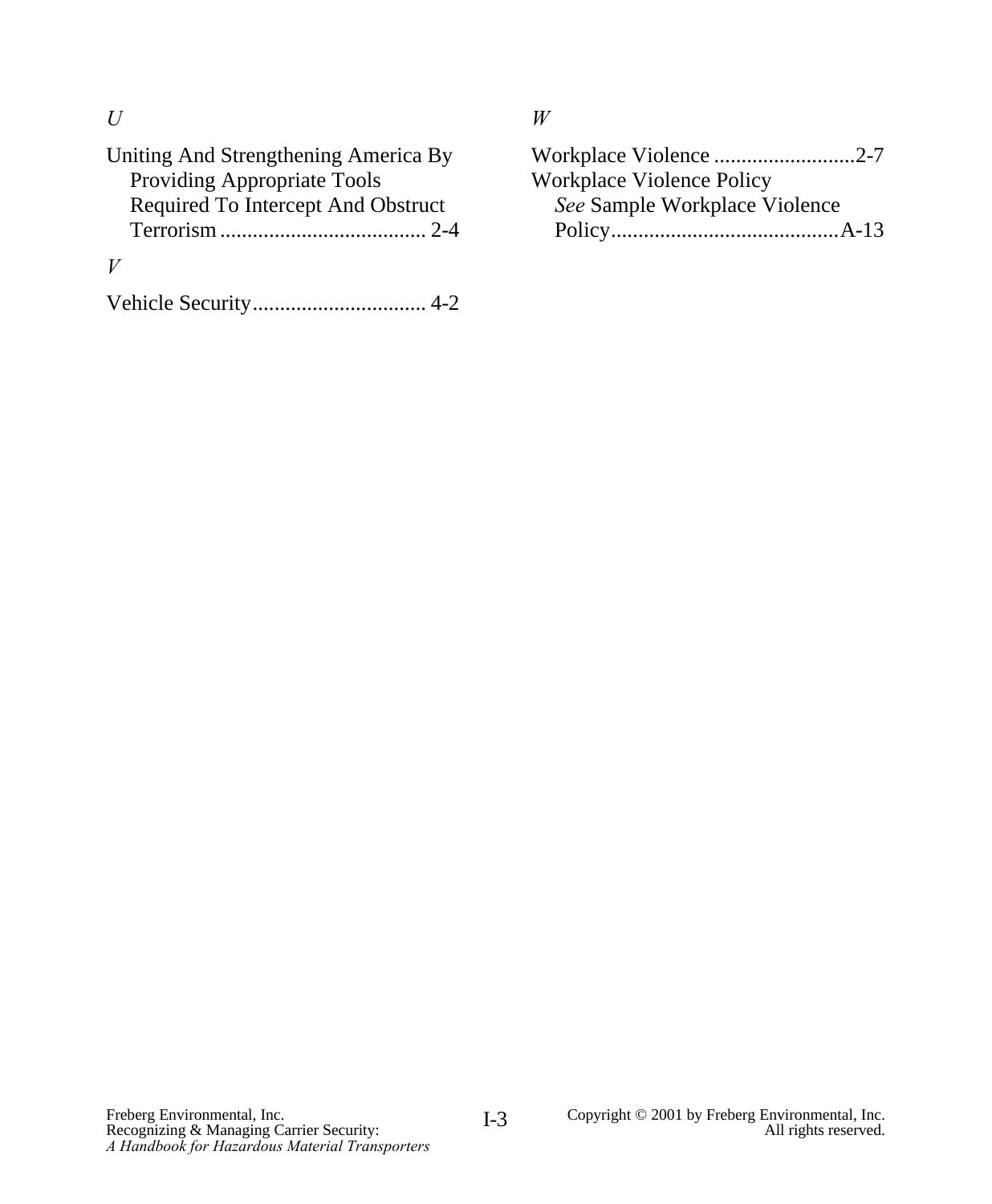*U*

Uniting And Strengthening America By Providing Appropriate Tools Required To Intercept And Obstruct Terrorism ...................................... 2-4

*V*

Vehicle Security................................ 4-2

*W*

Workplace Violence ..........................2-7
Workplace Violence Policy
 *See* Sample Workplace Violence Policy..........................................A-13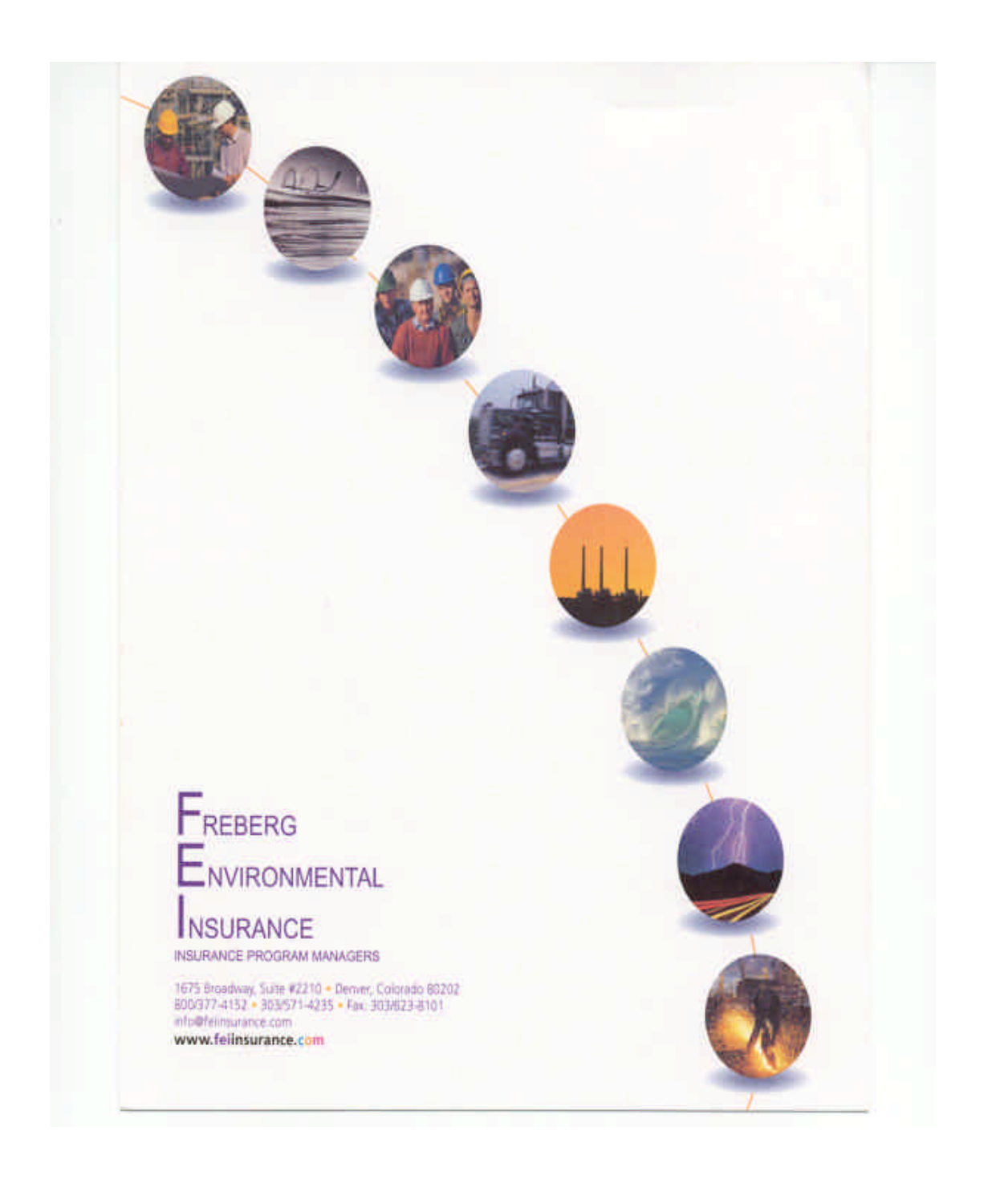# Freberg Environmental Insurance

INSURANCE PROGRAM MANAGERS

1675 Broadway, Suite #2210 • Denver, Colorado 80202
800/377-4152 • 303/571-4235 • Fax: 303/623-8101
info@feiinsurance.com

**www.feiinsurance.com**